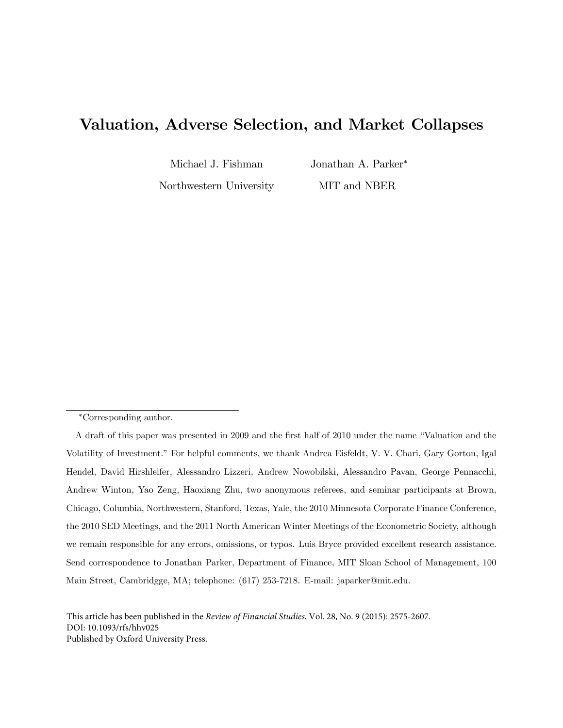# Valuation, Adverse Selection, and Market Collapses

Michael J. Fishman
Northwestern University

Jonathan A. Parker*
MIT and NBER

---

*Corresponding author.

A draft of this paper was presented in 2009 and the first half of 2010 under the name "Valuation and the Volatility of Investment." For helpful comments, we thank Andrea Eisfeldt, V. V. Chari, Gary Gorton, Igal Hendel, David Hirshleifer, Alessandro Lizzeri, Andrew Nowobilski, Alessandro Pavan, George Pennacchi, Andrew Winton, Yao Zeng, Haoxiang Zhu, two anonymous referees, and seminar participants at Brown, Chicago, Columbia, Northwestern, Stanford, Texas, Yale, the 2010 Minnesota Corporate Finance Conference, the 2010 SED Meetings, and the 2011 North American Winter Meetings of the Econometric Society, although we remain responsible for any errors, omissions, or typos. Luis Bryce provided excellent research assistance. Send correspondence to Jonathan Parker, Department of Finance, MIT Sloan School of Management, 100 Main Street, Cambridgge, MA; telephone: (617) 253-7218. E-mail: japarker@mit.edu.

This article has been published in the *Review of Financial Studies*, Vol. 28, No. 9 (2015): 2575-2607.
DOI: 10.1093/rfs/hhv025
Published by Oxford University Press.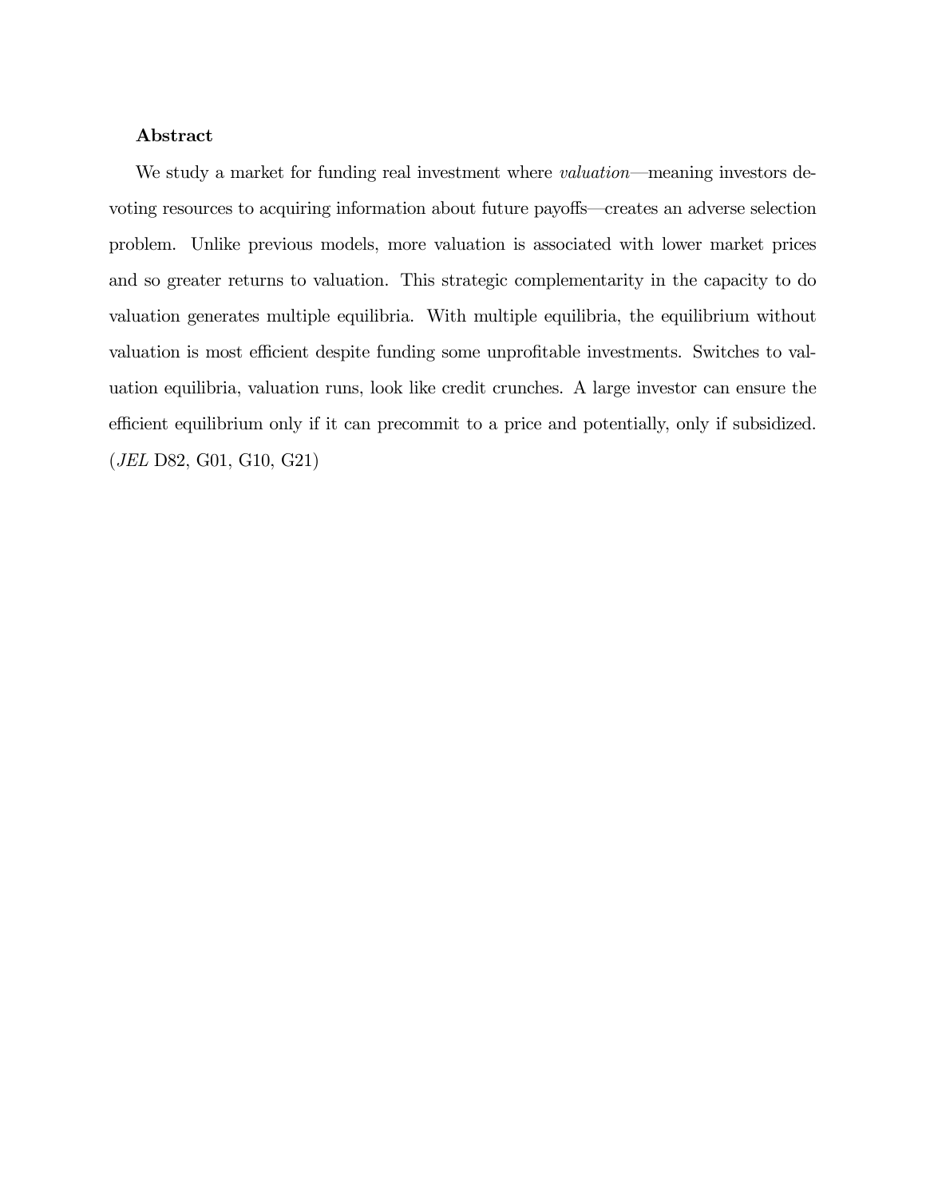**Abstract**

We study a market for funding real investment where *valuation*—meaning investors devoting resources to acquiring information about future payoffs—creates an adverse selection problem. Unlike previous models, more valuation is associated with lower market prices and so greater returns to valuation. This strategic complementarity in the capacity to do valuation generates multiple equilibria. With multiple equilibria, the equilibrium without valuation is most efficient despite funding some unprofitable investments. Switches to valuation equilibria, valuation runs, look like credit crunches. A large investor can ensure the efficient equilibrium only if it can precommit to a price and potentially, only if subsidized. (*JEL* D82, G01, G10, G21)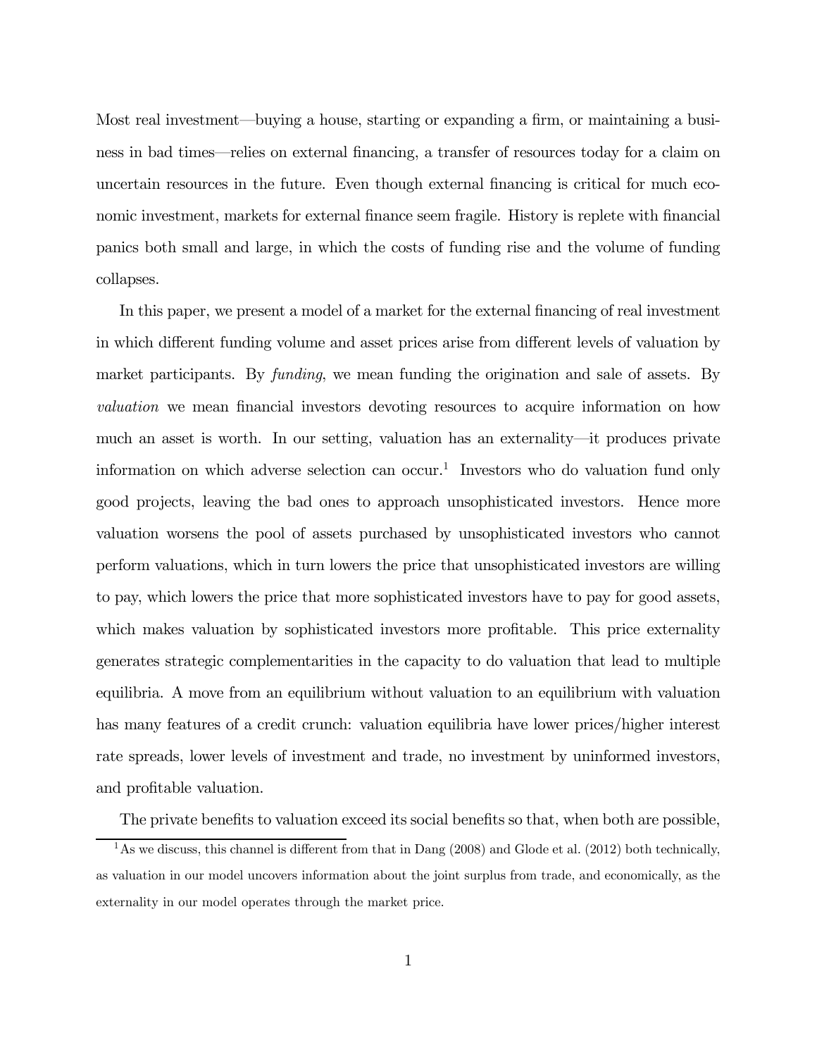Most real investment—buying a house, starting or expanding a firm, or maintaining a business in bad times—relies on external financing, a transfer of resources today for a claim on uncertain resources in the future. Even though external financing is critical for much economic investment, markets for external finance seem fragile. History is replete with financial panics both small and large, in which the costs of funding rise and the volume of funding collapses.

In this paper, we present a model of a market for the external financing of real investment in which different funding volume and asset prices arise from different levels of valuation by market participants. By *funding*, we mean funding the origination and sale of assets. By *valuation* we mean financial investors devoting resources to acquire information on how much an asset is worth. In our setting, valuation has an externality—it produces private information on which adverse selection can occur.[1] Investors who do valuation fund only good projects, leaving the bad ones to approach unsophisticated investors. Hence more valuation worsens the pool of assets purchased by unsophisticated investors who cannot perform valuations, which in turn lowers the price that unsophisticated investors are willing to pay, which lowers the price that more sophisticated investors have to pay for good assets, which makes valuation by sophisticated investors more profitable. This price externality generates strategic complementarities in the capacity to do valuation that lead to multiple equilibria. A move from an equilibrium without valuation to an equilibrium with valuation has many features of a credit crunch: valuation equilibria have lower prices/higher interest rate spreads, lower levels of investment and trade, no investment by uninformed investors, and profitable valuation.

The private benefits to valuation exceed its social benefits so that, when both are possible,

[1] As we discuss, this channel is different from that in Dang (2008) and Glode et al. (2012) both technically, as valuation in our model uncovers information about the joint surplus from trade, and economically, as the externality in our model operates through the market price.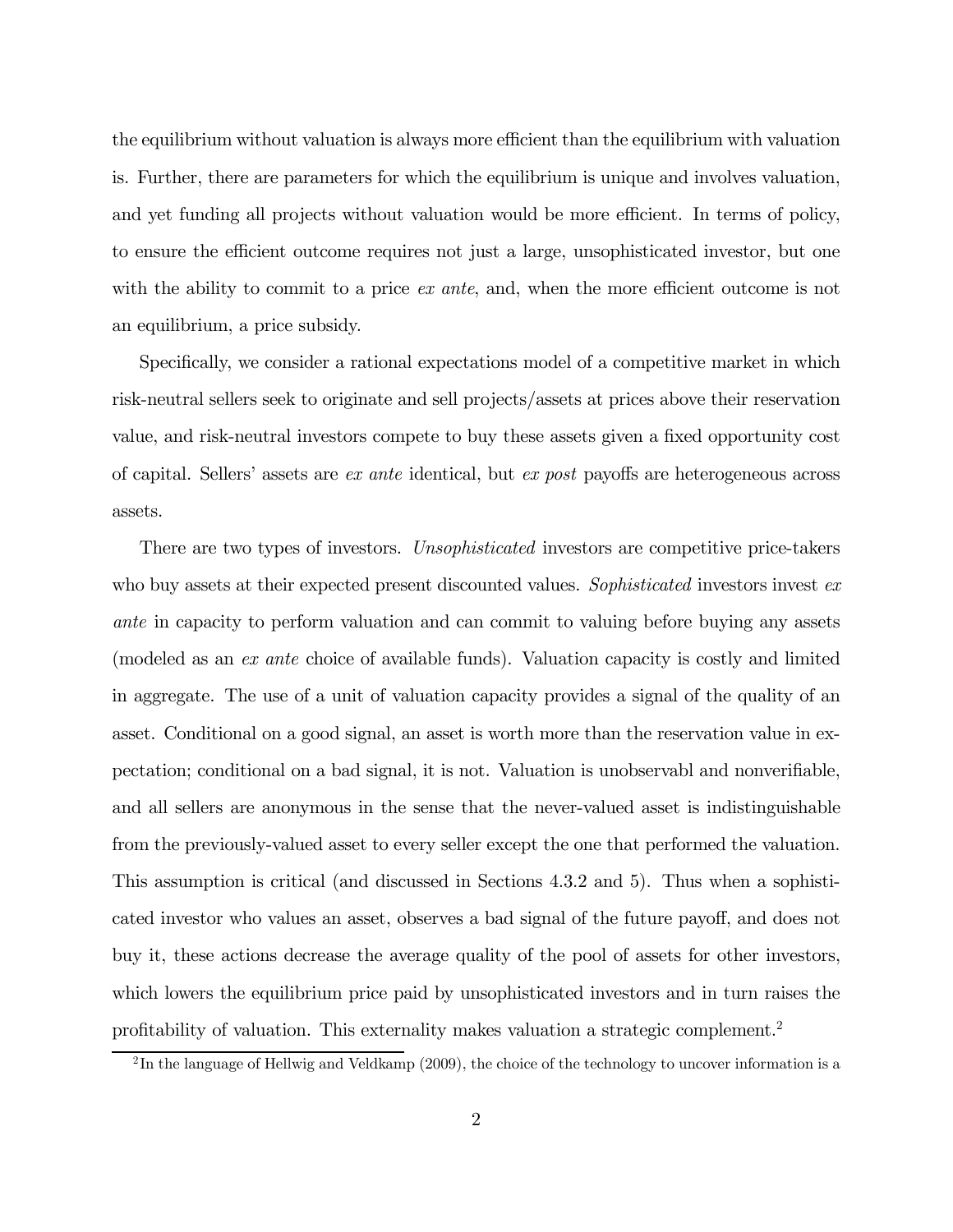the equilibrium without valuation is always more efficient than the equilibrium with valuation is. Further, there are parameters for which the equilibrium is unique and involves valuation, and yet funding all projects without valuation would be more efficient. In terms of policy, to ensure the efficient outcome requires not just a large, unsophisticated investor, but one with the ability to commit to a price *ex ante*, and, when the more efficient outcome is not an equilibrium, a price subsidy.

Specifically, we consider a rational expectations model of a competitive market in which risk-neutral sellers seek to originate and sell projects/assets at prices above their reservation value, and risk-neutral investors compete to buy these assets given a fixed opportunity cost of capital. Sellers' assets are *ex ante* identical, but *ex post* payoffs are heterogeneous across assets.

There are two types of investors. *Unsophisticated* investors are competitive price-takers who buy assets at their expected present discounted values. *Sophisticated* investors invest *ex ante* in capacity to perform valuation and can commit to valuing before buying any assets (modeled as an *ex ante* choice of available funds). Valuation capacity is costly and limited in aggregate. The use of a unit of valuation capacity provides a signal of the quality of an asset. Conditional on a good signal, an asset is worth more than the reservation value in expectation; conditional on a bad signal, it is not. Valuation is unobservabl and nonverifiable, and all sellers are anonymous in the sense that the never-valued asset is indistinguishable from the previously-valued asset to every seller except the one that performed the valuation. This assumption is critical (and discussed in Sections 4.3.2 and 5). Thus when a sophisticated investor who values an asset, observes a bad signal of the future payoff, and does not buy it, these actions decrease the average quality of the pool of assets for other investors, which lowers the equilibrium price paid by unsophisticated investors and in turn raises the profitability of valuation. This externality makes valuation a strategic complement.[2]

[2] In the language of Hellwig and Veldkamp (2009), the choice of the technology to uncover information is a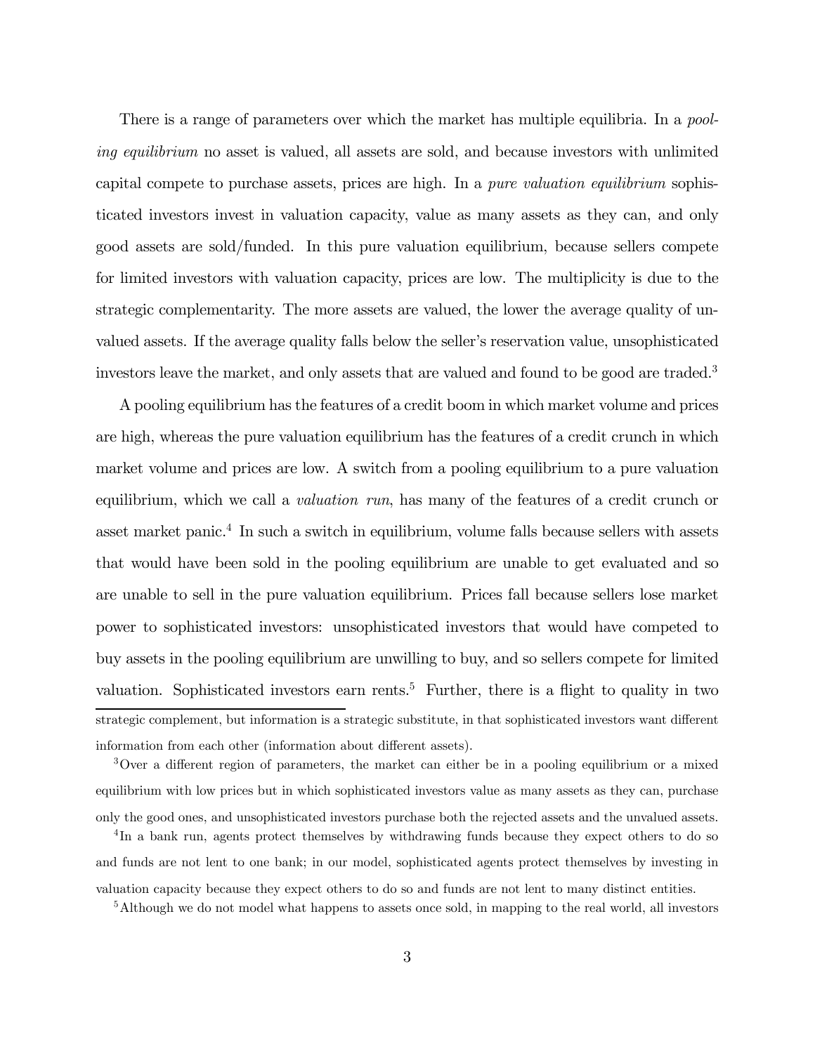There is a range of parameters over which the market has multiple equilibria. In a *pooling equilibrium* no asset is valued, all assets are sold, and because investors with unlimited capital compete to purchase assets, prices are high. In a *pure valuation equilibrium* sophisticated investors invest in valuation capacity, value as many assets as they can, and only good assets are sold/funded. In this pure valuation equilibrium, because sellers compete for limited investors with valuation capacity, prices are low. The multiplicity is due to the strategic complementarity. The more assets are valued, the lower the average quality of unvalued assets. If the average quality falls below the seller's reservation value, unsophisticated investors leave the market, and only assets that are valued and found to be good are traded.[3]

A pooling equilibrium has the features of a credit boom in which market volume and prices are high, whereas the pure valuation equilibrium has the features of a credit crunch in which market volume and prices are low. A switch from a pooling equilibrium to a pure valuation equilibrium, which we call a *valuation run*, has many of the features of a credit crunch or asset market panic.[4] In such a switch in equilibrium, volume falls because sellers with assets that would have been sold in the pooling equilibrium are unable to get evaluated and so are unable to sell in the pure valuation equilibrium. Prices fall because sellers lose market power to sophisticated investors: unsophisticated investors that would have competed to buy assets in the pooling equilibrium are unwilling to buy, and so sellers compete for limited valuation. Sophisticated investors earn rents.[5] Further, there is a flight to quality in two

strategic complement, but information is a strategic substitute, in that sophisticated investors want different information from each other (information about different assets).

[3]Over a different region of parameters, the market can either be in a pooling equilibrium or a mixed equilibrium with low prices but in which sophisticated investors value as many assets as they can, purchase only the good ones, and unsophisticated investors purchase both the rejected assets and the unvalued assets.

[4]In a bank run, agents protect themselves by withdrawing funds because they expect others to do so and funds are not lent to one bank; in our model, sophisticated agents protect themselves by investing in valuation capacity because they expect others to do so and funds are not lent to many distinct entities.

[5]Although we do not model what happens to assets once sold, in mapping to the real world, all investors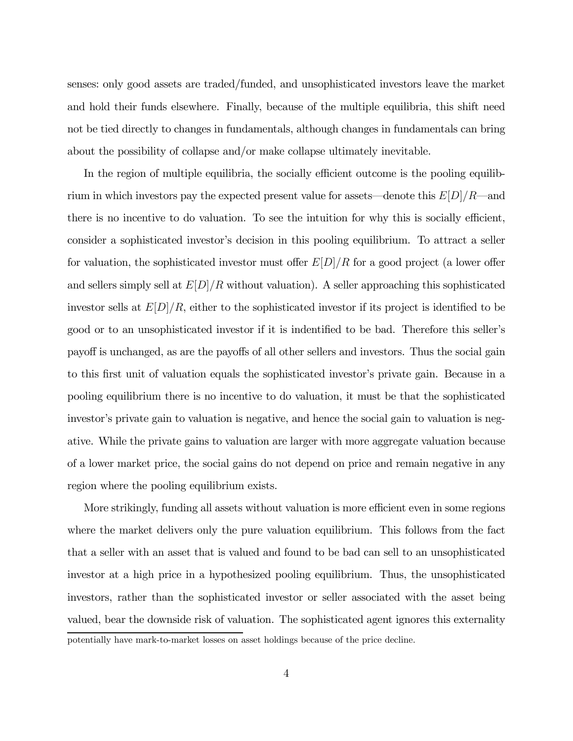senses: only good assets are traded/funded, and unsophisticated investors leave the market and hold their funds elsewhere. Finally, because of the multiple equilibria, this shift need not be tied directly to changes in fundamentals, although changes in fundamentals can bring about the possibility of collapse and/or make collapse ultimately inevitable.

In the region of multiple equilibria, the socially efficient outcome is the pooling equilibrium in which investors pay the expected present value for assets—denote this $E[D]/R$—and there is no incentive to do valuation. To see the intuition for why this is socially efficient, consider a sophisticated investor's decision in this pooling equilibrium. To attract a seller for valuation, the sophisticated investor must offer $E[D]/R$ for a good project (a lower offer and sellers simply sell at $E[D]/R$ without valuation). A seller approaching this sophisticated investor sells at $E[D]/R$, either to the sophisticated investor if its project is identified to be good or to an unsophisticated investor if it is indentified to be bad. Therefore this seller's payoff is unchanged, as are the payoffs of all other sellers and investors. Thus the social gain to this first unit of valuation equals the sophisticated investor's private gain. Because in a pooling equilibrium there is no incentive to do valuation, it must be that the sophisticated investor's private gain to valuation is negative, and hence the social gain to valuation is negative. While the private gains to valuation are larger with more aggregate valuation because of a lower market price, the social gains do not depend on price and remain negative in any region where the pooling equilibrium exists.

More strikingly, funding all assets without valuation is more efficient even in some regions where the market delivers only the pure valuation equilibrium. This follows from the fact that a seller with an asset that is valued and found to be bad can sell to an unsophisticated investor at a high price in a hypothesized pooling equilibrium. Thus, the unsophisticated investors, rather than the sophisticated investor or seller associated with the asset being valued, bear the downside risk of valuation. The sophisticated agent ignores this externality

potentially have mark-to-market losses on asset holdings because of the price decline.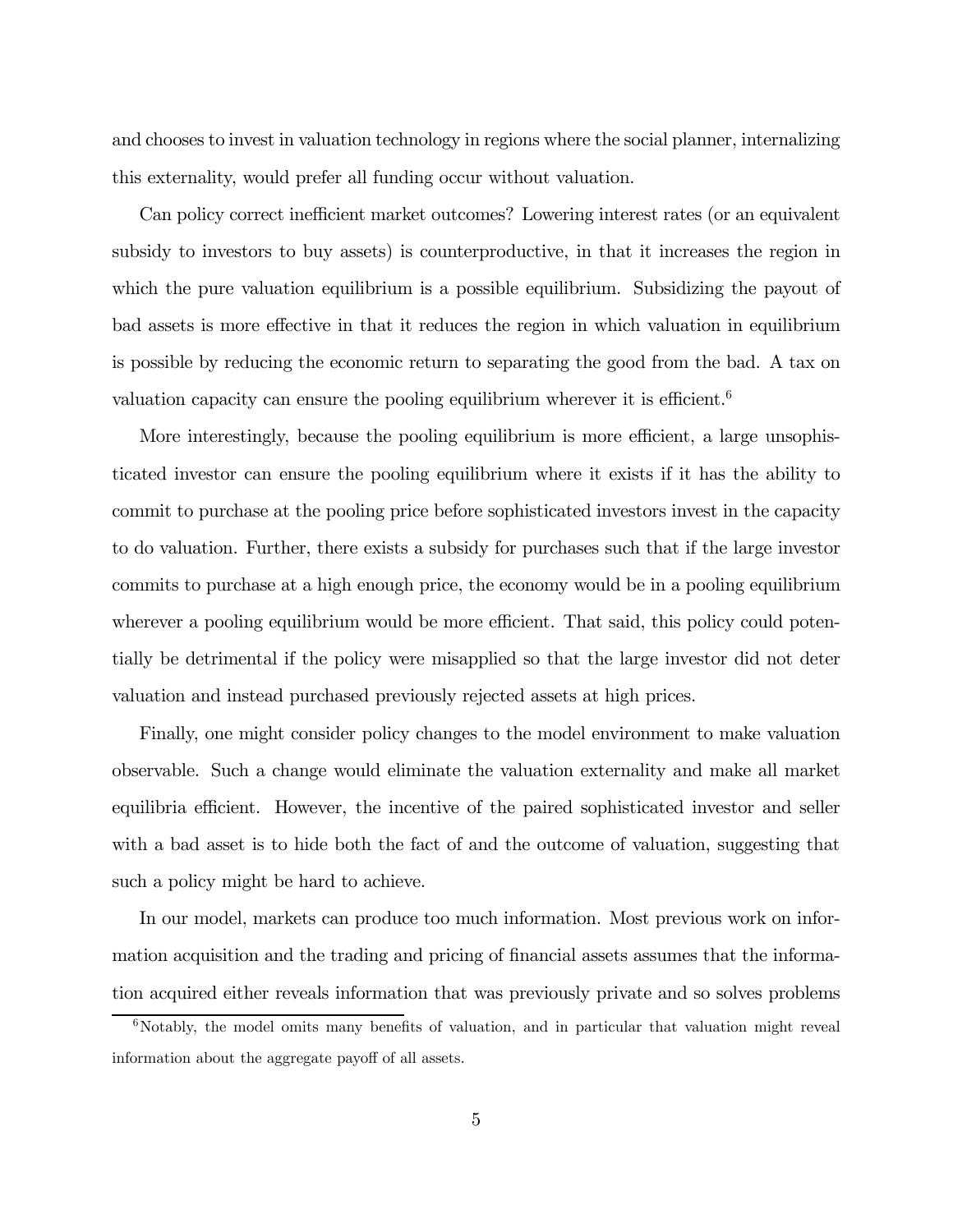and chooses to invest in valuation technology in regions where the social planner, internalizing this externality, would prefer all funding occur without valuation.

Can policy correct inefficient market outcomes? Lowering interest rates (or an equivalent subsidy to investors to buy assets) is counterproductive, in that it increases the region in which the pure valuation equilibrium is a possible equilibrium. Subsidizing the payout of bad assets is more effective in that it reduces the region in which valuation in equilibrium is possible by reducing the economic return to separating the good from the bad. A tax on valuation capacity can ensure the pooling equilibrium wherever it is efficient.[6]

More interestingly, because the pooling equilibrium is more efficient, a large unsophisticated investor can ensure the pooling equilibrium where it exists if it has the ability to commit to purchase at the pooling price before sophisticated investors invest in the capacity to do valuation. Further, there exists a subsidy for purchases such that if the large investor commits to purchase at a high enough price, the economy would be in a pooling equilibrium wherever a pooling equilibrium would be more efficient. That said, this policy could potentially be detrimental if the policy were misapplied so that the large investor did not deter valuation and instead purchased previously rejected assets at high prices.

Finally, one might consider policy changes to the model environment to make valuation observable. Such a change would eliminate the valuation externality and make all market equilibria efficient. However, the incentive of the paired sophisticated investor and seller with a bad asset is to hide both the fact of and the outcome of valuation, suggesting that such a policy might be hard to achieve.

In our model, markets can produce too much information. Most previous work on information acquisition and the trading and pricing of financial assets assumes that the information acquired either reveals information that was previously private and so solves problems

[6] Notably, the model omits many benefits of valuation, and in particular that valuation might reveal information about the aggregate payoff of all assets.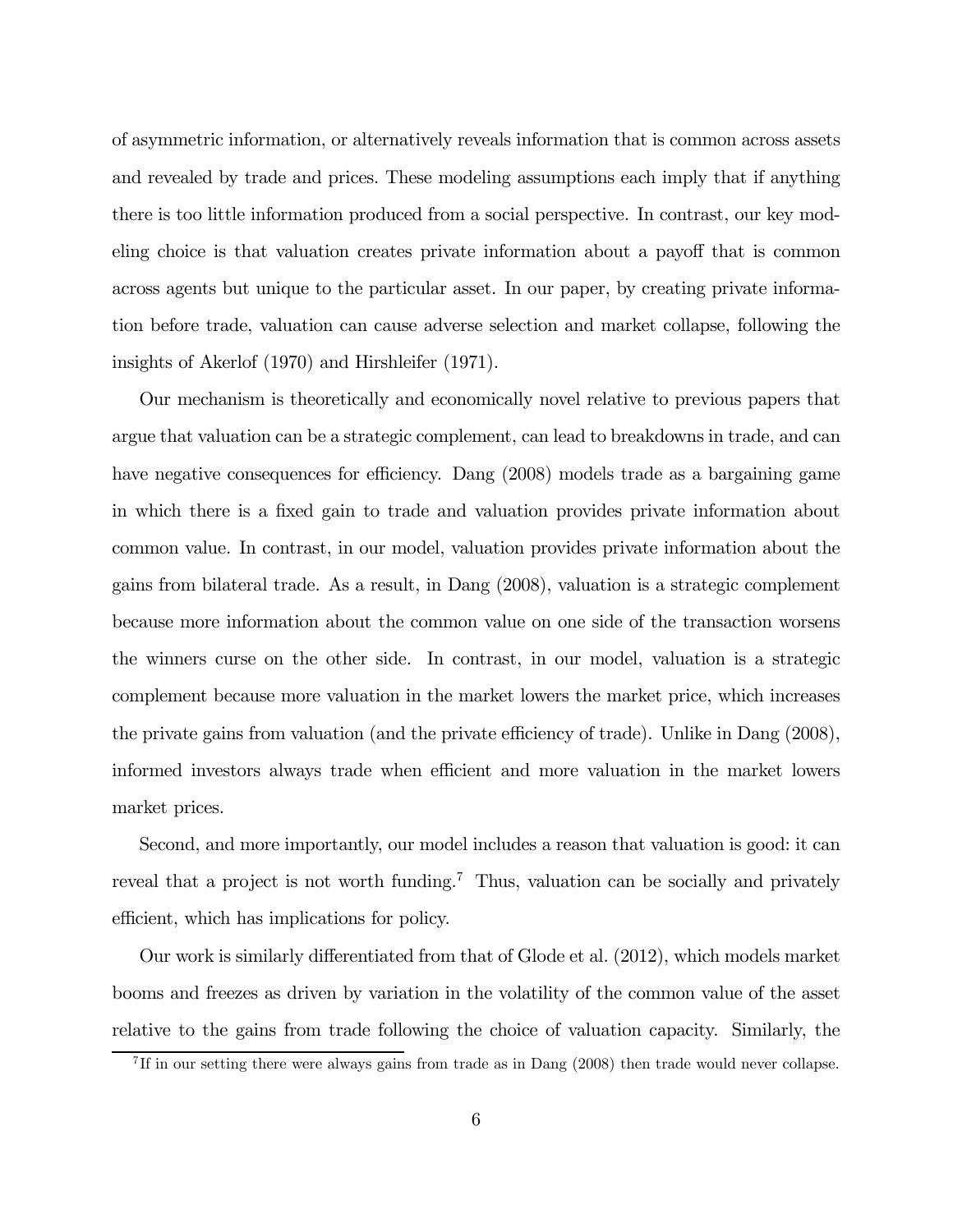of asymmetric information, or alternatively reveals information that is common across assets and revealed by trade and prices. These modeling assumptions each imply that if anything there is too little information produced from a social perspective. In contrast, our key modeling choice is that valuation creates private information about a payoff that is common across agents but unique to the particular asset. In our paper, by creating private information before trade, valuation can cause adverse selection and market collapse, following the insights of Akerlof (1970) and Hirshleifer (1971).

Our mechanism is theoretically and economically novel relative to previous papers that argue that valuation can be a strategic complement, can lead to breakdowns in trade, and can have negative consequences for efficiency. Dang (2008) models trade as a bargaining game in which there is a fixed gain to trade and valuation provides private information about common value. In contrast, in our model, valuation provides private information about the gains from bilateral trade. As a result, in Dang (2008), valuation is a strategic complement because more information about the common value on one side of the transaction worsens the winners curse on the other side. In contrast, in our model, valuation is a strategic complement because more valuation in the market lowers the market price, which increases the private gains from valuation (and the private efficiency of trade). Unlike in Dang (2008), informed investors always trade when efficient and more valuation in the market lowers market prices.

Second, and more importantly, our model includes a reason that valuation is good: it can reveal that a project is not worth funding.[7] Thus, valuation can be socially and privately efficient, which has implications for policy.

Our work is similarly differentiated from that of Glode et al. (2012), which models market booms and freezes as driven by variation in the volatility of the common value of the asset relative to the gains from trade following the choice of valuation capacity. Similarly, the

[7]If in our setting there were always gains from trade as in Dang (2008) then trade would never collapse.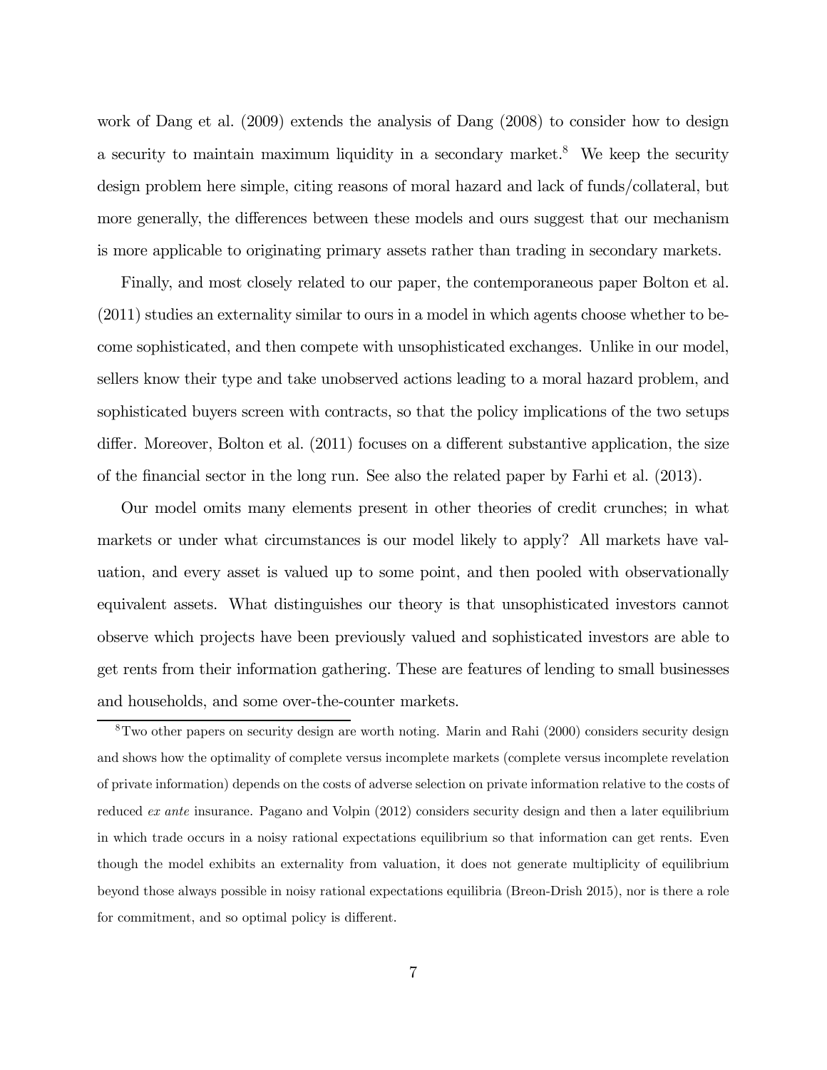work of Dang et al. (2009) extends the analysis of Dang (2008) to consider how to design a security to maintain maximum liquidity in a secondary market.[8] We keep the security design problem here simple, citing reasons of moral hazard and lack of funds/collateral, but more generally, the differences between these models and ours suggest that our mechanism is more applicable to originating primary assets rather than trading in secondary markets.

Finally, and most closely related to our paper, the contemporaneous paper Bolton et al. (2011) studies an externality similar to ours in a model in which agents choose whether to become sophisticated, and then compete with unsophisticated exchanges. Unlike in our model, sellers know their type and take unobserved actions leading to a moral hazard problem, and sophisticated buyers screen with contracts, so that the policy implications of the two setups differ. Moreover, Bolton et al. (2011) focuses on a different substantive application, the size of the financial sector in the long run. See also the related paper by Farhi et al. (2013).

Our model omits many elements present in other theories of credit crunches; in what markets or under what circumstances is our model likely to apply? All markets have valuation, and every asset is valued up to some point, and then pooled with observationally equivalent assets. What distinguishes our theory is that unsophisticated investors cannot observe which projects have been previously valued and sophisticated investors are able to get rents from their information gathering. These are features of lending to small businesses and households, and some over-the-counter markets.

[8] Two other papers on security design are worth noting. Marin and Rahi (2000) considers security design and shows how the optimality of complete versus incomplete markets (complete versus incomplete revelation of private information) depends on the costs of adverse selection on private information relative to the costs of reduced *ex ante* insurance. Pagano and Volpin (2012) considers security design and then a later equilibrium in which trade occurs in a noisy rational expectations equilibrium so that information can get rents. Even though the model exhibits an externality from valuation, it does not generate multiplicity of equilibrium beyond those always possible in noisy rational expectations equilibria (Breon-Drish 2015), nor is there a role for commitment, and so optimal policy is different.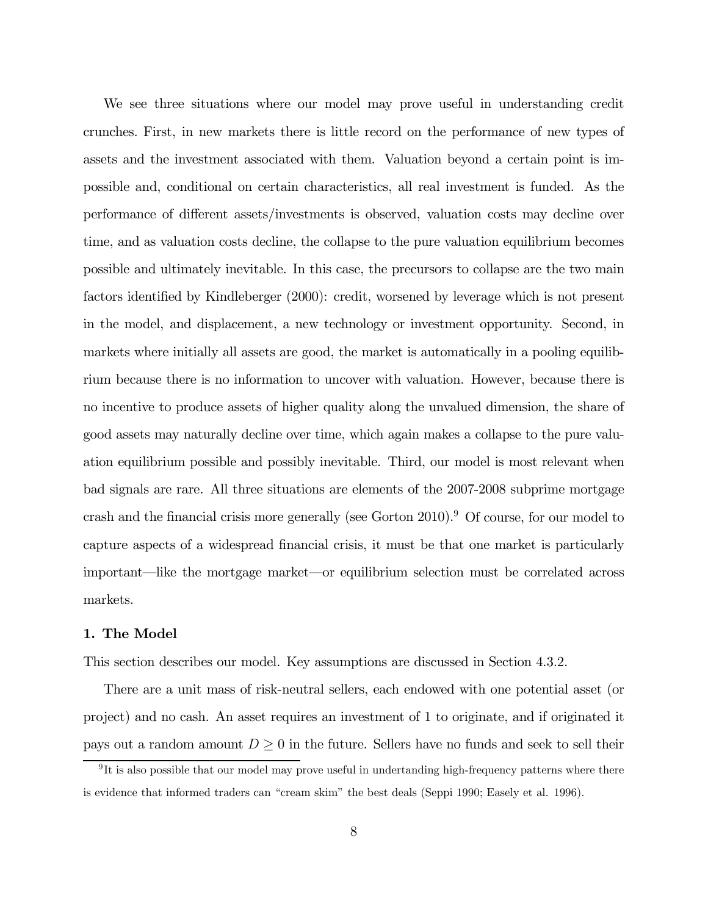We see three situations where our model may prove useful in understanding credit crunches. First, in new markets there is little record on the performance of new types of assets and the investment associated with them. Valuation beyond a certain point is impossible and, conditional on certain characteristics, all real investment is funded. As the performance of different assets/investments is observed, valuation costs may decline over time, and as valuation costs decline, the collapse to the pure valuation equilibrium becomes possible and ultimately inevitable. In this case, the precursors to collapse are the two main factors identified by Kindleberger (2000): credit, worsened by leverage which is not present in the model, and displacement, a new technology or investment opportunity. Second, in markets where initially all assets are good, the market is automatically in a pooling equilibrium because there is no information to uncover with valuation. However, because there is no incentive to produce assets of higher quality along the unvalued dimension, the share of good assets may naturally decline over time, which again makes a collapse to the pure valuation equilibrium possible and possibly inevitable. Third, our model is most relevant when bad signals are rare. All three situations are elements of the 2007-2008 subprime mortgage crash and the financial crisis more generally (see Gorton 2010).[9] Of course, for our model to capture aspects of a widespread financial crisis, it must be that one market is particularly important—like the mortgage market—or equilibrium selection must be correlated across markets.

## 1. The Model

This section describes our model. Key assumptions are discussed in Section 4.3.2.

There are a unit mass of risk-neutral sellers, each endowed with one potential asset (or project) and no cash. An asset requires an investment of 1 to originate, and if originated it pays out a random amount $D \geq 0$ in the future. Sellers have no funds and seek to sell their

[9] It is also possible that our model may prove useful in undertanding high-frequency patterns where there is evidence that informed traders can "cream skim" the best deals (Seppi 1990; Easely et al. 1996).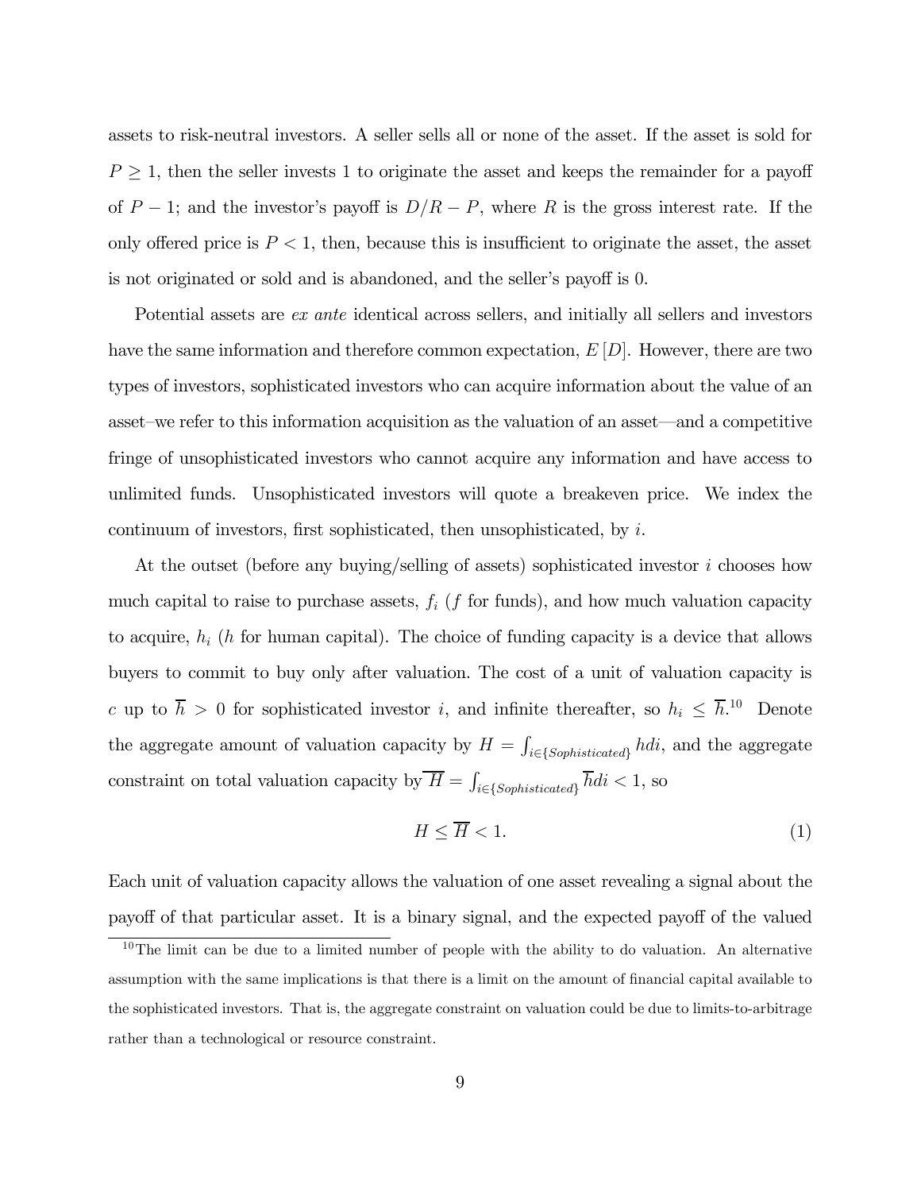assets to risk-neutral investors. A seller sells all or none of the asset. If the asset is sold for $P \geq 1$, then the seller invests 1 to originate the asset and keeps the remainder for a payoff of $P - 1$; and the investor's payoff is $D/R - P$, where $R$ is the gross interest rate. If the only offered price is $P < 1$, then, because this is insufficient to originate the asset, the asset is not originated or sold and is abandoned, and the seller's payoff is 0.

Potential assets are *ex ante* identical across sellers, and initially all sellers and investors have the same information and therefore common expectation, $E[D]$. However, there are two types of investors, sophisticated investors who can acquire information about the value of an asset–we refer to this information acquisition as the valuation of an asset—and a competitive fringe of unsophisticated investors who cannot acquire any information and have access to unlimited funds. Unsophisticated investors will quote a breakeven price. We index the continuum of investors, first sophisticated, then unsophisticated, by $i$.

At the outset (before any buying/selling of assets) sophisticated investor $i$ chooses how much capital to raise to purchase assets, $f_i$ ($f$ for funds), and how much valuation capacity to acquire, $h_i$ ($h$ for human capital). The choice of funding capacity is a device that allows buyers to commit to buy only after valuation. The cost of a unit of valuation capacity is $c$ up to $\overline{h} > 0$ for sophisticated investor $i$, and infinite thereafter, so $h_i \leq \overline{h}$.[10] Denote the aggregate amount of valuation capacity by $H = \int_{i \in \{Sophisticated\}} h di$, and the aggregate constraint on total valuation capacity by $\overline{H} = \int_{i \in \{Sophisticated\}} \overline{h} di < 1$, so

$$H \leq \overline{H} < 1. \tag{1}$$

Each unit of valuation capacity allows the valuation of one asset revealing a signal about the payoff of that particular asset. It is a binary signal, and the expected payoff of the valued

[10] The limit can be due to a limited number of people with the ability to do valuation. An alternative assumption with the same implications is that there is a limit on the amount of financial capital available to the sophisticated investors. That is, the aggregate constraint on valuation could be due to limits-to-arbitrage rather than a technological or resource constraint.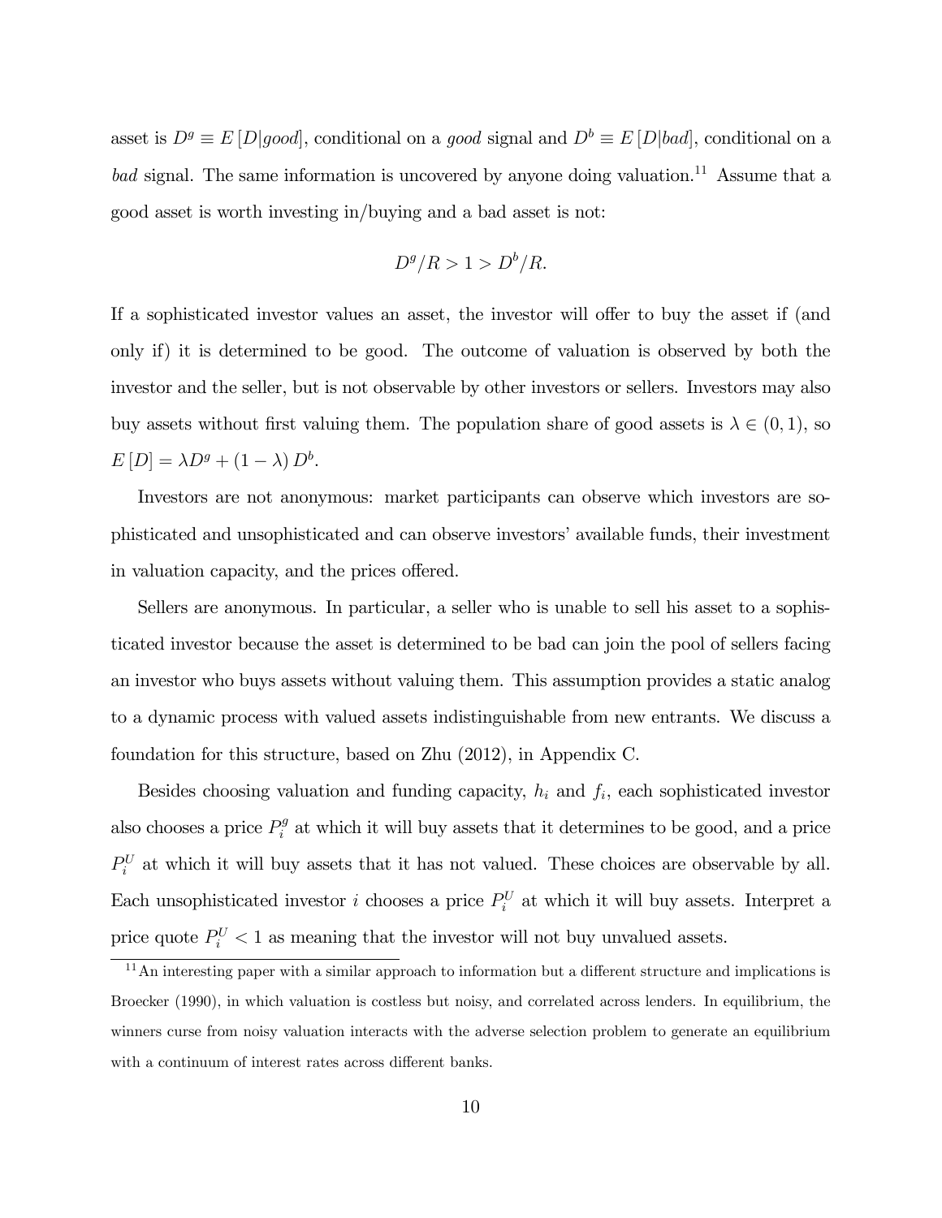asset is $D^g \equiv E[D|good]$, conditional on a *good* signal and $D^b \equiv E[D|bad]$, conditional on a *bad* signal. The same information is uncovered by anyone doing valuation.[11] Assume that a good asset is worth investing in/buying and a bad asset is not:

$$D^g/R > 1 > D^b/R.$$

If a sophisticated investor values an asset, the investor will offer to buy the asset if (and only if) it is determined to be good. The outcome of valuation is observed by both the investor and the seller, but is not observable by other investors or sellers. Investors may also buy assets without first valuing them. The population share of good assets is $\lambda \in (0, 1)$, so $E[D] = \lambda D^g + (1 - \lambda) D^b$.

Investors are not anonymous: market participants can observe which investors are sophisticated and unsophisticated and can observe investors' available funds, their investment in valuation capacity, and the prices offered.

Sellers are anonymous. In particular, a seller who is unable to sell his asset to a sophisticated investor because the asset is determined to be bad can join the pool of sellers facing an investor who buys assets without valuing them. This assumption provides a static analog to a dynamic process with valued assets indistinguishable from new entrants. We discuss a foundation for this structure, based on Zhu (2012), in Appendix C.

Besides choosing valuation and funding capacity, $h_i$ and $f_i$, each sophisticated investor also chooses a price $P_i^g$ at which it will buy assets that it determines to be good, and a price $P_i^U$ at which it will buy assets that it has not valued. These choices are observable by all. Each unsophisticated investor $i$ chooses a price $P_i^U$ at which it will buy assets. Interpret a price quote $P_i^U < 1$ as meaning that the investor will not buy unvalued assets.

[11] An interesting paper with a similar approach to information but a different structure and implications is Broecker (1990), in which valuation is costless but noisy, and correlated across lenders. In equilibrium, the winners curse from noisy valuation interacts with the adverse selection problem to generate an equilibrium with a continuum of interest rates across different banks.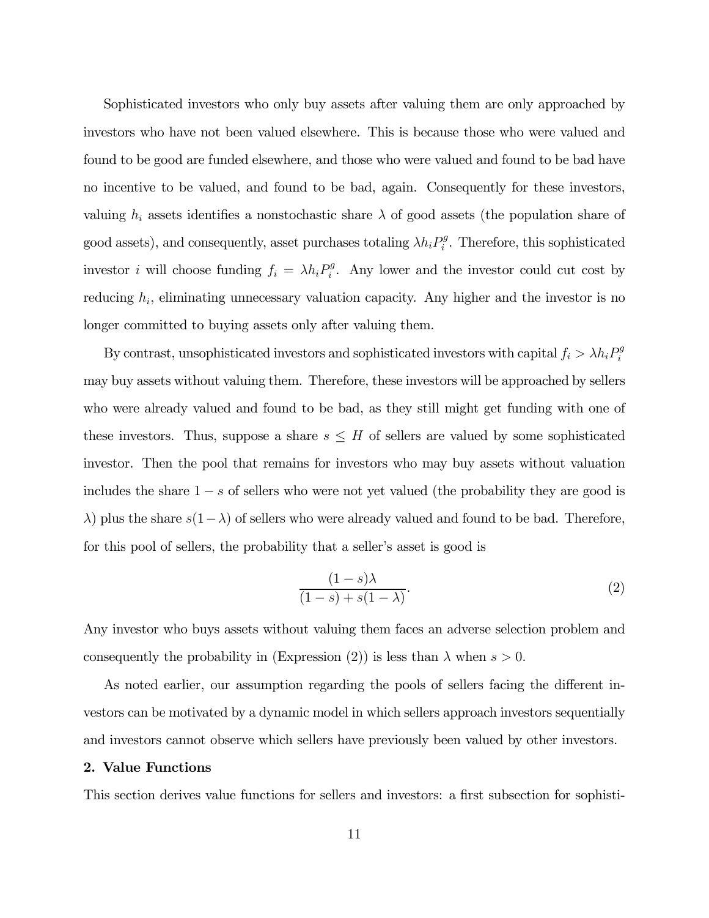Sophisticated investors who only buy assets after valuing them are only approached by investors who have not been valued elsewhere. This is because those who were valued and found to be good are funded elsewhere, and those who were valued and found to be bad have no incentive to be valued, and found to be bad, again. Consequently for these investors, valuing $h_i$ assets identifies a nonstochastic share $\lambda$ of good assets (the population share of good assets), and consequently, asset purchases totaling $\lambda h_i P_i^g$. Therefore, this sophisticated investor $i$ will choose funding $f_i = \lambda h_i P_i^g$. Any lower and the investor could cut cost by reducing $h_i$, eliminating unnecessary valuation capacity. Any higher and the investor is no longer committed to buying assets only after valuing them.

By contrast, unsophisticated investors and sophisticated investors with capital $f_i > \lambda h_i P_i^g$ may buy assets without valuing them. Therefore, these investors will be approached by sellers who were already valued and found to be bad, as they still might get funding with one of these investors. Thus, suppose a share $s \leq H$ of sellers are valued by some sophisticated investor. Then the pool that remains for investors who may buy assets without valuation includes the share $1 - s$ of sellers who were not yet valued (the probability they are good is $\lambda$) plus the share $s(1 - \lambda)$ of sellers who were already valued and found to be bad. Therefore, for this pool of sellers, the probability that a seller's asset is good is

$$\frac{(1 - s)\lambda}{(1 - s) + s(1 - \lambda)}. \tag{2}$$

Any investor who buys assets without valuing them faces an adverse selection problem and consequently the probability in (Expression (2)) is less than $\lambda$ when $s > 0$.

As noted earlier, our assumption regarding the pools of sellers facing the different investors can be motivated by a dynamic model in which sellers approach investors sequentially and investors cannot observe which sellers have previously been valued by other investors.

## 2. Value Functions

This section derives value functions for sellers and investors: a first subsection for sophisti-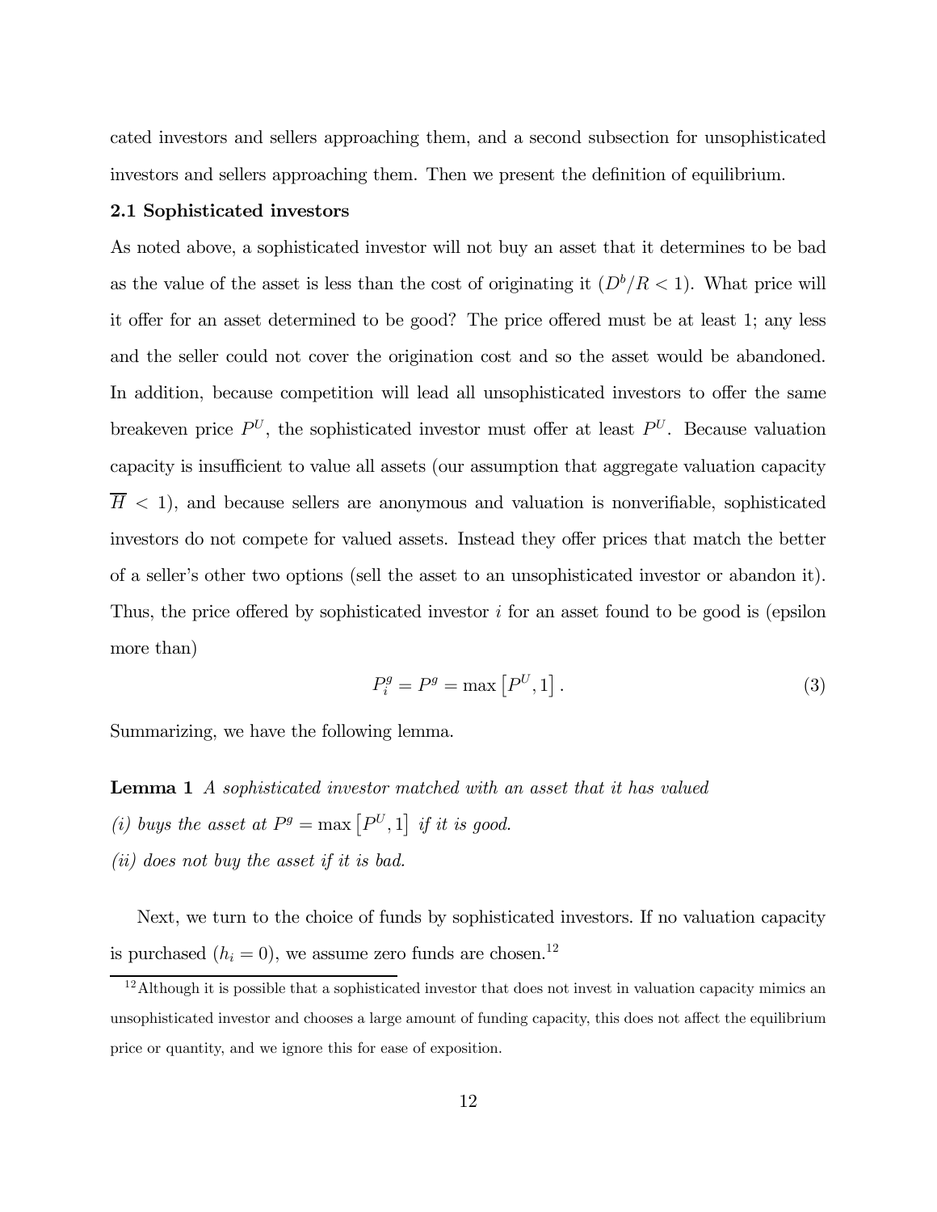cated investors and sellers approaching them, and a second subsection for unsophisticated investors and sellers approaching them. Then we present the definition of equilibrium.

**2.1 Sophisticated investors**

As noted above, a sophisticated investor will not buy an asset that it determines to be bad as the value of the asset is less than the cost of originating it ($D^b/R < 1$). What price will it offer for an asset determined to be good? The price offered must be at least 1; any less and the seller could not cover the origination cost and so the asset would be abandoned. In addition, because competition will lead all unsophisticated investors to offer the same breakeven price $P^U$, the sophisticated investor must offer at least $P^U$. Because valuation capacity is insufficient to value all assets (our assumption that aggregate valuation capacity $\overline{H} < 1$), and because sellers are anonymous and valuation is nonverifiable, sophisticated investors do not compete for valued assets. Instead they offer prices that match the better of a seller's other two options (sell the asset to an unsophisticated investor or abandon it). Thus, the price offered by sophisticated investor $i$ for an asset found to be good is (epsilon more than)

$$P_i^g = P^g = \max\left[P^U, 1\right]. \tag{3}$$

Summarizing, we have the following lemma.

**Lemma 1** *A sophisticated investor matched with an asset that it has valued*
*(i) buys the asset at $P^g = \max\left[P^U, 1\right]$ if it is good.*
*(ii) does not buy the asset if it is bad.*

Next, we turn to the choice of funds by sophisticated investors. If no valuation capacity is purchased ($h_i = 0$), we assume zero funds are chosen.[12]

[12] Although it is possible that a sophisticated investor that does not invest in valuation capacity mimics an unsophisticated investor and chooses a large amount of funding capacity, this does not affect the equilibrium price or quantity, and we ignore this for ease of exposition.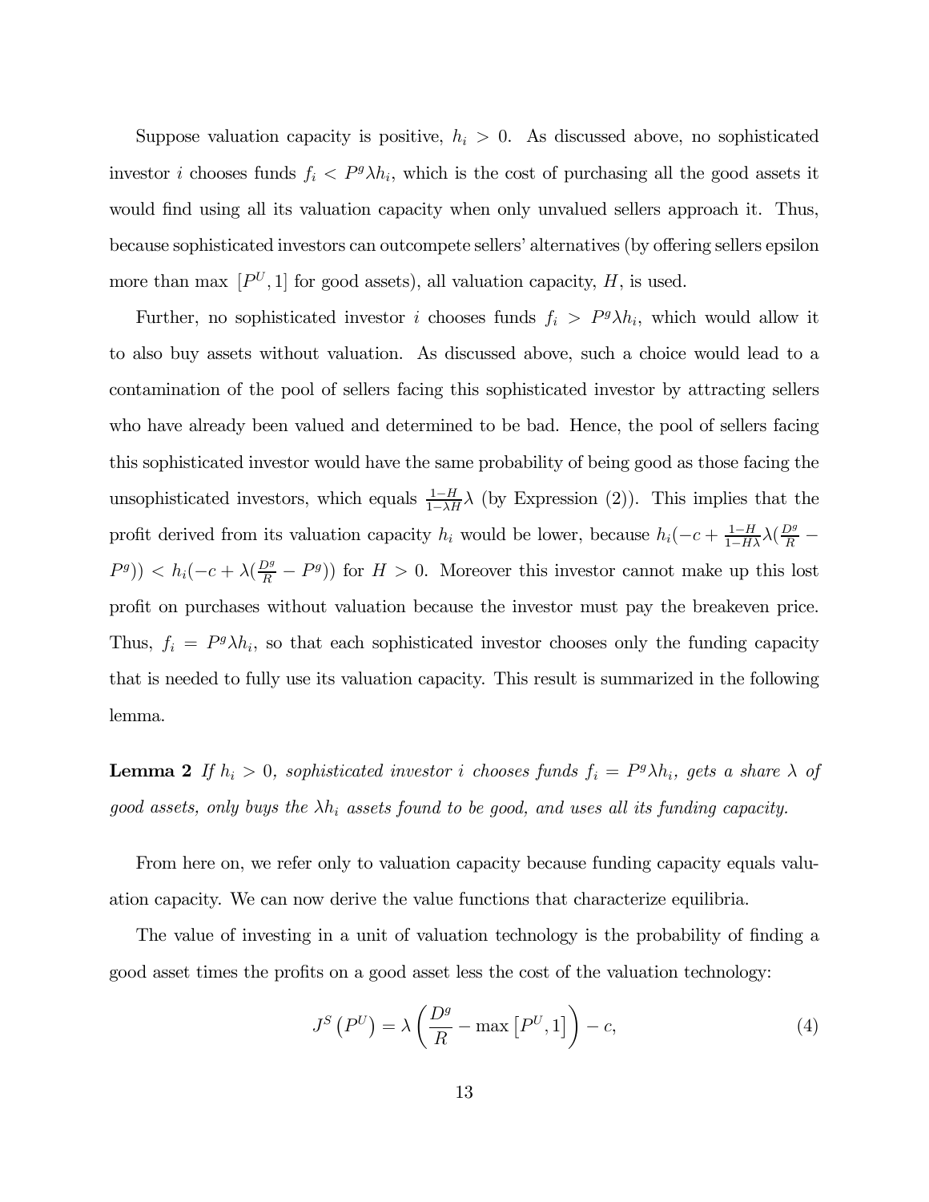Suppose valuation capacity is positive, $h_i > 0$. As discussed above, no sophisticated investor $i$ chooses funds $f_i < P^g \lambda h_i$, which is the cost of purchasing all the good assets it would find using all its valuation capacity when only unvalued sellers approach it. Thus, because sophisticated investors can outcompete sellers' alternatives (by offering sellers epsilon more than max $[P^U, 1]$ for good assets), all valuation capacity, $H$, is used.

Further, no sophisticated investor $i$ chooses funds $f_i > P^g \lambda h_i$, which would allow it to also buy assets without valuation. As discussed above, such a choice would lead to a contamination of the pool of sellers facing this sophisticated investor by attracting sellers who have already been valued and determined to be bad. Hence, the pool of sellers facing this sophisticated investor would have the same probability of being good as those facing the unsophisticated investors, which equals $\frac{1-H}{1-\lambda H}\lambda$ (by Expression (2)). This implies that the profit derived from its valuation capacity $h_i$ would be lower, because $h_i(-c + \frac{1-H}{1-H\lambda}\lambda(\frac{D^g}{R} - P^g)) < h_i(-c + \lambda(\frac{D^g}{R} - P^g))$ for $H > 0$. Moreover this investor cannot make up this lost profit on purchases without valuation because the investor must pay the breakeven price. Thus, $f_i = P^g \lambda h_i$, so that each sophisticated investor chooses only the funding capacity that is needed to fully use its valuation capacity. This result is summarized in the following lemma.

**Lemma 2** *If $h_i > 0$, sophisticated investor $i$ chooses funds $f_i = P^g \lambda h_i$, gets a share $\lambda$ of good assets, only buys the $\lambda h_i$ assets found to be good, and uses all its funding capacity.*

From here on, we refer only to valuation capacity because funding capacity equals valuation capacity. We can now derive the value functions that characterize equilibria.

The value of investing in a unit of valuation technology is the probability of finding a good asset times the profits on a good asset less the cost of the valuation technology:

$$J^S\left(P^U\right) = \lambda\left(\frac{D^g}{R} - \max\left[P^U, 1\right]\right) - c, \tag{4}$$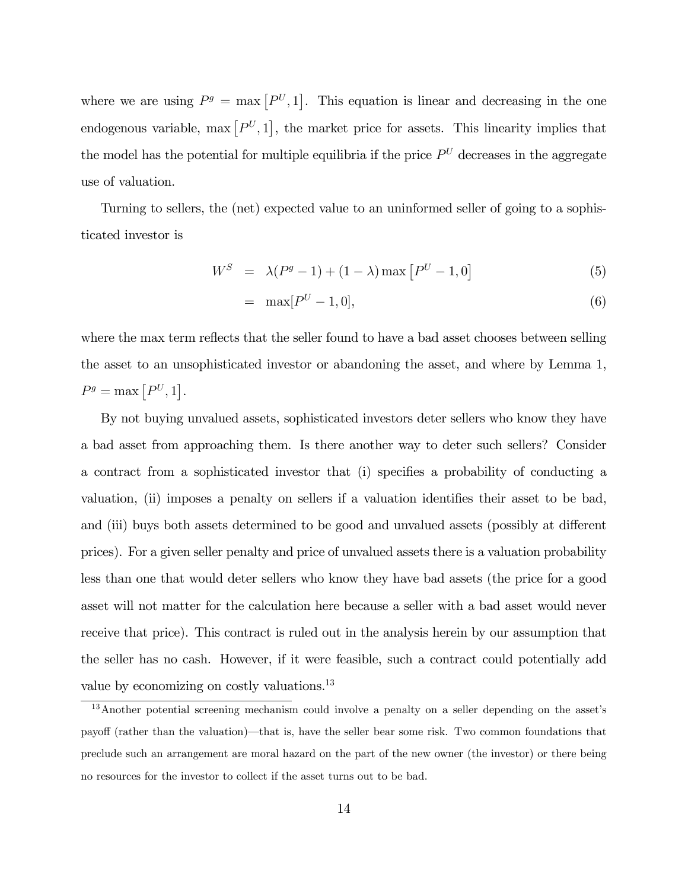where we are using $P^g = \max\left[P^U, 1\right]$. This equation is linear and decreasing in the one endogenous variable, $\max\left[P^U, 1\right]$, the market price for assets. This linearity implies that the model has the potential for multiple equilibria if the price $P^U$ decreases in the aggregate use of valuation.

Turning to sellers, the (net) expected value to an uninformed seller of going to a sophisticated investor is

$$
\begin{aligned}
W^S &= \lambda(P^g - 1) + (1 - \lambda)\max\left[P^U - 1, 0\right] \qquad (5) \\
&= \max[P^U - 1, 0], \qquad (6)
\end{aligned}
$$

where the max term reflects that the seller found to have a bad asset chooses between selling the asset to an unsophisticated investor or abandoning the asset, and where by Lemma 1, $P^g = \max\left[P^U, 1\right]$.

By not buying unvalued assets, sophisticated investors deter sellers who know they have a bad asset from approaching them. Is there another way to deter such sellers? Consider a contract from a sophisticated investor that (i) specifies a probability of conducting a valuation, (ii) imposes a penalty on sellers if a valuation identifies their asset to be bad, and (iii) buys both assets determined to be good and unvalued assets (possibly at different prices). For a given seller penalty and price of unvalued assets there is a valuation probability less than one that would deter sellers who know they have bad assets (the price for a good asset will not matter for the calculation here because a seller with a bad asset would never receive that price). This contract is ruled out in the analysis herein by our assumption that the seller has no cash. However, if it were feasible, such a contract could potentially add value by economizing on costly valuations.[13]

[13] Another potential screening mechanism could involve a penalty on a seller depending on the asset's payoff (rather than the valuation)—that is, have the seller bear some risk. Two common foundations that preclude such an arrangement are moral hazard on the part of the new owner (the investor) or there being no resources for the investor to collect if the asset turns out to be bad.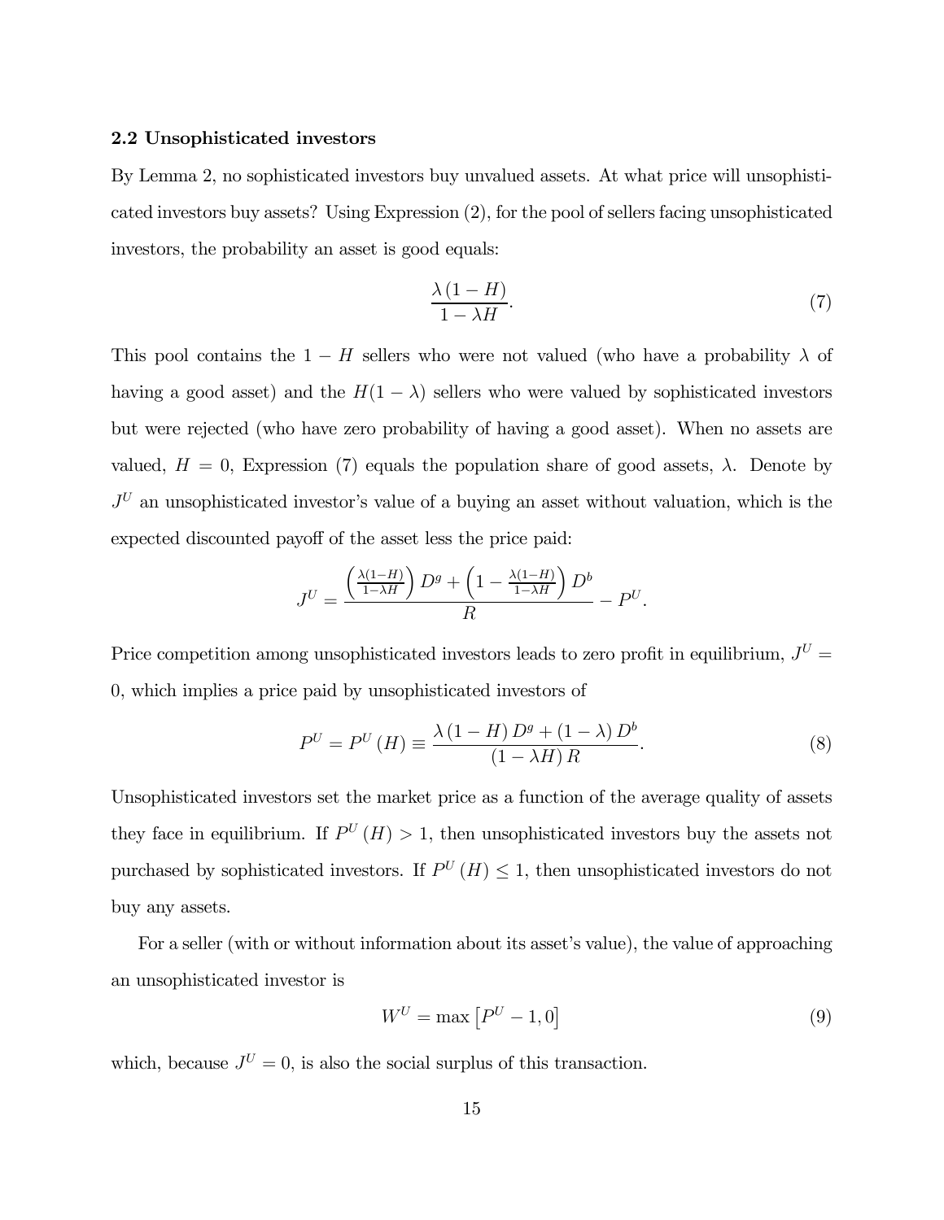### 2.2 Unsophisticated investors

By Lemma 2, no sophisticated investors buy unvalued assets. At what price will unsophisticated investors buy assets? Using Expression (2), for the pool of sellers facing unsophisticated investors, the probability an asset is good equals:

$$\frac{\lambda(1-H)}{1-\lambda H}. \tag{7}$$

This pool contains the $1-H$ sellers who were not valued (who have a probability $\lambda$ of having a good asset) and the $H(1-\lambda)$ sellers who were valued by sophisticated investors but were rejected (who have zero probability of having a good asset). When no assets are valued, $H=0$, Expression (7) equals the population share of good assets, $\lambda$. Denote by $J^U$ an unsophisticated investor's value of a buying an asset without valuation, which is the expected discounted payoff of the asset less the price paid:

$$J^U = \frac{\left(\frac{\lambda(1-H)}{1-\lambda H}\right) D^g + \left(1 - \frac{\lambda(1-H)}{1-\lambda H}\right) D^b}{R} - P^U.$$

Price competition among unsophisticated investors leads to zero profit in equilibrium, $J^U = 0$, which implies a price paid by unsophisticated investors of

$$P^U = P^U(H) \equiv \frac{\lambda(1-H) D^g + (1-\lambda) D^b}{(1-\lambda H) R}. \tag{8}$$

Unsophisticated investors set the market price as a function of the average quality of assets they face in equilibrium. If $P^U(H) > 1$, then unsophisticated investors buy the assets not purchased by sophisticated investors. If $P^U(H) \leq 1$, then unsophisticated investors do not buy any assets.

For a seller (with or without information about its asset's value), the value of approaching an unsophisticated investor is

$$W^U = \max\left[P^U - 1, 0\right] \tag{9}$$

which, because $J^U = 0$, is also the social surplus of this transaction.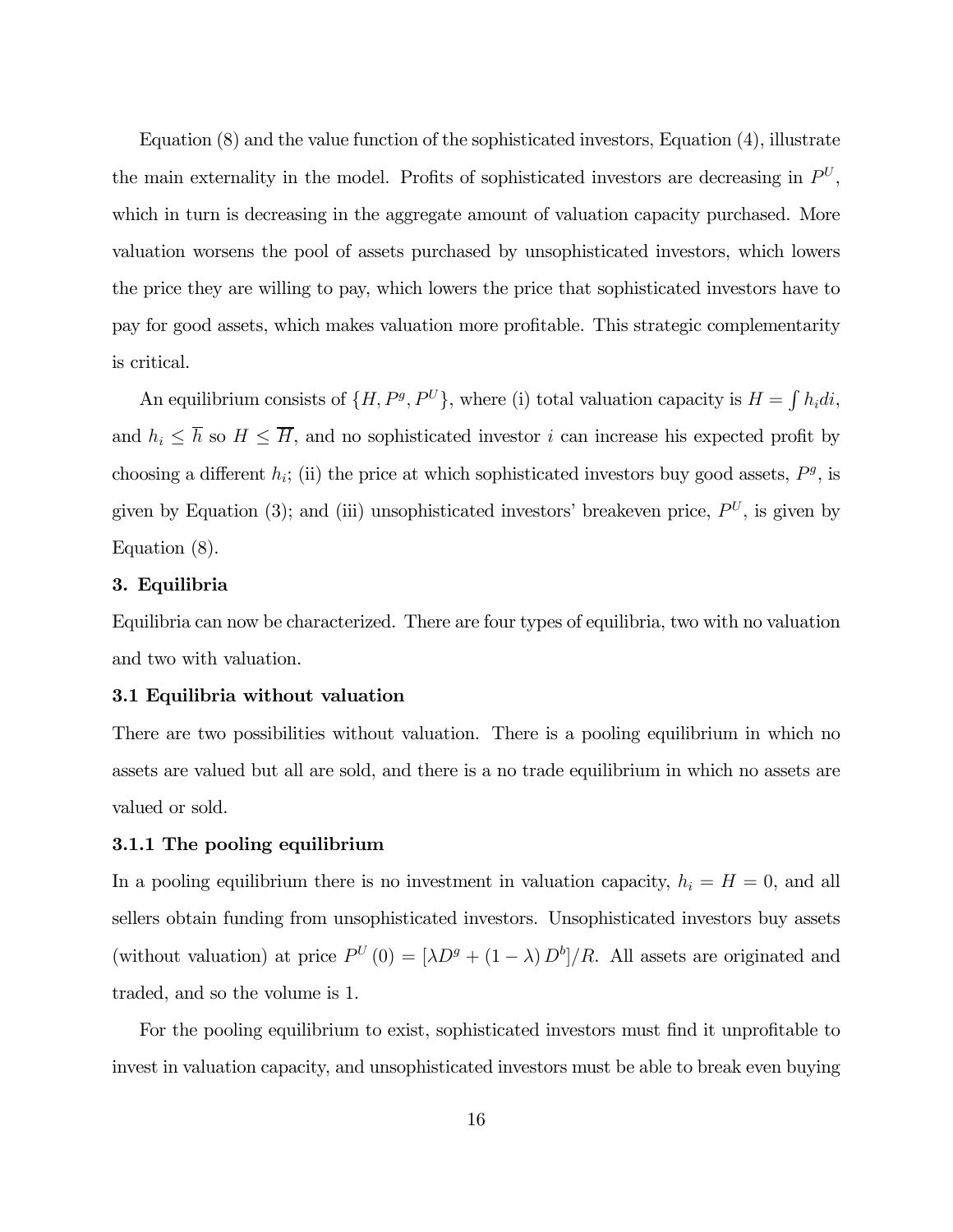Equation (8) and the value function of the sophisticated investors, Equation (4), illustrate the main externality in the model. Profits of sophisticated investors are decreasing in $P^U$, which in turn is decreasing in the aggregate amount of valuation capacity purchased. More valuation worsens the pool of assets purchased by unsophisticated investors, which lowers the price they are willing to pay, which lowers the price that sophisticated investors have to pay for good assets, which makes valuation more profitable. This strategic complementarity is critical.

An equilibrium consists of $\{H, P^g, P^U\}$, where (i) total valuation capacity is $H = \int h_i di$, and $h_i \leq \overline{h}$ so $H \leq \overline{H}$, and no sophisticated investor $i$ can increase his expected profit by choosing a different $h_i$; (ii) the price at which sophisticated investors buy good assets, $P^g$, is given by Equation (3); and (iii) unsophisticated investors' breakeven price, $P^U$, is given by Equation (8).

## 3. Equilibria

Equilibria can now be characterized. There are four types of equilibria, two with no valuation and two with valuation.

### 3.1 Equilibria without valuation

There are two possibilities without valuation. There is a pooling equilibrium in which no assets are valued but all are sold, and there is a no trade equilibrium in which no assets are valued or sold.

#### 3.1.1 The pooling equilibrium

In a pooling equilibrium there is no investment in valuation capacity, $h_i = H = 0$, and all sellers obtain funding from unsophisticated investors. Unsophisticated investors buy assets (without valuation) at price $P^U(0) = [\lambda D^g + (1-\lambda) D^b]/R$. All assets are originated and traded, and so the volume is 1.

For the pooling equilibrium to exist, sophisticated investors must find it unprofitable to invest in valuation capacity, and unsophisticated investors must be able to break even buying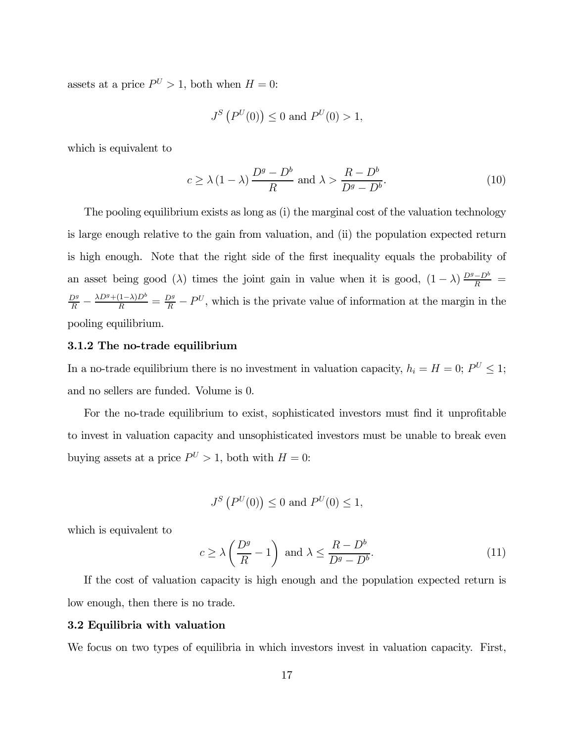assets at a price $P^U > 1$, both when $H = 0$:

$$J^S\left(P^U(0)\right) \le 0 \text{ and } P^U(0) > 1,$$

which is equivalent to

$$c \ge \lambda(1-\lambda)\frac{D^g - D^b}{R} \text{ and } \lambda > \frac{R - D^b}{D^g - D^b}. \tag{10}$$

The pooling equilibrium exists as long as (i) the marginal cost of the valuation technology is large enough relative to the gain from valuation, and (ii) the population expected return is high enough. Note that the right side of the first inequality equals the probability of an asset being good ($\lambda$) times the joint gain in value when it is good, $(1-\lambda)\frac{D^g - D^b}{R} = \frac{D^g}{R} - \frac{\lambda D^g + (1-\lambda)D^b}{R} = \frac{D^g}{R} - P^U$, which is the private value of information at the margin in the pooling equilibrium.

### 3.1.2 The no-trade equilibrium

In a no-trade equilibrium there is no investment in valuation capacity, $h_i = H = 0$; $P^U \le 1$; and no sellers are funded. Volume is 0.

For the no-trade equilibrium to exist, sophisticated investors must find it unprofitable to invest in valuation capacity and unsophisticated investors must be unable to break even buying assets at a price $P^U > 1$, both with $H = 0$:

$$J^S\left(P^U(0)\right) \le 0 \text{ and } P^U(0) \le 1,$$

which is equivalent to

$$c \ge \lambda\left(\frac{D^g}{R} - 1\right) \text{ and } \lambda \le \frac{R - D^b}{D^g - D^b}. \tag{11}$$

If the cost of valuation capacity is high enough and the population expected return is low enough, then there is no trade.

## 3.2 Equilibria with valuation

We focus on two types of equilibria in which investors invest in valuation capacity. First,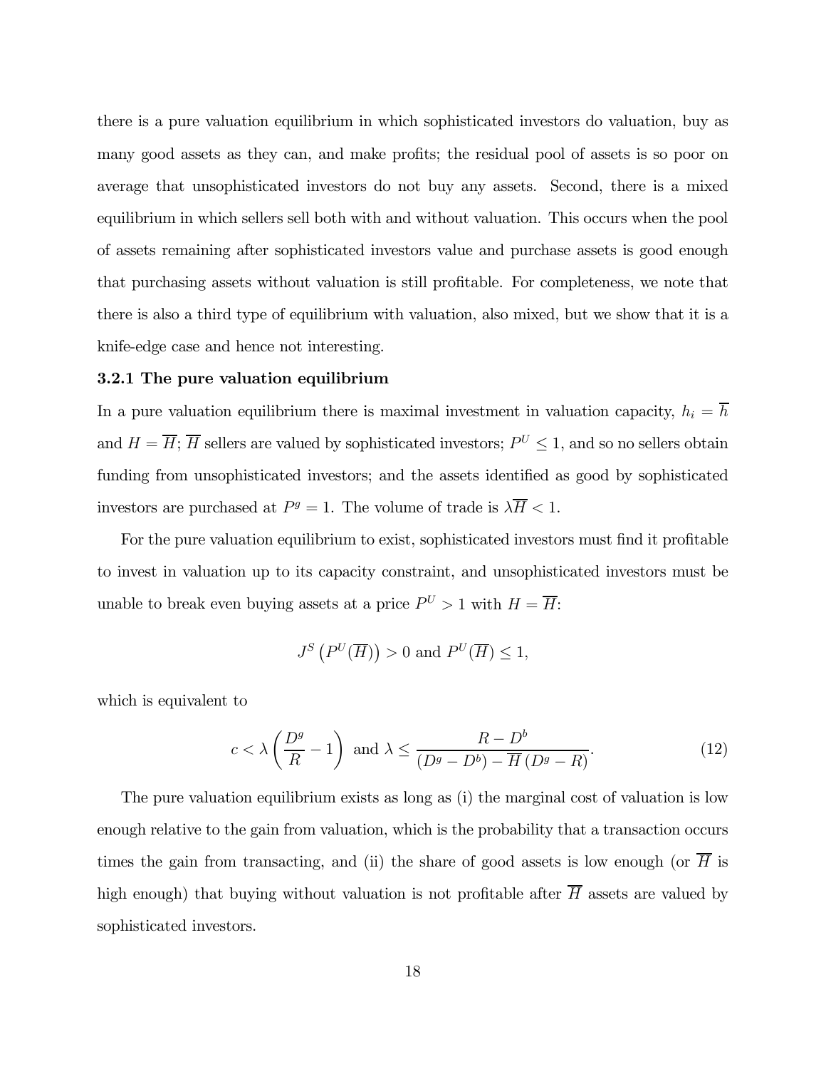there is a pure valuation equilibrium in which sophisticated investors do valuation, buy as many good assets as they can, and make profits; the residual pool of assets is so poor on average that unsophisticated investors do not buy any assets. Second, there is a mixed equilibrium in which sellers sell both with and without valuation. This occurs when the pool of assets remaining after sophisticated investors value and purchase assets is good enough that purchasing assets without valuation is still profitable. For completeness, we note that there is also a third type of equilibrium with valuation, also mixed, but we show that it is a knife-edge case and hence not interesting.

### 3.2.1 The pure valuation equilibrium

In a pure valuation equilibrium there is maximal investment in valuation capacity, $h_i = \overline{h}$ and $H = \overline{H}$; $\overline{H}$ sellers are valued by sophisticated investors; $P^U \leq 1$, and so no sellers obtain funding from unsophisticated investors; and the assets identified as good by sophisticated investors are purchased at $P^g = 1$. The volume of trade is $\lambda \overline{H} < 1$.

For the pure valuation equilibrium to exist, sophisticated investors must find it profitable to invest in valuation up to its capacity constraint, and unsophisticated investors must be unable to break even buying assets at a price $P^U > 1$ with $H = \overline{H}$:

$$J^S\left(P^U(\overline{H})\right) > 0 \text{ and } P^U(\overline{H}) \leq 1,$$

which is equivalent to

$$c < \lambda\left(\frac{D^g}{R} - 1\right) \text{ and } \lambda \leq \frac{R - D^b}{(D^g - D^b) - \overline{H}\left(D^g - R\right)}. \tag{12}$$

The pure valuation equilibrium exists as long as (i) the marginal cost of valuation is low enough relative to the gain from valuation, which is the probability that a transaction occurs times the gain from transacting, and (ii) the share of good assets is low enough (or $\overline{H}$ is high enough) that buying without valuation is not profitable after $\overline{H}$ assets are valued by sophisticated investors.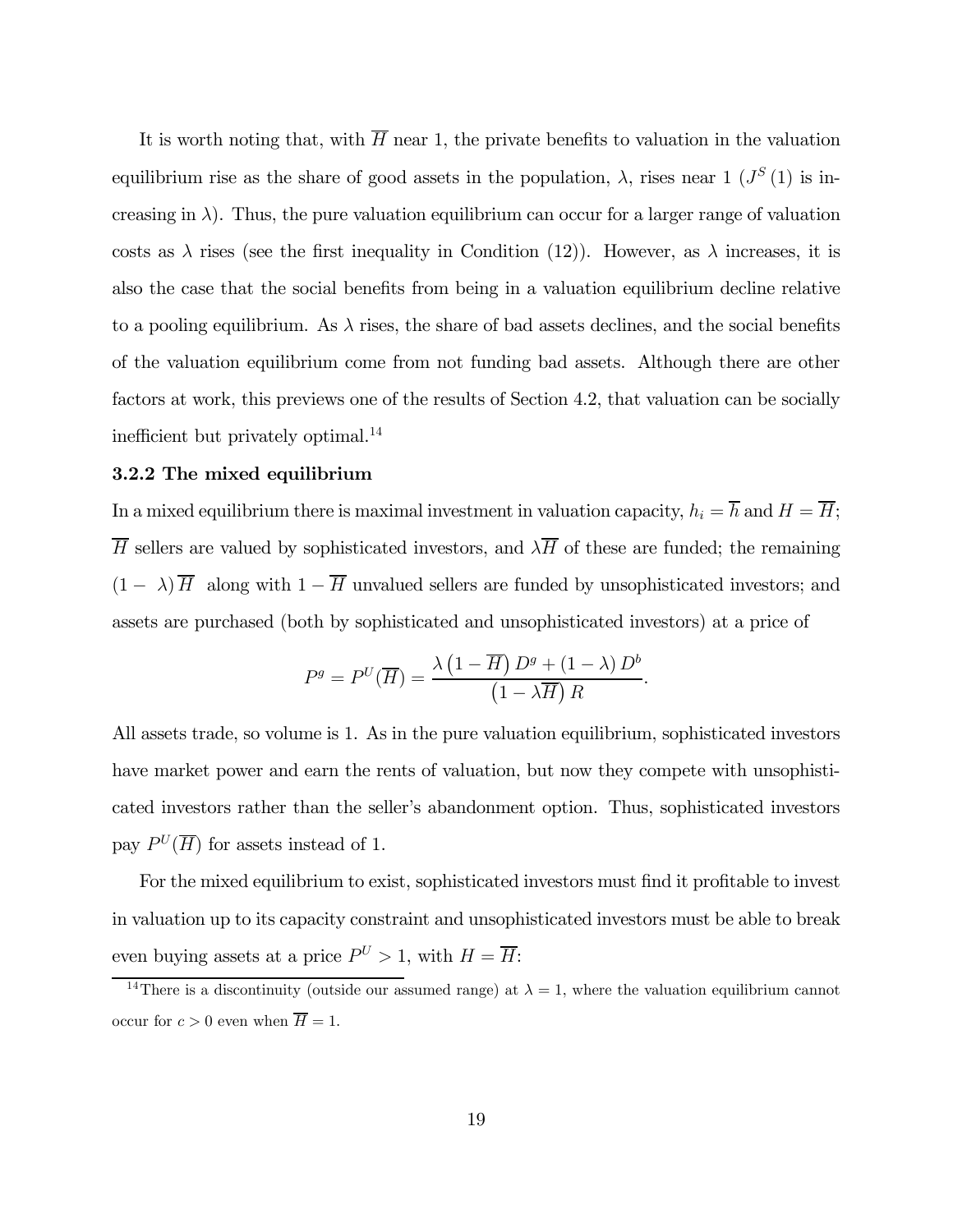It is worth noting that, with $\overline{H}$ near 1, the private benefits to valuation in the valuation equilibrium rise as the share of good assets in the population, $\lambda$, rises near 1 ($J^S(1)$ is increasing in $\lambda$). Thus, the pure valuation equilibrium can occur for a larger range of valuation costs as $\lambda$ rises (see the first inequality in Condition (12)). However, as $\lambda$ increases, it is also the case that the social benefits from being in a valuation equilibrium decline relative to a pooling equilibrium. As $\lambda$ rises, the share of bad assets declines, and the social benefits of the valuation equilibrium come from not funding bad assets. Although there are other factors at work, this previews one of the results of Section 4.2, that valuation can be socially inefficient but privately optimal.[14]

### 3.2.2 The mixed equilibrium

In a mixed equilibrium there is maximal investment in valuation capacity, $h_i = \overline{h}$ and $H = \overline{H}$; $\overline{H}$ sellers are valued by sophisticated investors, and $\lambda\overline{H}$ of these are funded; the remaining $(1-\lambda)\overline{H}$ along with $1-\overline{H}$ unvalued sellers are funded by unsophisticated investors; and assets are purchased (both by sophisticated and unsophisticated investors) at a price of

$$P^g = P^U(\overline{H}) = \frac{\lambda\left(1-\overline{H}\right)D^g + (1-\lambda)D^b}{\left(1-\lambda\overline{H}\right)R}.$$

All assets trade, so volume is 1. As in the pure valuation equilibrium, sophisticated investors have market power and earn the rents of valuation, but now they compete with unsophisticated investors rather than the seller's abandonment option. Thus, sophisticated investors pay $P^U(\overline{H})$ for assets instead of 1.

For the mixed equilibrium to exist, sophisticated investors must find it profitable to invest in valuation up to its capacity constraint and unsophisticated investors must be able to break even buying assets at a price $P^U > 1$, with $H = \overline{H}$:

[14] There is a discontinuity (outside our assumed range) at $\lambda = 1$, where the valuation equilibrium cannot occur for $c > 0$ even when $\overline{H} = 1$.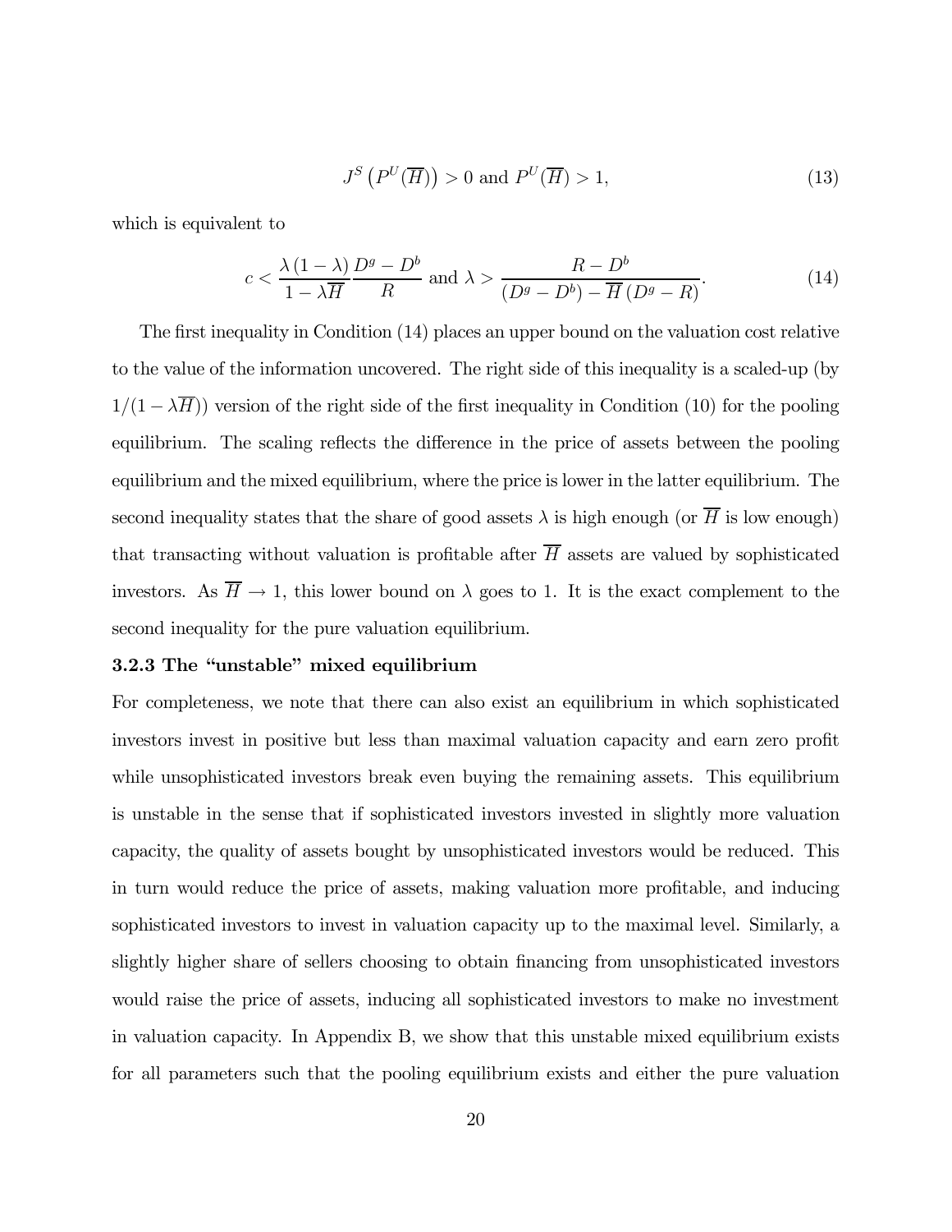$$J^S\left(P^U(\overline{H})\right) > 0 \text{ and } P^U(\overline{H}) > 1, \tag{13}$$

which is equivalent to

$$c < \frac{\lambda(1-\lambda)}{1-\lambda\overline{H}}\frac{D^g - D^b}{R} \text{ and } \lambda > \frac{R - D^b}{(D^g - D^b) - \overline{H}(D^g - R)}. \tag{14}$$

The first inequality in Condition (14) places an upper bound on the valuation cost relative to the value of the information uncovered. The right side of this inequality is a scaled-up (by $1/(1-\lambda\overline{H})$) version of the right side of the first inequality in Condition (10) for the pooling equilibrium. The scaling reflects the difference in the price of assets between the pooling equilibrium and the mixed equilibrium, where the price is lower in the latter equilibrium. The second inequality states that the share of good assets $\lambda$ is high enough (or $\overline{H}$ is low enough) that transacting without valuation is profitable after $\overline{H}$ assets are valued by sophisticated investors. As $\overline{H} \to 1$, this lower bound on $\lambda$ goes to 1. It is the exact complement to the second inequality for the pure valuation equilibrium.

### 3.2.3 The "unstable" mixed equilibrium

For completeness, we note that there can also exist an equilibrium in which sophisticated investors invest in positive but less than maximal valuation capacity and earn zero profit while unsophisticated investors break even buying the remaining assets. This equilibrium is unstable in the sense that if sophisticated investors invested in slightly more valuation capacity, the quality of assets bought by unsophisticated investors would be reduced. This in turn would reduce the price of assets, making valuation more profitable, and inducing sophisticated investors to invest in valuation capacity up to the maximal level. Similarly, a slightly higher share of sellers choosing to obtain financing from unsophisticated investors would raise the price of assets, inducing all sophisticated investors to make no investment in valuation capacity. In Appendix B, we show that this unstable mixed equilibrium exists for all parameters such that the pooling equilibrium exists and either the pure valuation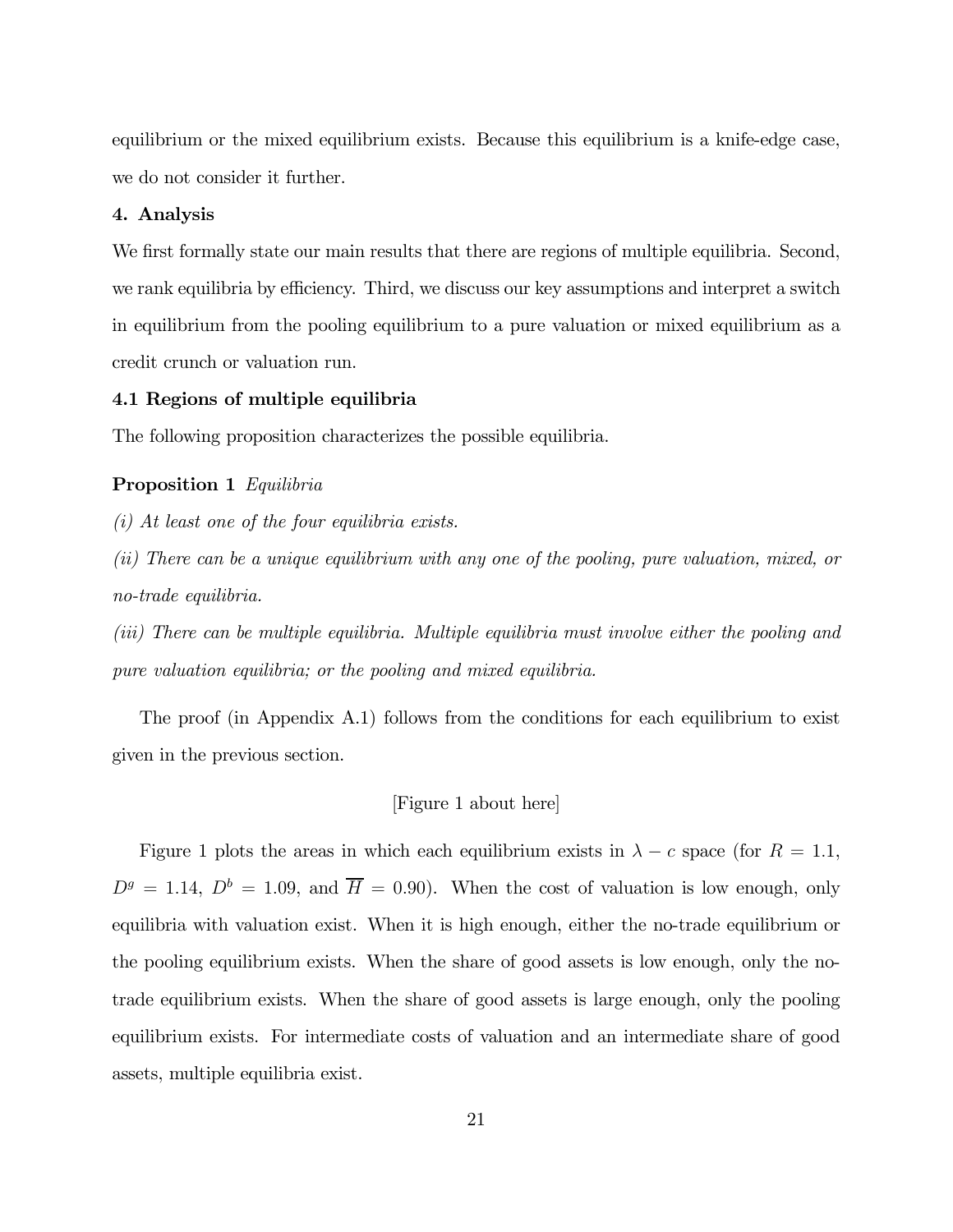equilibrium or the mixed equilibrium exists. Because this equilibrium is a knife-edge case, we do not consider it further.

## 4. Analysis

We first formally state our main results that there are regions of multiple equilibria. Second, we rank equilibria by efficiency. Third, we discuss our key assumptions and interpret a switch in equilibrium from the pooling equilibrium to a pure valuation or mixed equilibrium as a credit crunch or valuation run.

### 4.1 Regions of multiple equilibria

The following proposition characterizes the possible equilibria.

**Proposition 1** *Equilibria*

*(i) At least one of the four equilibria exists.*

*(ii) There can be a unique equilibrium with any one of the pooling, pure valuation, mixed, or no-trade equilibria.*

*(iii) There can be multiple equilibria. Multiple equilibria must involve either the pooling and pure valuation equilibria; or the pooling and mixed equilibria.*

The proof (in Appendix A.1) follows from the conditions for each equilibrium to exist given in the previous section.

[Figure 1 about here]

Figure 1 plots the areas in which each equilibrium exists in $\lambda - c$ space (for $R = 1.1$, $D^g = 1.14$, $D^b = 1.09$, and $\overline{H} = 0.90$). When the cost of valuation is low enough, only equilibria with valuation exist. When it is high enough, either the no-trade equilibrium or the pooling equilibrium exists. When the share of good assets is low enough, only the no-trade equilibrium exists. When the share of good assets is large enough, only the pooling equilibrium exists. For intermediate costs of valuation and an intermediate share of good assets, multiple equilibria exist.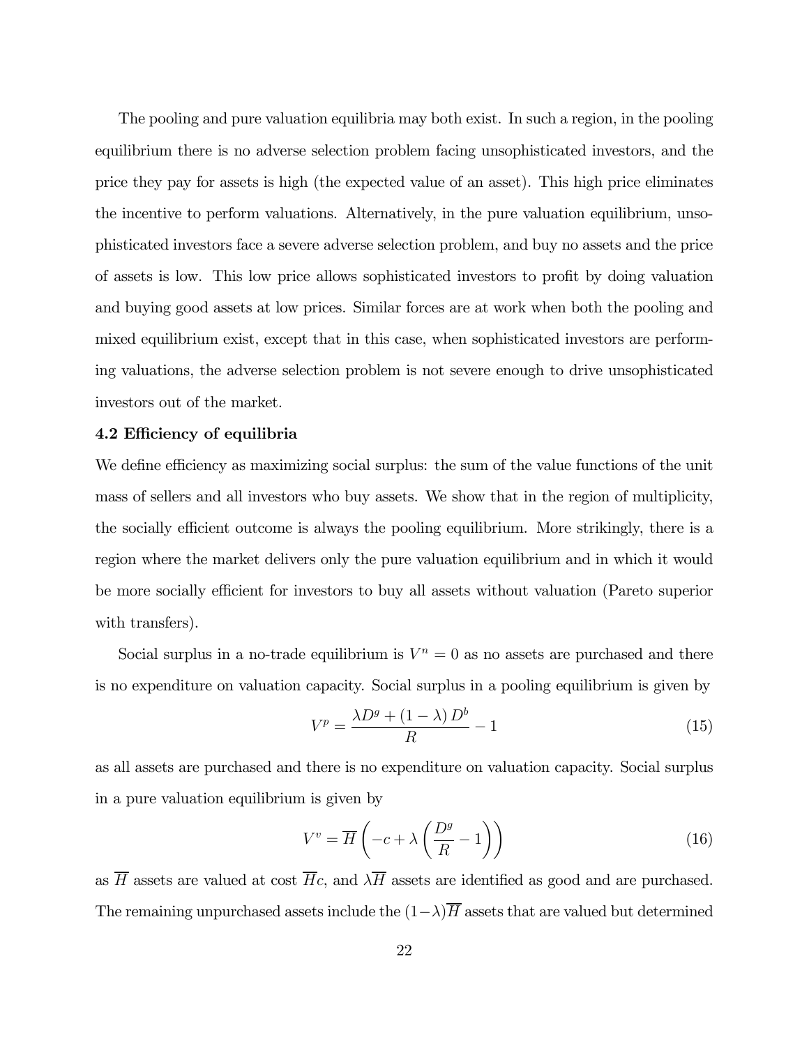The pooling and pure valuation equilibria may both exist. In such a region, in the pooling equilibrium there is no adverse selection problem facing unsophisticated investors, and the price they pay for assets is high (the expected value of an asset). This high price eliminates the incentive to perform valuations. Alternatively, in the pure valuation equilibrium, unsophisticated investors face a severe adverse selection problem, and buy no assets and the price of assets is low. This low price allows sophisticated investors to profit by doing valuation and buying good assets at low prices. Similar forces are at work when both the pooling and mixed equilibrium exist, except that in this case, when sophisticated investors are performing valuations, the adverse selection problem is not severe enough to drive unsophisticated investors out of the market.

### 4.2 Efficiency of equilibria

We define efficiency as maximizing social surplus: the sum of the value functions of the unit mass of sellers and all investors who buy assets. We show that in the region of multiplicity, the socially efficient outcome is always the pooling equilibrium. More strikingly, there is a region where the market delivers only the pure valuation equilibrium and in which it would be more socially efficient for investors to buy all assets without valuation (Pareto superior with transfers).

Social surplus in a no-trade equilibrium is $V^n = 0$ as no assets are purchased and there is no expenditure on valuation capacity. Social surplus in a pooling equilibrium is given by

$$V^p = \frac{\lambda D^g + (1-\lambda) D^b}{R} - 1 \tag{15}$$

as all assets are purchased and there is no expenditure on valuation capacity. Social surplus in a pure valuation equilibrium is given by

$$V^v = \overline{H} \left( -c + \lambda \left( \frac{D^g}{R} - 1 \right) \right) \tag{16}$$

as $\overline{H}$ assets are valued at cost $\overline{H}c$, and $\lambda \overline{H}$ assets are identified as good and are purchased. The remaining unpurchased assets include the $(1-\lambda)\overline{H}$ assets that are valued but determined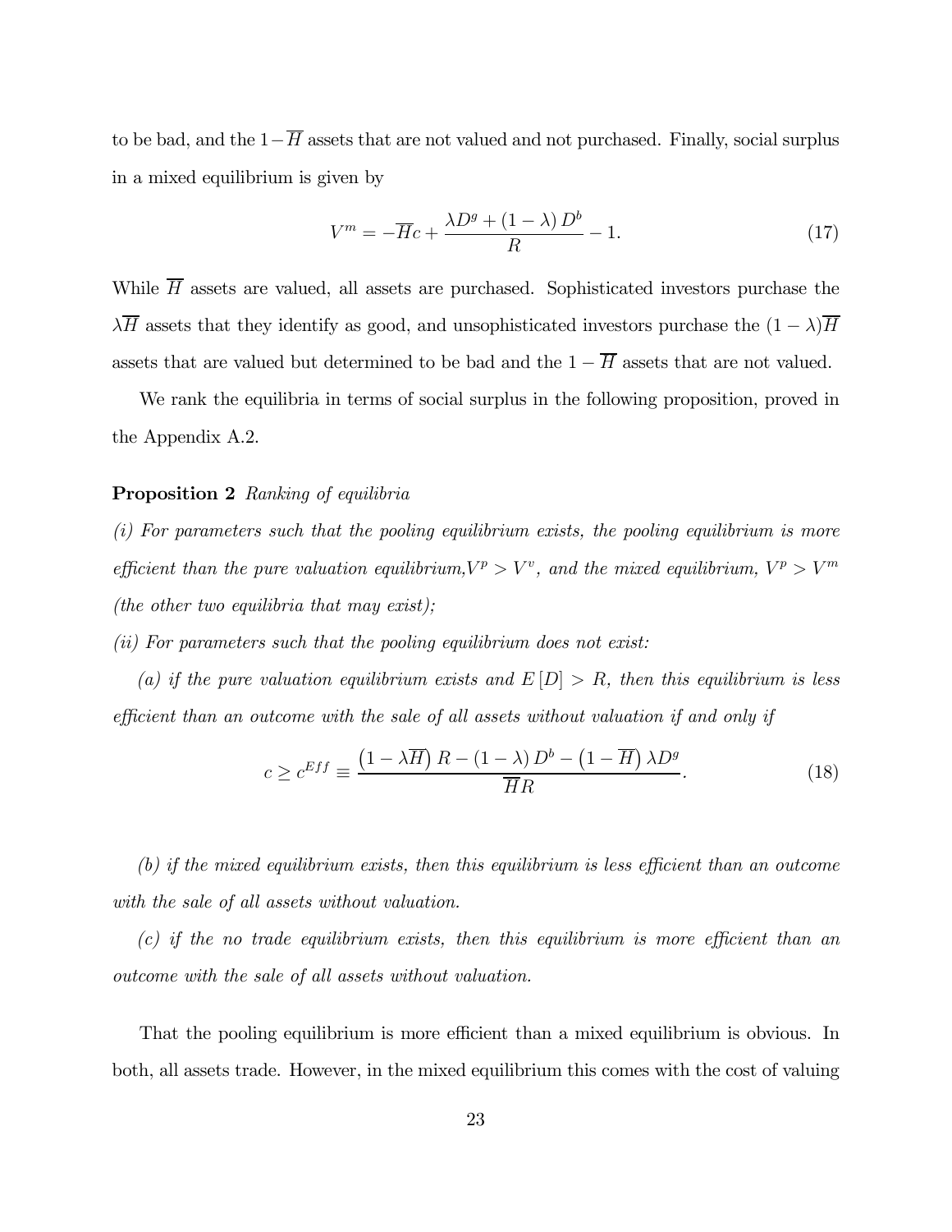to be bad, and the $1-\overline{H}$ assets that are not valued and not purchased. Finally, social surplus in a mixed equilibrium is given by

$$V^m = -\overline{H}c + \frac{\lambda D^g + (1-\lambda) D^b}{R} - 1. \tag{17}$$

While $\overline{H}$ assets are valued, all assets are purchased. Sophisticated investors purchase the $\lambda\overline{H}$ assets that they identify as good, and unsophisticated investors purchase the $(1-\lambda)\overline{H}$ assets that are valued but determined to be bad and the $1-\overline{H}$ assets that are not valued.

We rank the equilibria in terms of social surplus in the following proposition, proved in the Appendix A.2.

**Proposition 2** *Ranking of equilibria*

*(i) For parameters such that the pooling equilibrium exists, the pooling equilibrium is more efficient than the pure valuation equilibrium,* $V^p > V^v$*, and the mixed equilibrium,* $V^p > V^m$ *(the other two equilibria that may exist);*

*(ii) For parameters such that the pooling equilibrium does not exist:*

*(a) if the pure valuation equilibrium exists and* $E[D] > R$*, then this equilibrium is less efficient than an outcome with the sale of all assets without valuation if and only if*

$$c \geq c^{Eff} \equiv \frac{\left(1-\lambda\overline{H}\right)R - (1-\lambda)D^b - \left(1-\overline{H}\right)\lambda D^g}{\overline{H}R}. \tag{18}$$

*(b) if the mixed equilibrium exists, then this equilibrium is less efficient than an outcome with the sale of all assets without valuation.*

*(c) if the no trade equilibrium exists, then this equilibrium is more efficient than an outcome with the sale of all assets without valuation.*

That the pooling equilibrium is more efficient than a mixed equilibrium is obvious. In both, all assets trade. However, in the mixed equilibrium this comes with the cost of valuing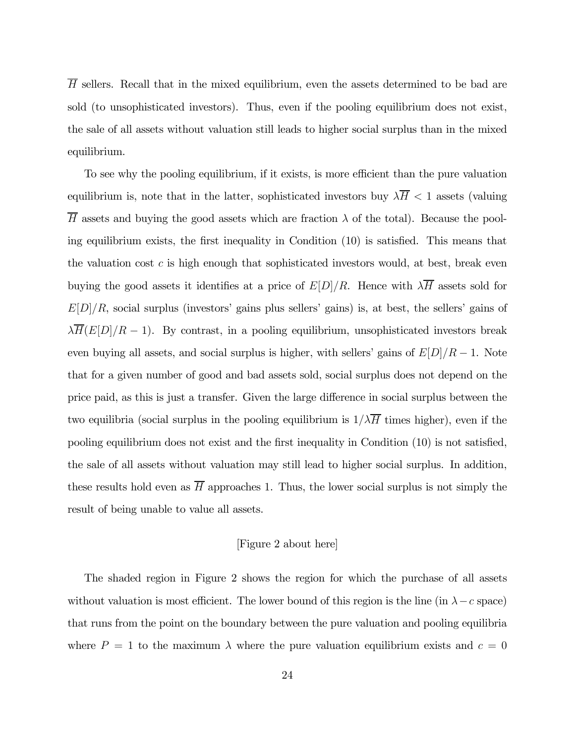$\overline{H}$ sellers. Recall that in the mixed equilibrium, even the assets determined to be bad are sold (to unsophisticated investors). Thus, even if the pooling equilibrium does not exist, the sale of all assets without valuation still leads to higher social surplus than in the mixed equilibrium.

To see why the pooling equilibrium, if it exists, is more efficient than the pure valuation equilibrium is, note that in the latter, sophisticated investors buy $\lambda\overline{H} < 1$ assets (valuing $\overline{H}$ assets and buying the good assets which are fraction $\lambda$ of the total). Because the pooling equilibrium exists, the first inequality in Condition (10) is satisfied. This means that the valuation cost $c$ is high enough that sophisticated investors would, at best, break even buying the good assets it identifies at a price of $E[D]/R$. Hence with $\lambda\overline{H}$ assets sold for $E[D]/R$, social surplus (investors' gains plus sellers' gains) is, at best, the sellers' gains of $\lambda\overline{H}(E[D]/R - 1)$. By contrast, in a pooling equilibrium, unsophisticated investors break even buying all assets, and social surplus is higher, with sellers' gains of $E[D]/R - 1$. Note that for a given number of good and bad assets sold, social surplus does not depend on the price paid, as this is just a transfer. Given the large difference in social surplus between the two equilibria (social surplus in the pooling equilibrium is $1/\lambda\overline{H}$ times higher), even if the pooling equilibrium does not exist and the first inequality in Condition (10) is not satisfied, the sale of all assets without valuation may still lead to higher social surplus. In addition, these results hold even as $\overline{H}$ approaches 1. Thus, the lower social surplus is not simply the result of being unable to value all assets.

[Figure 2 about here]

The shaded region in Figure 2 shows the region for which the purchase of all assets without valuation is most efficient. The lower bound of this region is the line (in $\lambda - c$ space) that runs from the point on the boundary between the pure valuation and pooling equilibria where $P = 1$ to the maximum $\lambda$ where the pure valuation equilibrium exists and $c = 0$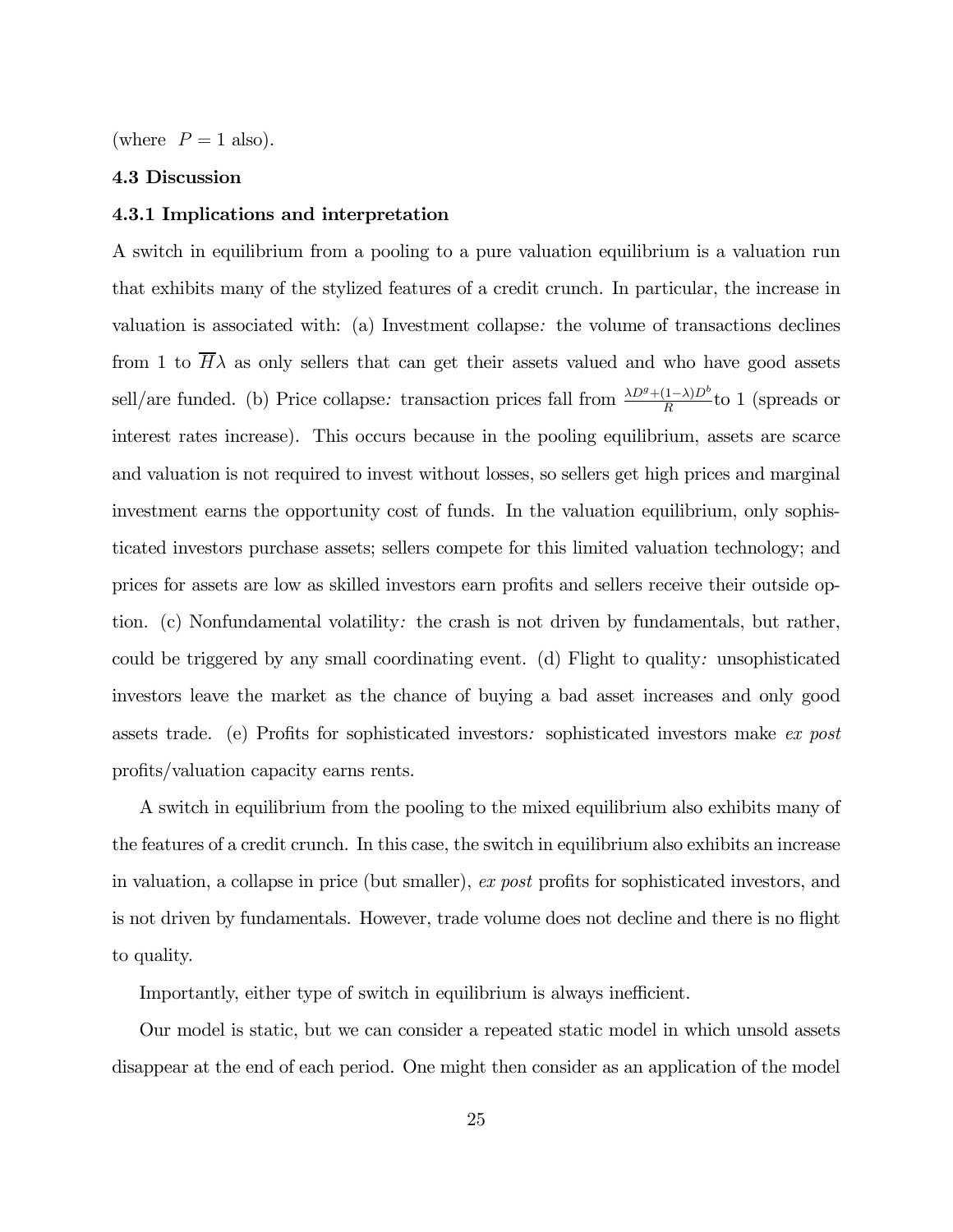(where $P = 1$ also).

### 4.3 Discussion

#### 4.3.1 Implications and interpretation

A switch in equilibrium from a pooling to a pure valuation equilibrium is a valuation run that exhibits many of the stylized features of a credit crunch. In particular, the increase in valuation is associated with: (a) Investment collapse*:* the volume of transactions declines from 1 to $\overline{H}\lambda$ as only sellers that can get their assets valued and who have good assets sell/are funded. (b) Price collapse*:* transaction prices fall from $\frac{\lambda D^g + (1-\lambda)D^b}{R}$ to 1 (spreads or interest rates increase). This occurs because in the pooling equilibrium, assets are scarce and valuation is not required to invest without losses, so sellers get high prices and marginal investment earns the opportunity cost of funds. In the valuation equilibrium, only sophisticated investors purchase assets; sellers compete for this limited valuation technology; and prices for assets are low as skilled investors earn profits and sellers receive their outside option. (c) Nonfundamental volatility*:* the crash is not driven by fundamentals, but rather, could be triggered by any small coordinating event. (d) Flight to quality*:* unsophisticated investors leave the market as the chance of buying a bad asset increases and only good assets trade. (e) Profits for sophisticated investors*:* sophisticated investors make *ex post* profits/valuation capacity earns rents.

A switch in equilibrium from the pooling to the mixed equilibrium also exhibits many of the features of a credit crunch. In this case, the switch in equilibrium also exhibits an increase in valuation, a collapse in price (but smaller), *ex post* profits for sophisticated investors, and is not driven by fundamentals. However, trade volume does not decline and there is no flight to quality.

Importantly, either type of switch in equilibrium is always inefficient.

Our model is static, but we can consider a repeated static model in which unsold assets disappear at the end of each period. One might then consider as an application of the model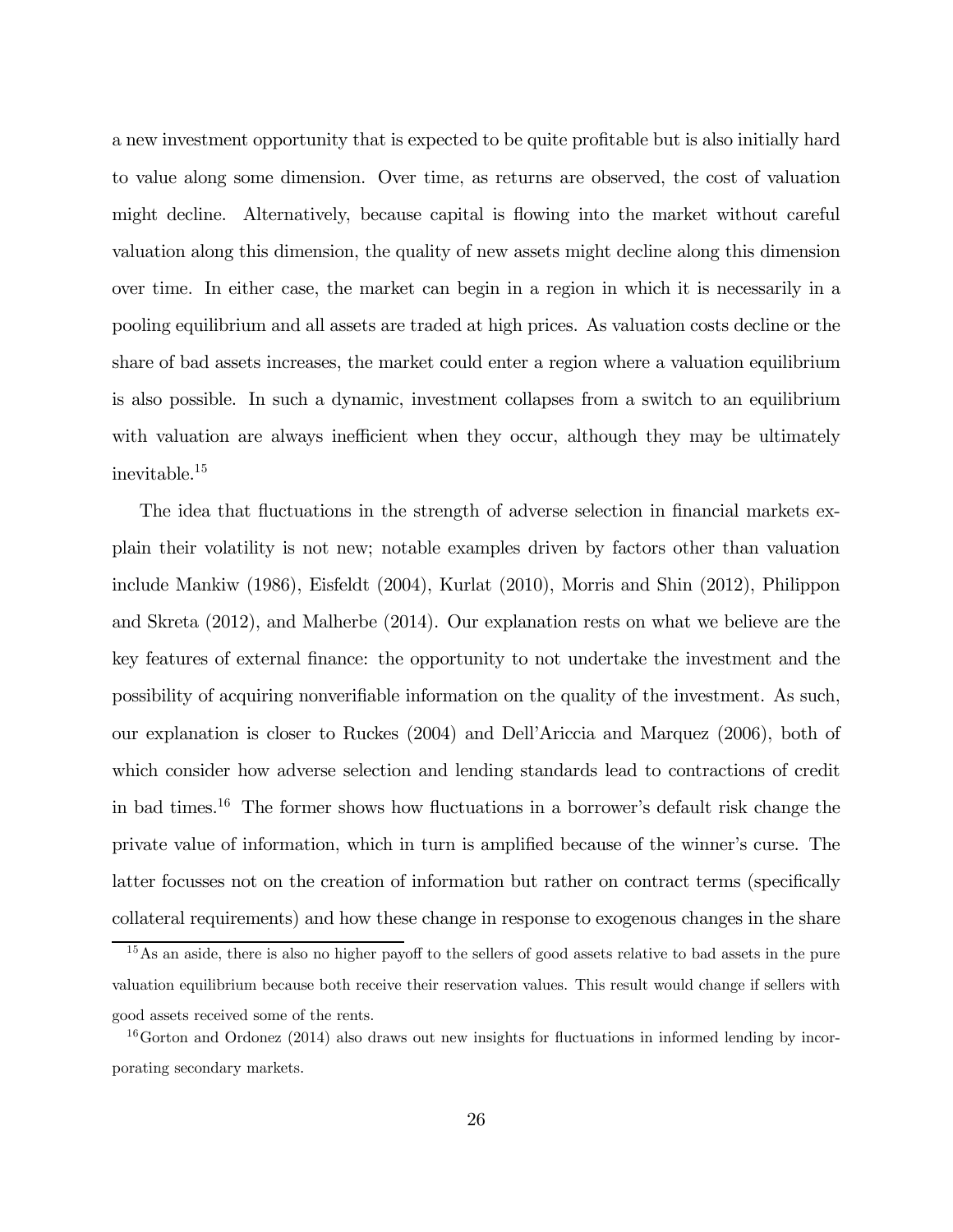a new investment opportunity that is expected to be quite profitable but is also initially hard to value along some dimension. Over time, as returns are observed, the cost of valuation might decline. Alternatively, because capital is flowing into the market without careful valuation along this dimension, the quality of new assets might decline along this dimension over time. In either case, the market can begin in a region in which it is necessarily in a pooling equilibrium and all assets are traded at high prices. As valuation costs decline or the share of bad assets increases, the market could enter a region where a valuation equilibrium is also possible. In such a dynamic, investment collapses from a switch to an equilibrium with valuation are always inefficient when they occur, although they may be ultimately inevitable.[15]

The idea that fluctuations in the strength of adverse selection in financial markets explain their volatility is not new; notable examples driven by factors other than valuation include Mankiw (1986), Eisfeldt (2004), Kurlat (2010), Morris and Shin (2012), Philippon and Skreta (2012), and Malherbe (2014). Our explanation rests on what we believe are the key features of external finance: the opportunity to not undertake the investment and the possibility of acquiring nonverifiable information on the quality of the investment. As such, our explanation is closer to Ruckes (2004) and Dell'Ariccia and Marquez (2006), both of which consider how adverse selection and lending standards lead to contractions of credit in bad times.[16] The former shows how fluctuations in a borrower's default risk change the private value of information, which in turn is amplified because of the winner's curse. The latter focusses not on the creation of information but rather on contract terms (specifically collateral requirements) and how these change in response to exogenous changes in the share

[15] As an aside, there is also no higher payoff to the sellers of good assets relative to bad assets in the pure valuation equilibrium because both receive their reservation values. This result would change if sellers with good assets received some of the rents.

[16] Gorton and Ordonez (2014) also draws out new insights for fluctuations in informed lending by incorporating secondary markets.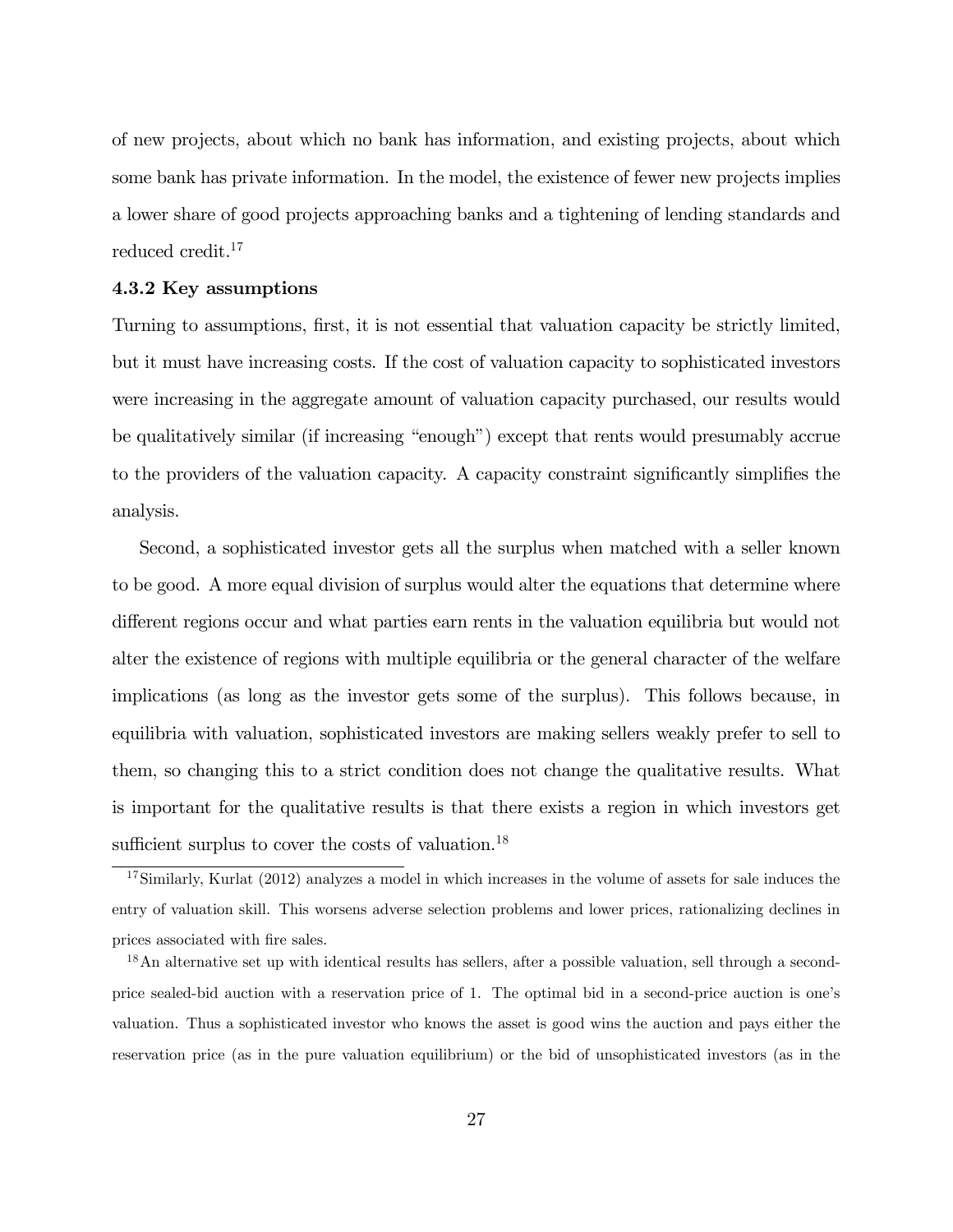of new projects, about which no bank has information, and existing projects, about which some bank has private information. In the model, the existence of fewer new projects implies a lower share of good projects approaching banks and a tightening of lending standards and reduced credit.[17]

#### 4.3.2 Key assumptions

Turning to assumptions, first, it is not essential that valuation capacity be strictly limited, but it must have increasing costs. If the cost of valuation capacity to sophisticated investors were increasing in the aggregate amount of valuation capacity purchased, our results would be qualitatively similar (if increasing "enough") except that rents would presumably accrue to the providers of the valuation capacity. A capacity constraint significantly simplifies the analysis.

Second, a sophisticated investor gets all the surplus when matched with a seller known to be good. A more equal division of surplus would alter the equations that determine where different regions occur and what parties earn rents in the valuation equilibria but would not alter the existence of regions with multiple equilibria or the general character of the welfare implications (as long as the investor gets some of the surplus). This follows because, in equilibria with valuation, sophisticated investors are making sellers weakly prefer to sell to them, so changing this to a strict condition does not change the qualitative results. What is important for the qualitative results is that there exists a region in which investors get sufficient surplus to cover the costs of valuation.[18]

---

[17] Similarly, Kurlat (2012) analyzes a model in which increases in the volume of assets for sale induces the entry of valuation skill. This worsens adverse selection problems and lower prices, rationalizing declines in prices associated with fire sales.

[18] An alternative set up with identical results has sellers, after a possible valuation, sell through a second-price sealed-bid auction with a reservation price of 1. The optimal bid in a second-price auction is one's valuation. Thus a sophisticated investor who knows the asset is good wins the auction and pays either the reservation price (as in the pure valuation equilibrium) or the bid of unsophisticated investors (as in the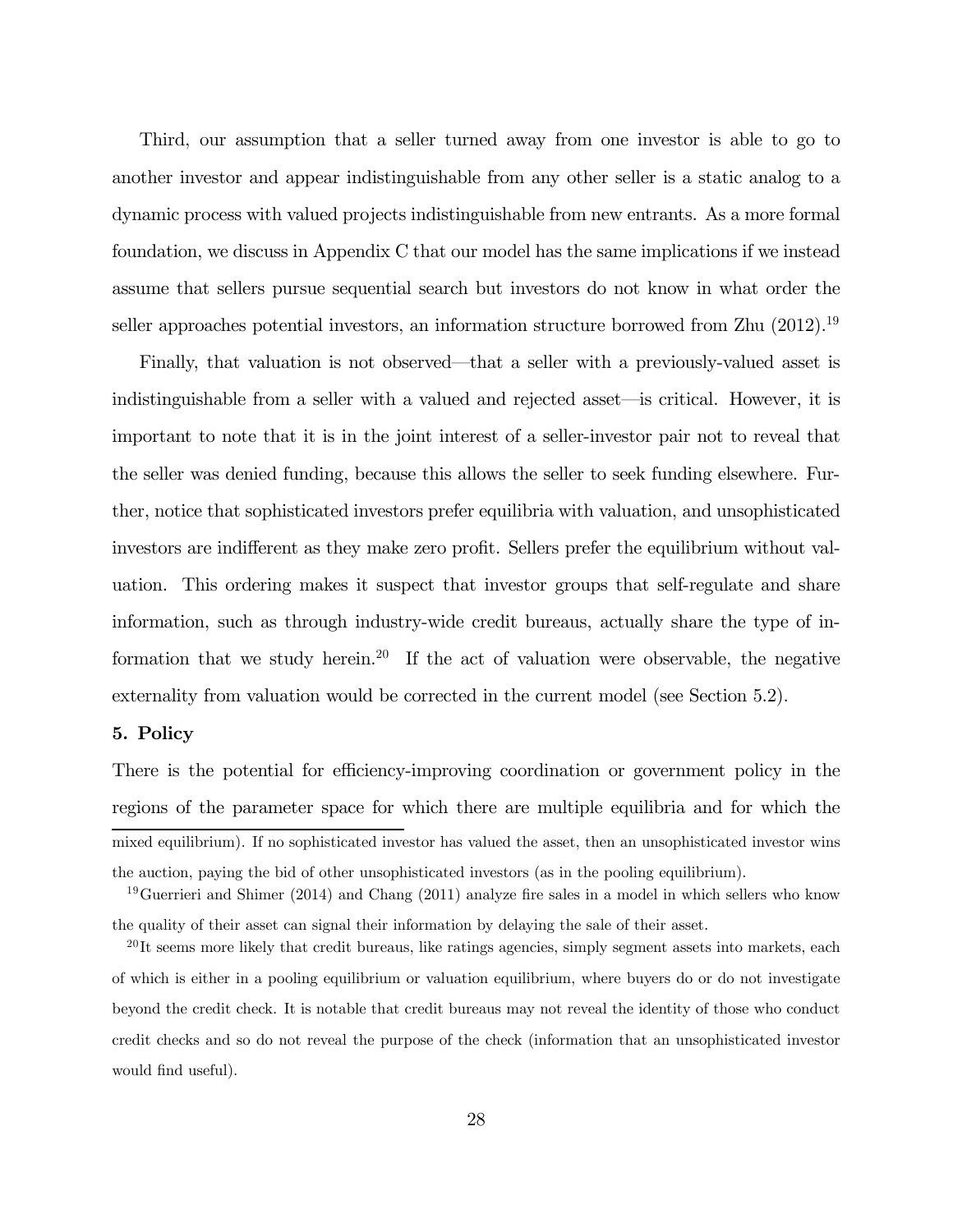Third, our assumption that a seller turned away from one investor is able to go to another investor and appear indistinguishable from any other seller is a static analog to a dynamic process with valued projects indistinguishable from new entrants. As a more formal foundation, we discuss in Appendix C that our model has the same implications if we instead assume that sellers pursue sequential search but investors do not know in what order the seller approaches potential investors, an information structure borrowed from Zhu (2012).[19]

Finally, that valuation is not observed—that a seller with a previously-valued asset is indistinguishable from a seller with a valued and rejected asset—is critical. However, it is important to note that it is in the joint interest of a seller-investor pair not to reveal that the seller was denied funding, because this allows the seller to seek funding elsewhere. Further, notice that sophisticated investors prefer equilibria with valuation, and unsophisticated investors are indifferent as they make zero profit. Sellers prefer the equilibrium without valuation. This ordering makes it suspect that investor groups that self-regulate and share information, such as through industry-wide credit bureaus, actually share the type of information that we study herein.[20] If the act of valuation were observable, the negative externality from valuation would be corrected in the current model (see Section 5.2).

## 5. Policy

There is the potential for efficiency-improving coordination or government policy in the regions of the parameter space for which there are multiple equilibria and for which the

---

mixed equilibrium). If no sophisticated investor has valued the asset, then an unsophisticated investor wins the auction, paying the bid of other unsophisticated investors (as in the pooling equilibrium).

[19] Guerrieri and Shimer (2014) and Chang (2011) analyze fire sales in a model in which sellers who know the quality of their asset can signal their information by delaying the sale of their asset.

[20] It seems more likely that credit bureaus, like ratings agencies, simply segment assets into markets, each of which is either in a pooling equilibrium or valuation equilibrium, where buyers do or do not investigate beyond the credit check. It is notable that credit bureaus may not reveal the identity of those who conduct credit checks and so do not reveal the purpose of the check (information that an unsophisticated investor would find useful).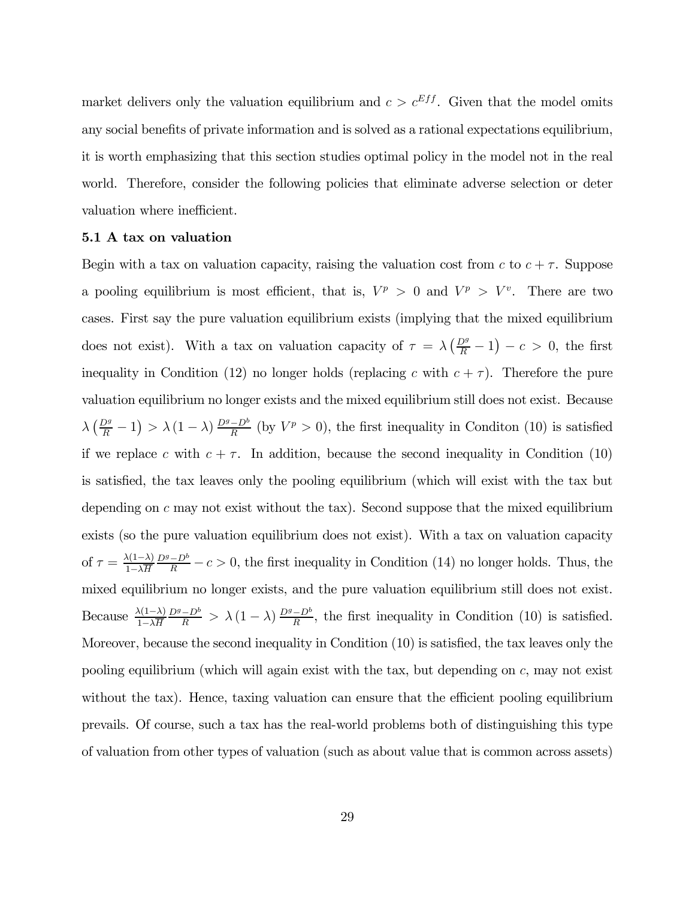market delivers only the valuation equilibrium and $c > c^{Eff}$. Given that the model omits any social benefits of private information and is solved as a rational expectations equilibrium, it is worth emphasizing that this section studies optimal policy in the model not in the real world. Therefore, consider the following policies that eliminate adverse selection or deter valuation where inefficient.

### 5.1 A tax on valuation

Begin with a tax on valuation capacity, raising the valuation cost from $c$ to $c + \tau$. Suppose a pooling equilibrium is most efficient, that is, $V^p > 0$ and $V^p > V^v$. There are two cases. First say the pure valuation equilibrium exists (implying that the mixed equilibrium does not exist). With a tax on valuation capacity of $\tau = \lambda\left(\frac{D^g}{R} - 1\right) - c > 0$, the first inequality in Condition (12) no longer holds (replacing $c$ with $c + \tau$). Therefore the pure valuation equilibrium no longer exists and the mixed equilibrium still does not exist. Because $\lambda\left(\frac{D^g}{R} - 1\right) > \lambda(1-\lambda)\frac{D^g - D^b}{R}$ (by $V^p > 0$), the first inequality in Conditon (10) is satisfied if we replace $c$ with $c + \tau$. In addition, because the second inequality in Condition (10) is satisfied, the tax leaves only the pooling equilibrium (which will exist with the tax but depending on $c$ may not exist without the tax). Second suppose that the mixed equilibrium exists (so the pure valuation equilibrium does not exist). With a tax on valuation capacity of $\tau = \frac{\lambda(1-\lambda)}{1-\lambda\overline{H}}\frac{D^g - D^b}{R} - c > 0$, the first inequality in Condition (14) no longer holds. Thus, the mixed equilibrium no longer exists, and the pure valuation equilibrium still does not exist. Because $\frac{\lambda(1-\lambda)}{1-\lambda\overline{H}}\frac{D^g - D^b}{R} > \lambda(1-\lambda)\frac{D^g - D^b}{R}$, the first inequality in Condition (10) is satisfied. Moreover, because the second inequality in Condition (10) is satisfied, the tax leaves only the pooling equilibrium (which will again exist with the tax, but depending on $c$, may not exist without the tax). Hence, taxing valuation can ensure that the efficient pooling equilibrium prevails. Of course, such a tax has the real-world problems both of distinguishing this type of valuation from other types of valuation (such as about value that is common across assets)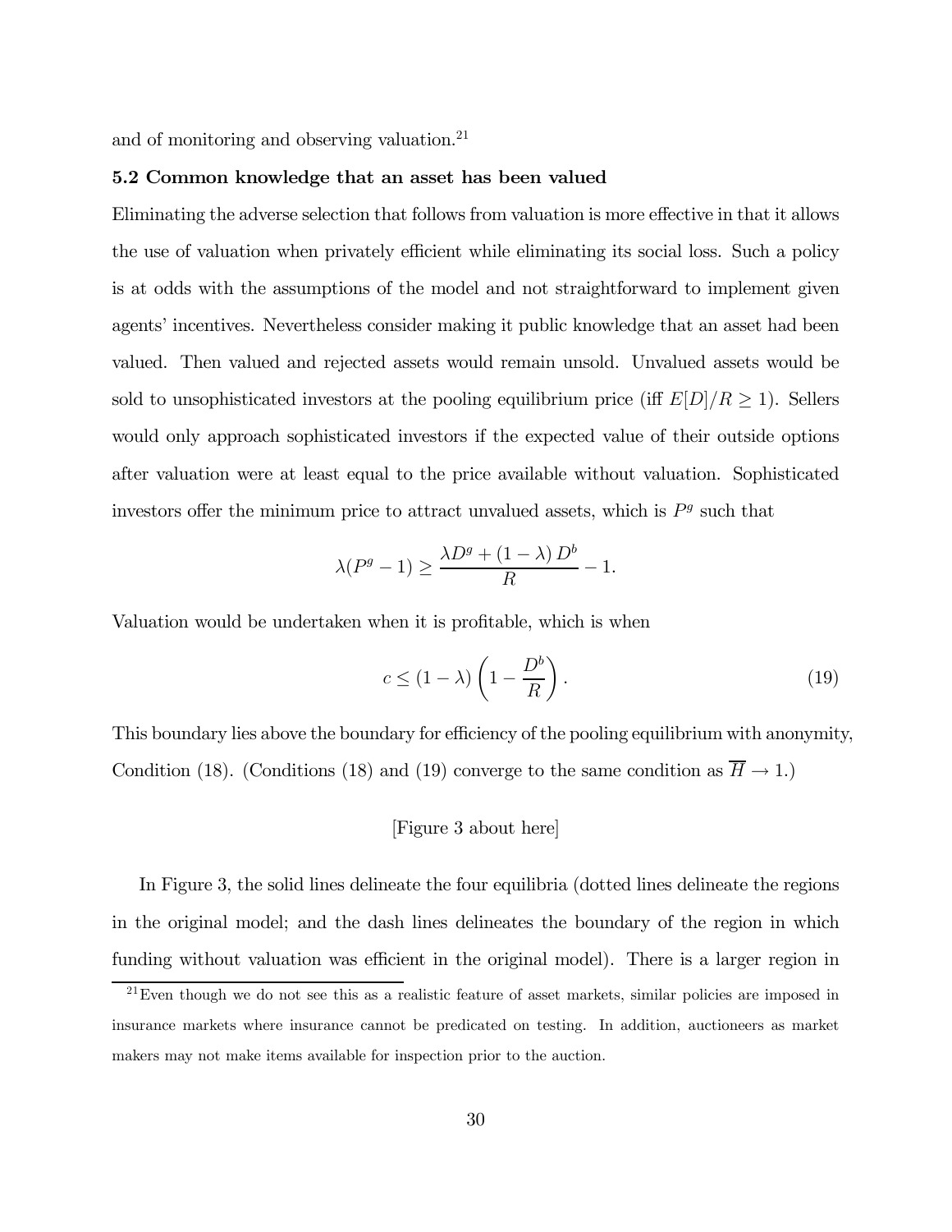and of monitoring and observing valuation.[21]

**5.2 Common knowledge that an asset has been valued**

Eliminating the adverse selection that follows from valuation is more effective in that it allows the use of valuation when privately efficient while eliminating its social loss. Such a policy is at odds with the assumptions of the model and not straightforward to implement given agents' incentives. Nevertheless consider making it public knowledge that an asset had been valued. Then valued and rejected assets would remain unsold. Unvalued assets would be sold to unsophisticated investors at the pooling equilibrium price (iff $E[D]/R \geq 1$). Sellers would only approach sophisticated investors if the expected value of their outside options after valuation were at least equal to the price available without valuation. Sophisticated investors offer the minimum price to attract unvalued assets, which is $P^g$ such that

$$\lambda(P^g - 1) \geq \frac{\lambda D^g + (1 - \lambda) D^b}{R} - 1.$$

Valuation would be undertaken when it is profitable, which is when

$$c \leq (1 - \lambda) \left(1 - \frac{D^b}{R}\right). \tag{19}$$

This boundary lies above the boundary for efficiency of the pooling equilibrium with anonymity, Condition (18). (Conditions (18) and (19) converge to the same condition as $\overline{H} \to 1$.)

[Figure 3 about here]

In Figure 3, the solid lines delineate the four equilibria (dotted lines delineate the regions in the original model; and the dash lines delineates the boundary of the region in which funding without valuation was efficient in the original model). There is a larger region in

[21] Even though we do not see this as a realistic feature of asset markets, similar policies are imposed in insurance markets where insurance cannot be predicated on testing. In addition, auctioneers as market makers may not make items available for inspection prior to the auction.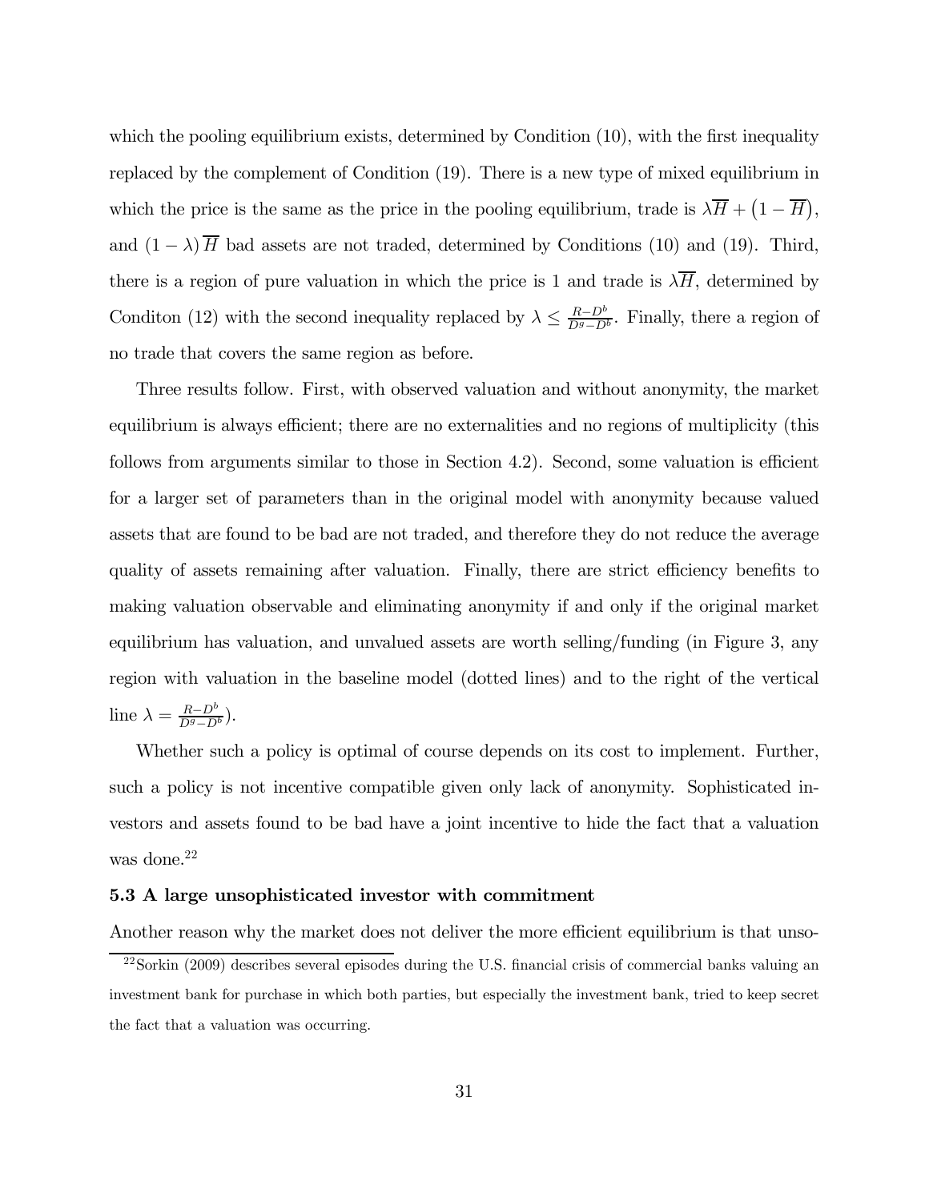which the pooling equilibrium exists, determined by Condition (10), with the first inequality replaced by the complement of Condition (19). There is a new type of mixed equilibrium in which the price is the same as the price in the pooling equilibrium, trade is $\lambda\overline{H} + \left(1 - \overline{H}\right)$, and $(1 - \lambda)\overline{H}$ bad assets are not traded, determined by Conditions (10) and (19). Third, there is a region of pure valuation in which the price is 1 and trade is $\lambda\overline{H}$, determined by Conditon (12) with the second inequality replaced by $\lambda \leq \frac{R - D^b}{D^g - D^b}$. Finally, there a region of no trade that covers the same region as before.

Three results follow. First, with observed valuation and without anonymity, the market equilibrium is always efficient; there are no externalities and no regions of multiplicity (this follows from arguments similar to those in Section 4.2). Second, some valuation is efficient for a larger set of parameters than in the original model with anonymity because valued assets that are found to be bad are not traded, and therefore they do not reduce the average quality of assets remaining after valuation. Finally, there are strict efficiency benefits to making valuation observable and eliminating anonymity if and only if the original market equilibrium has valuation, and unvalued assets are worth selling/funding (in Figure 3, any region with valuation in the baseline model (dotted lines) and to the right of the vertical line $\lambda = \frac{R - D^b}{D^g - D^b}$).

Whether such a policy is optimal of course depends on its cost to implement. Further, such a policy is not incentive compatible given only lack of anonymity. Sophisticated investors and assets found to be bad have a joint incentive to hide the fact that a valuation was done.[22]

### 5.3 A large unsophisticated investor with commitment

Another reason why the market does not deliver the more efficient equilibrium is that unso-

[22] Sorkin (2009) describes several episodes during the U.S. financial crisis of commercial banks valuing an investment bank for purchase in which both parties, but especially the investment bank, tried to keep secret the fact that a valuation was occurring.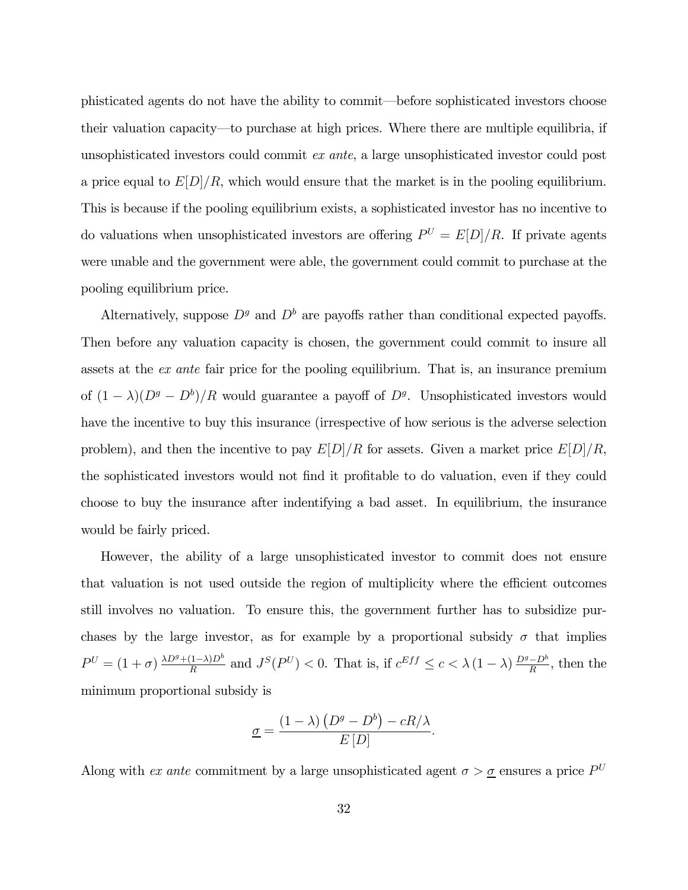phisticated agents do not have the ability to commit—before sophisticated investors choose their valuation capacity—to purchase at high prices. Where there are multiple equilibria, if unsophisticated investors could commit *ex ante*, a large unsophisticated investor could post a price equal to $E[D]/R$, which would ensure that the market is in the pooling equilibrium. This is because if the pooling equilibrium exists, a sophisticated investor has no incentive to do valuations when unsophisticated investors are offering $P^U = E[D]/R$. If private agents were unable and the government were able, the government could commit to purchase at the pooling equilibrium price.

Alternatively, suppose $D^g$ and $D^b$ are payoffs rather than conditional expected payoffs. Then before any valuation capacity is chosen, the government could commit to insure all assets at the *ex ante* fair price for the pooling equilibrium. That is, an insurance premium of $(1-\lambda)(D^g - D^b)/R$ would guarantee a payoff of $D^g$. Unsophisticated investors would have the incentive to buy this insurance (irrespective of how serious is the adverse selection problem), and then the incentive to pay $E[D]/R$ for assets. Given a market price $E[D]/R$, the sophisticated investors would not find it profitable to do valuation, even if they could choose to buy the insurance after indentifying a bad asset. In equilibrium, the insurance would be fairly priced.

However, the ability of a large unsophisticated investor to commit does not ensure that valuation is not used outside the region of multiplicity where the efficient outcomes still involves no valuation. To ensure this, the government further has to subsidize purchases by the large investor, as for example by a proportional subsidy $\sigma$ that implies $P^U = (1+\sigma)\frac{\lambda D^g + (1-\lambda)D^b}{R}$ and $J^S(P^U) < 0$. That is, if $c^{Eff} \leq c < \lambda(1-\lambda)\frac{D^g - D^b}{R}$, then the minimum proportional subsidy is

$$\underline{\sigma} = \frac{(1-\lambda)\left(D^g - D^b\right) - cR/\lambda}{E\left[D\right]}.$$

Along with *ex ante* commitment by a large unsophisticated agent $\sigma > \underline{\sigma}$ ensures a price $P^U$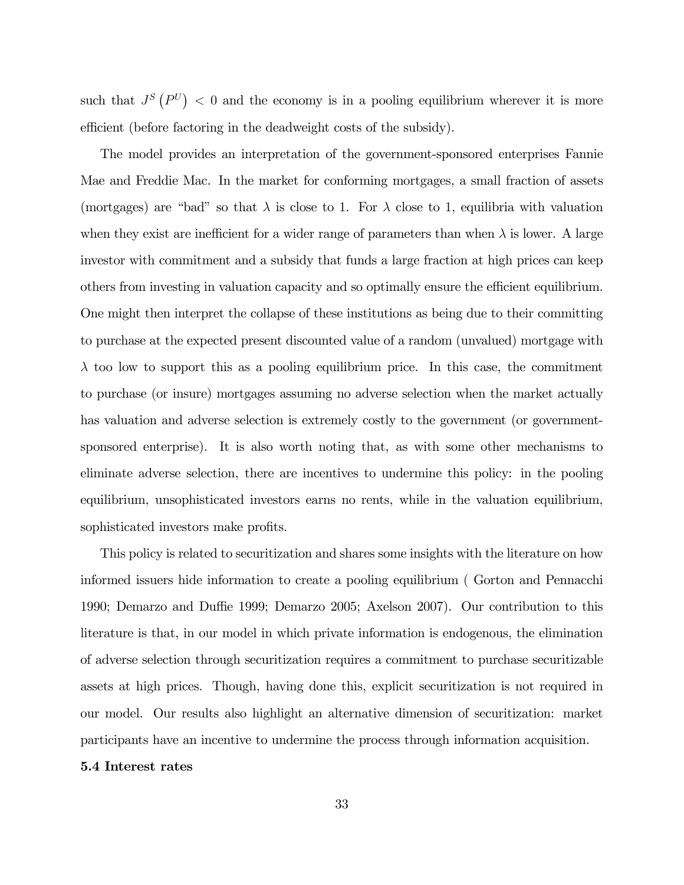such that $J^S\left(P^U\right) < 0$ and the economy is in a pooling equilibrium wherever it is more efficient (before factoring in the deadweight costs of the subsidy).

The model provides an interpretation of the government-sponsored enterprises Fannie Mae and Freddie Mac. In the market for conforming mortgages, a small fraction of assets (mortgages) are "bad" so that $\lambda$ is close to 1. For $\lambda$ close to 1, equilibria with valuation when they exist are inefficient for a wider range of parameters than when $\lambda$ is lower. A large investor with commitment and a subsidy that funds a large fraction at high prices can keep others from investing in valuation capacity and so optimally ensure the efficient equilibrium. One might then interpret the collapse of these institutions as being due to their committing to purchase at the expected present discounted value of a random (unvalued) mortgage with $\lambda$ too low to support this as a pooling equilibrium price. In this case, the commitment to purchase (or insure) mortgages assuming no adverse selection when the market actually has valuation and adverse selection is extremely costly to the government (or government-sponsored enterprise). It is also worth noting that, as with some other mechanisms to eliminate adverse selection, there are incentives to undermine this policy: in the pooling equilibrium, unsophisticated investors earns no rents, while in the valuation equilibrium, sophisticated investors make profits.

This policy is related to securitization and shares some insights with the literature on how informed issuers hide information to create a pooling equilibrium ( Gorton and Pennacchi 1990; Demarzo and Duffie 1999; Demarzo 2005; Axelson 2007). Our contribution to this literature is that, in our model in which private information is endogenous, the elimination of adverse selection through securitization requires a commitment to purchase securitizable assets at high prices. Though, having done this, explicit securitization is not required in our model. Our results also highlight an alternative dimension of securitization: market participants have an incentive to undermine the process through information acquisition.

### 5.4 Interest rates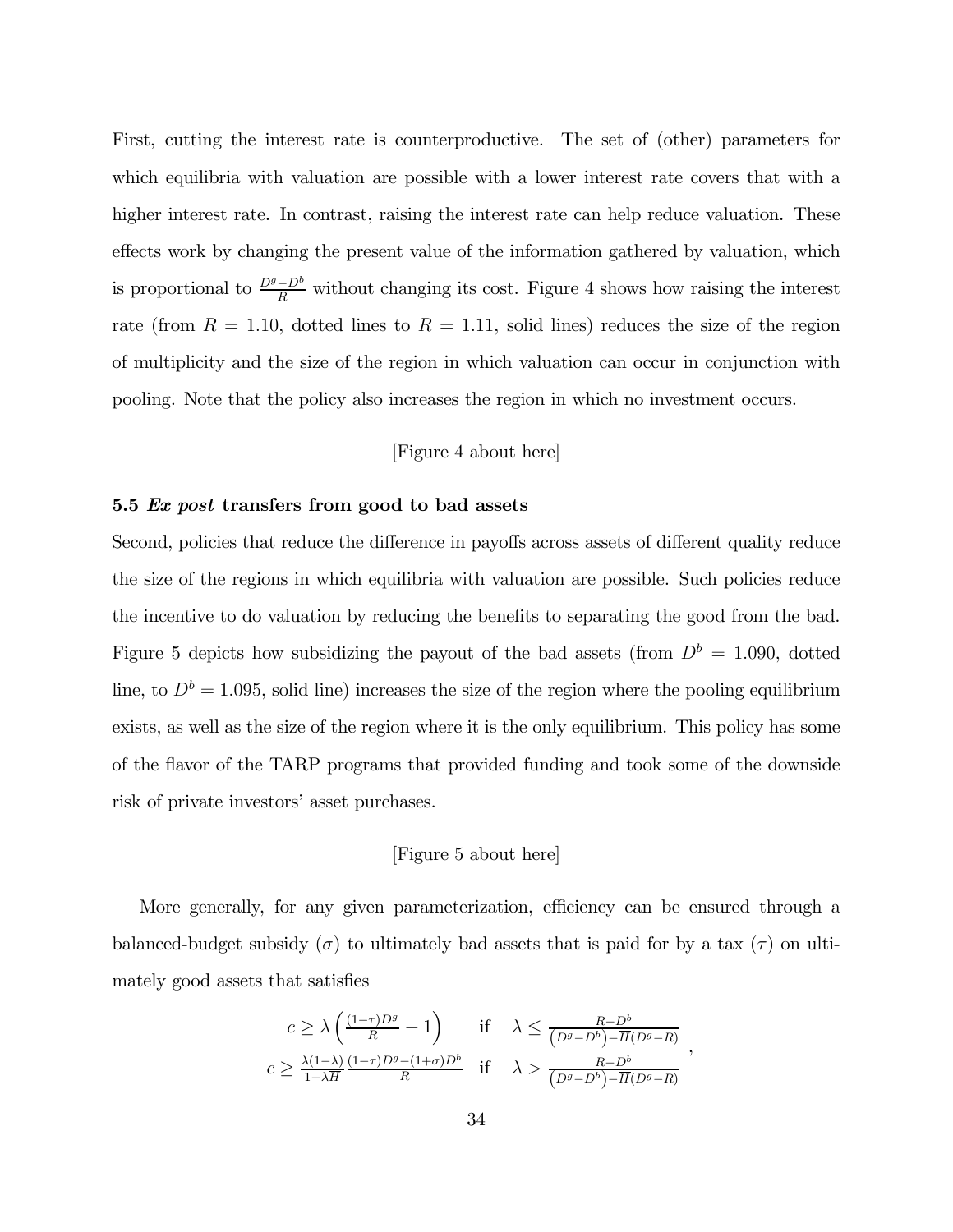First, cutting the interest rate is counterproductive. The set of (other) parameters for which equilibria with valuation are possible with a lower interest rate covers that with a higher interest rate. In contrast, raising the interest rate can help reduce valuation. These effects work by changing the present value of the information gathered by valuation, which is proportional to $\frac{D^g - D^b}{R}$ without changing its cost. Figure 4 shows how raising the interest rate (from $R = 1.10$, dotted lines to $R = 1.11$, solid lines) reduces the size of the region of multiplicity and the size of the region in which valuation can occur in conjunction with pooling. Note that the policy also increases the region in which no investment occurs.

[Figure 4 about here]

### 5.5 *Ex post* transfers from good to bad assets

Second, policies that reduce the difference in payoffs across assets of different quality reduce the size of the regions in which equilibria with valuation are possible. Such policies reduce the incentive to do valuation by reducing the benefits to separating the good from the bad. Figure 5 depicts how subsidizing the payout of the bad assets (from $D^b = 1.090$, dotted line, to $D^b = 1.095$, solid line) increases the size of the region where the pooling equilibrium exists, as well as the size of the region where it is the only equilibrium. This policy has some of the flavor of the TARP programs that provided funding and took some of the downside risk of private investors' asset purchases.

[Figure 5 about here]

More generally, for any given parameterization, efficiency can be ensured through a balanced-budget subsidy ($\sigma$) to ultimately bad assets that is paid for by a tax ($\tau$) on ultimately good assets that satisfies

$$
\begin{array}{lll}
c \geq \lambda \left( \frac{(1-\tau)D^g}{R} - 1 \right) & \text{if} & \lambda \leq \frac{R - D^b}{\left(D^g - D^b\right) - \overline{H}(D^g - R)} \\
c \geq \frac{\lambda(1-\lambda)}{1-\lambda \overline{H}} \frac{(1-\tau)D^g - (1+\sigma)D^b}{R} & \text{if} & \lambda > \frac{R - D^b}{\left(D^g - D^b\right) - \overline{H}(D^g - R)}
\end{array},
$$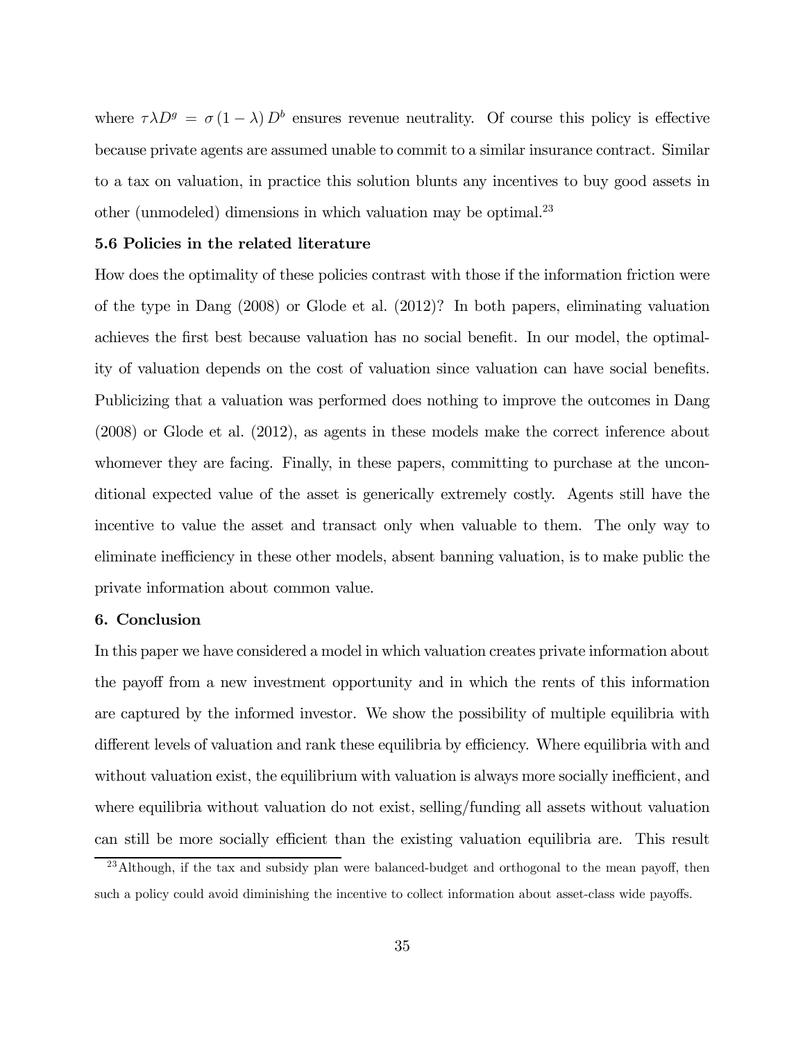where $\tau\lambda D^g = \sigma(1-\lambda) D^b$ ensures revenue neutrality. Of course this policy is effective because private agents are assumed unable to commit to a similar insurance contract. Similar to a tax on valuation, in practice this solution blunts any incentives to buy good assets in other (unmodeled) dimensions in which valuation may be optimal.[23]

### 5.6 Policies in the related literature

How does the optimality of these policies contrast with those if the information friction were of the type in Dang (2008) or Glode et al. (2012)? In both papers, eliminating valuation achieves the first best because valuation has no social benefit. In our model, the optimality of valuation depends on the cost of valuation since valuation can have social benefits. Publicizing that a valuation was performed does nothing to improve the outcomes in Dang (2008) or Glode et al. (2012), as agents in these models make the correct inference about whomever they are facing. Finally, in these papers, committing to purchase at the unconditional expected value of the asset is generically extremely costly. Agents still have the incentive to value the asset and transact only when valuable to them. The only way to eliminate inefficiency in these other models, absent banning valuation, is to make public the private information about common value.

## 6. Conclusion

In this paper we have considered a model in which valuation creates private information about the payoff from a new investment opportunity and in which the rents of this information are captured by the informed investor. We show the possibility of multiple equilibria with different levels of valuation and rank these equilibria by efficiency. Where equilibria with and without valuation exist, the equilibrium with valuation is always more socially inefficient, and where equilibria without valuation do not exist, selling/funding all assets without valuation can still be more socially efficient than the existing valuation equilibria are. This result

[23] Although, if the tax and subsidy plan were balanced-budget and orthogonal to the mean payoff, then such a policy could avoid diminishing the incentive to collect information about asset-class wide payoffs.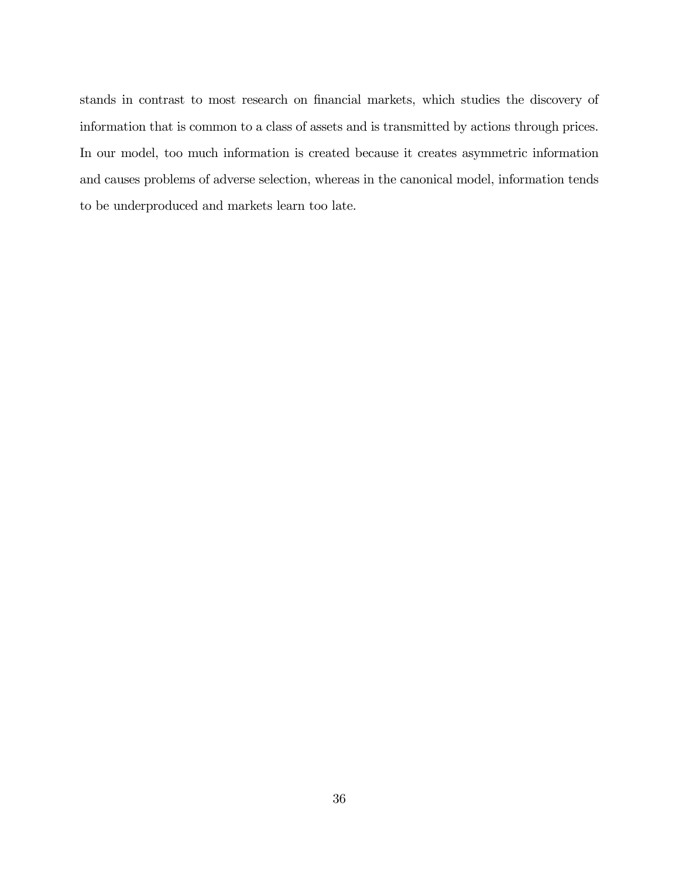stands in contrast to most research on financial markets, which studies the discovery of information that is common to a class of assets and is transmitted by actions through prices. In our model, too much information is created because it creates asymmetric information and causes problems of adverse selection, whereas in the canonical model, information tends to be underproduced and markets learn too late.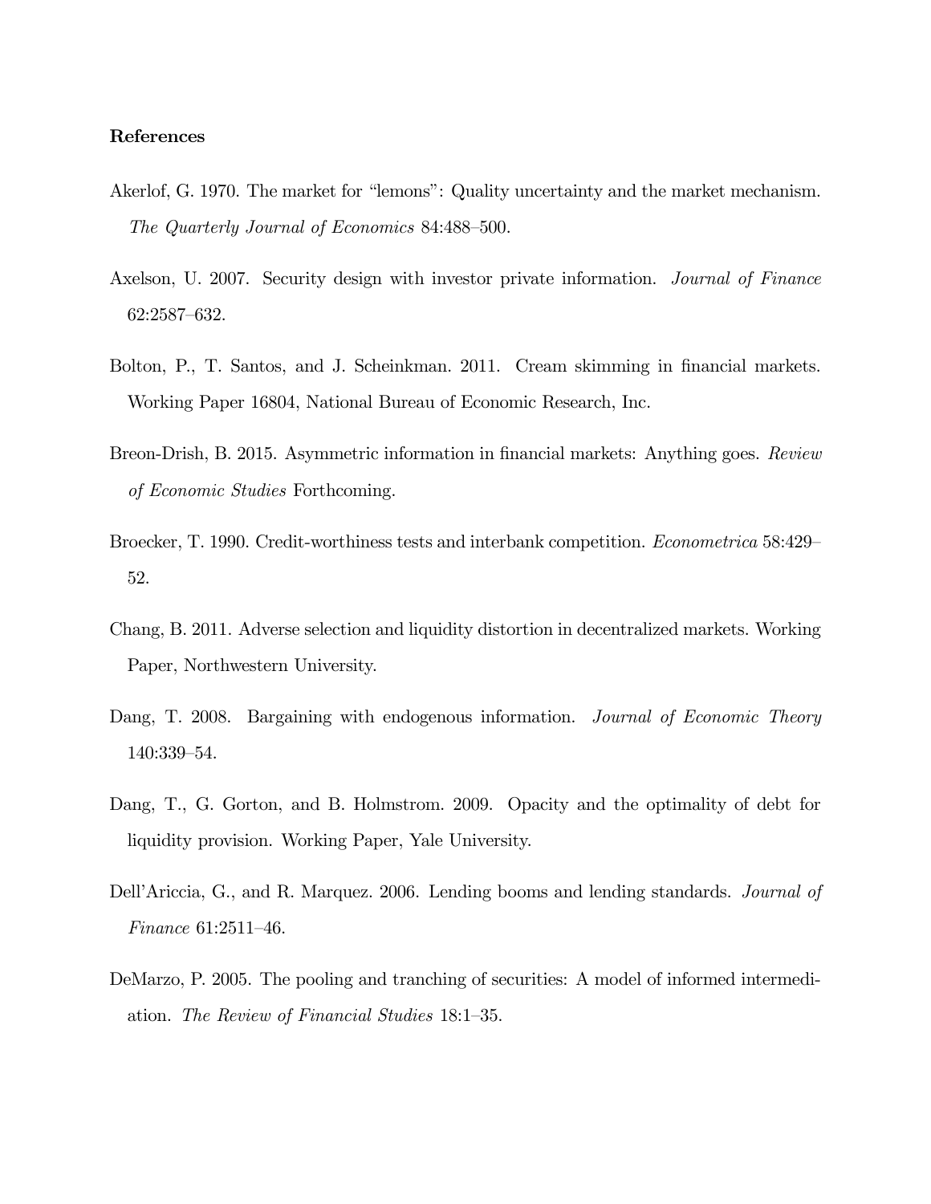**References**

Akerlof, G. 1970. The market for "lemons": Quality uncertainty and the market mechanism. *The Quarterly Journal of Economics* 84:488–500.

Axelson, U. 2007. Security design with investor private information. *Journal of Finance* 62:2587–632.

Bolton, P., T. Santos, and J. Scheinkman. 2011. Cream skimming in financial markets. Working Paper 16804, National Bureau of Economic Research, Inc.

Breon-Drish, B. 2015. Asymmetric information in financial markets: Anything goes. *Review of Economic Studies* Forthcoming.

Broecker, T. 1990. Credit-worthiness tests and interbank competition. *Econometrica* 58:429–52.

Chang, B. 2011. Adverse selection and liquidity distortion in decentralized markets. Working Paper, Northwestern University.

Dang, T. 2008. Bargaining with endogenous information. *Journal of Economic Theory* 140:339–54.

Dang, T., G. Gorton, and B. Holmstrom. 2009. Opacity and the optimality of debt for liquidity provision. Working Paper, Yale University.

Dell'Ariccia, G., and R. Marquez. 2006. Lending booms and lending standards. *Journal of Finance* 61:2511–46.

DeMarzo, P. 2005. The pooling and tranching of securities: A model of informed intermediation. *The Review of Financial Studies* 18:1–35.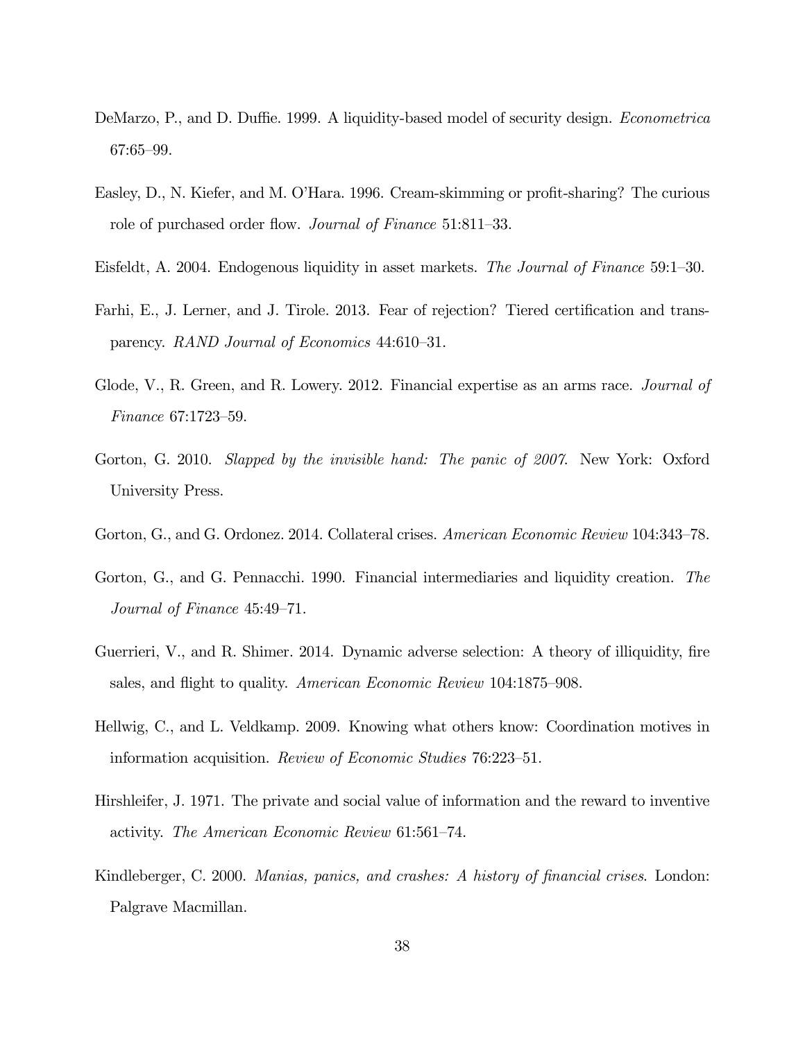DeMarzo, P., and D. Duffie. 1999. A liquidity-based model of security design. *Econometrica* 67:65–99.

Easley, D., N. Kiefer, and M. O'Hara. 1996. Cream-skimming or profit-sharing? The curious role of purchased order flow. *Journal of Finance* 51:811–33.

Eisfeldt, A. 2004. Endogenous liquidity in asset markets. *The Journal of Finance* 59:1–30.

Farhi, E., J. Lerner, and J. Tirole. 2013. Fear of rejection? Tiered certification and transparency. *RAND Journal of Economics* 44:610–31.

Glode, V., R. Green, and R. Lowery. 2012. Financial expertise as an arms race. *Journal of Finance* 67:1723–59.

Gorton, G. 2010. *Slapped by the invisible hand: The panic of 2007*. New York: Oxford University Press.

Gorton, G., and G. Ordonez. 2014. Collateral crises. *American Economic Review* 104:343–78.

Gorton, G., and G. Pennacchi. 1990. Financial intermediaries and liquidity creation. *The Journal of Finance* 45:49–71.

Guerrieri, V., and R. Shimer. 2014. Dynamic adverse selection: A theory of illiquidity, fire sales, and flight to quality. *American Economic Review* 104:1875–908.

Hellwig, C., and L. Veldkamp. 2009. Knowing what others know: Coordination motives in information acquisition. *Review of Economic Studies* 76:223–51.

Hirshleifer, J. 1971. The private and social value of information and the reward to inventive activity. *The American Economic Review* 61:561–74.

Kindleberger, C. 2000. *Manias, panics, and crashes: A history of financial crises*. London: Palgrave Macmillan.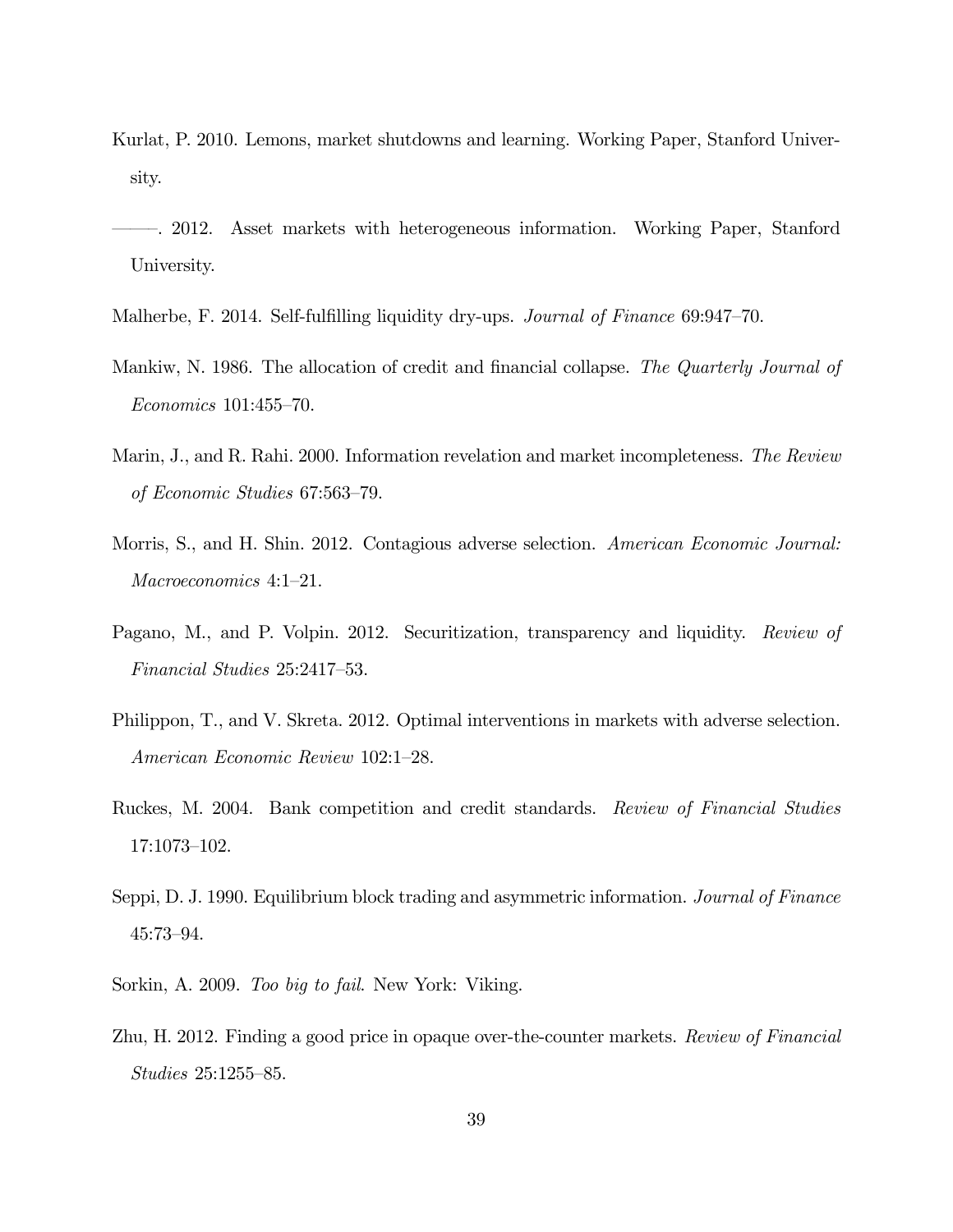Kurlat, P. 2010. Lemons, market shutdowns and learning. Working Paper, Stanford University.

———. 2012. Asset markets with heterogeneous information. Working Paper, Stanford University.

Malherbe, F. 2014. Self-fulfilling liquidity dry-ups. *Journal of Finance* 69:947–70.

Mankiw, N. 1986. The allocation of credit and financial collapse. *The Quarterly Journal of Economics* 101:455–70.

Marin, J., and R. Rahi. 2000. Information revelation and market incompleteness. *The Review of Economic Studies* 67:563–79.

Morris, S., and H. Shin. 2012. Contagious adverse selection. *American Economic Journal: Macroeconomics* 4:1–21.

Pagano, M., and P. Volpin. 2012. Securitization, transparency and liquidity. *Review of Financial Studies* 25:2417–53.

Philippon, T., and V. Skreta. 2012. Optimal interventions in markets with adverse selection. *American Economic Review* 102:1–28.

Ruckes, M. 2004. Bank competition and credit standards. *Review of Financial Studies* 17:1073–102.

Seppi, D. J. 1990. Equilibrium block trading and asymmetric information. *Journal of Finance* 45:73–94.

Sorkin, A. 2009. *Too big to fail*. New York: Viking.

Zhu, H. 2012. Finding a good price in opaque over-the-counter markets. *Review of Financial Studies* 25:1255–85.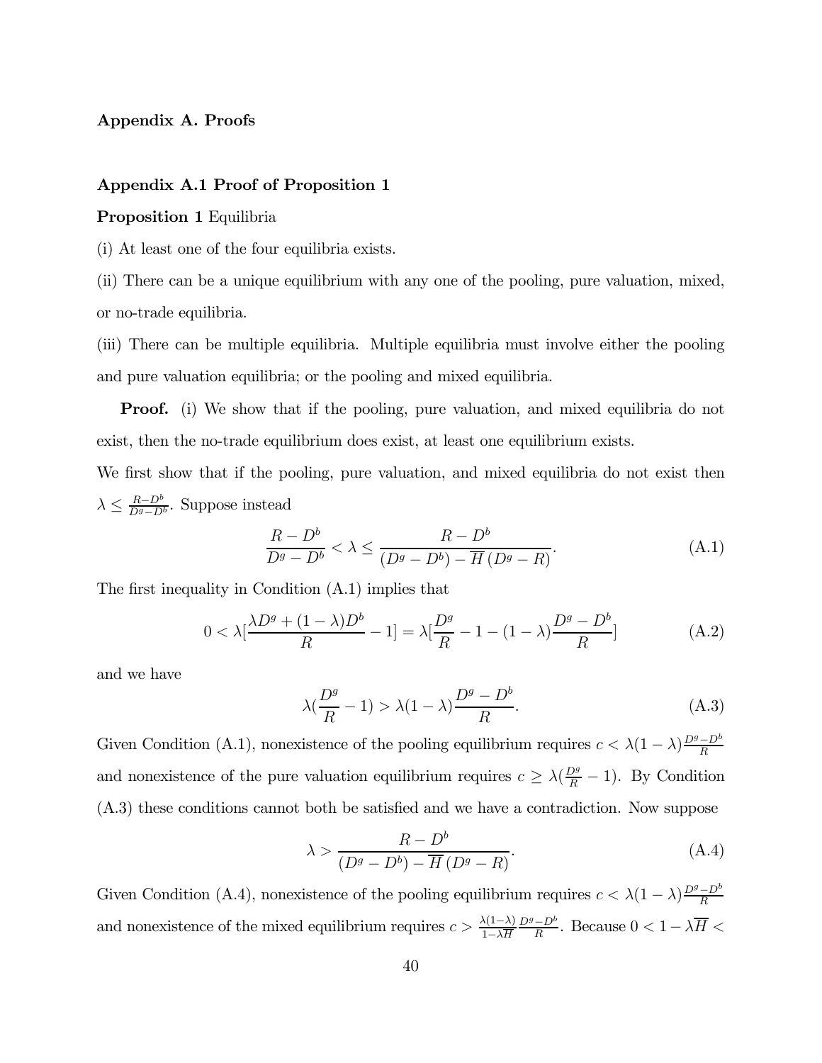## Appendix A. Proofs

### Appendix A.1 Proof of Proposition 1

**Proposition 1** Equilibria

(i) At least one of the four equilibria exists.

(ii) There can be a unique equilibrium with any one of the pooling, pure valuation, mixed, or no-trade equilibria.

(iii) There can be multiple equilibria. Multiple equilibria must involve either the pooling and pure valuation equilibria; or the pooling and mixed equilibria.

**Proof.** (i) We show that if the pooling, pure valuation, and mixed equilibria do not exist, then the no-trade equilibrium does exist, at least one equilibrium exists.

We first show that if the pooling, pure valuation, and mixed equilibria do not exist then $\lambda \leq \frac{R-D^b}{D^g-D^b}$. Suppose instead

$$\frac{R-D^b}{D^g-D^b} < \lambda \leq \frac{R-D^b}{(D^g-D^b)-\overline{H}\,(D^g-R)}. \tag{A.1}$$

The first inequality in Condition (A.1) implies that

$$0 < \lambda[\frac{\lambda D^g + (1-\lambda)D^b}{R} - 1] = \lambda[\frac{D^g}{R} - 1 - (1-\lambda)\frac{D^g - D^b}{R}] \tag{A.2}$$

and we have

$$\lambda(\frac{D^g}{R} - 1) > \lambda(1-\lambda)\frac{D^g - D^b}{R}. \tag{A.3}$$

Given Condition (A.1), nonexistence of the pooling equilibrium requires $c < \lambda(1-\lambda)\frac{D^g-D^b}{R}$ and nonexistence of the pure valuation equilibrium requires $c \geq \lambda(\frac{D^g}{R} - 1)$. By Condition (A.3) these conditions cannot both be satisfied and we have a contradiction. Now suppose

$$\lambda > \frac{R-D^b}{(D^g-D^b)-\overline{H}\,(D^g-R)}. \tag{A.4}$$

Given Condition (A.4), nonexistence of the pooling equilibrium requires $c < \lambda(1-\lambda)\frac{D^g-D^b}{R}$ and nonexistence of the mixed equilibrium requires $c > \frac{\lambda(1-\lambda)}{1-\lambda\overline{H}}\frac{D^g-D^b}{R}$. Because $0 < 1-\lambda\overline{H} <$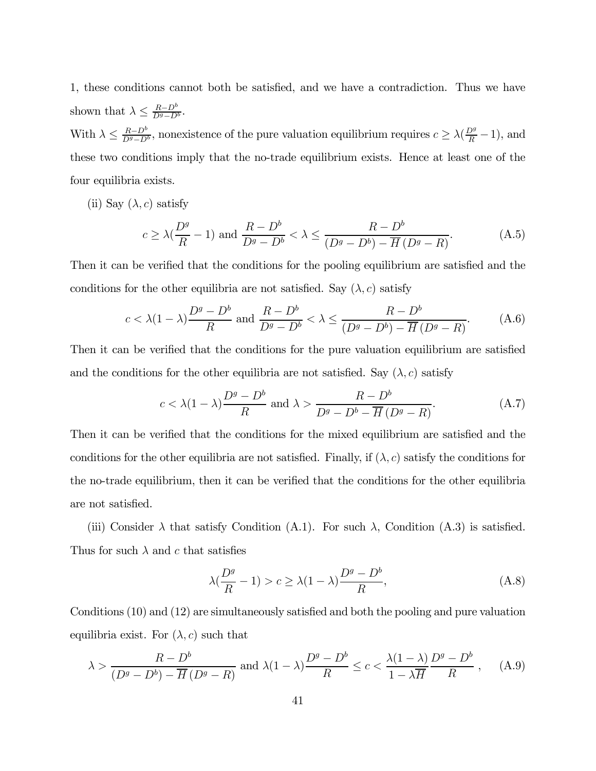1, these conditions cannot both be satisfied, and we have a contradiction. Thus we have shown that $\lambda \leq \frac{R-D^b}{D^g-D^b}$.

With $\lambda \leq \frac{R-D^b}{D^g-D^b}$, nonexistence of the pure valuation equilibrium requires $c \geq \lambda(\frac{D^g}{R}-1)$, and these two conditions imply that the no-trade equilibrium exists. Hence at least one of the four equilibria exists.

(ii) Say $(\lambda, c)$ satisfy

$$c \geq \lambda(\frac{D^g}{R}-1) \text{ and } \frac{R-D^b}{D^g-D^b} < \lambda \leq \frac{R-D^b}{(D^g-D^b)-\overline{H}\,(D^g-R)}. \tag{A.5}$$

Then it can be verified that the conditions for the pooling equilibrium are satisfied and the conditions for the other equilibria are not satisfied. Say $(\lambda, c)$ satisfy

$$c < \lambda(1-\lambda)\frac{D^g-D^b}{R} \text{ and } \frac{R-D^b}{D^g-D^b} < \lambda \leq \frac{R-D^b}{(D^g-D^b)-\overline{H}\,(D^g-R)}. \tag{A.6}$$

Then it can be verified that the conditions for the pure valuation equilibrium are satisfied and the conditions for the other equilibria are not satisfied. Say $(\lambda, c)$ satisfy

$$c < \lambda(1-\lambda)\frac{D^g-D^b}{R} \text{ and } \lambda > \frac{R-D^b}{D^g-D^b-\overline{H}\,(D^g-R)}. \tag{A.7}$$

Then it can be verified that the conditions for the mixed equilibrium are satisfied and the conditions for the other equilibria are not satisfied. Finally, if $(\lambda, c)$ satisfy the conditions for the no-trade equilibrium, then it can be verified that the conditions for the other equilibria are not satisfied.

(iii) Consider $\lambda$ that satisfy Condition (A.1). For such $\lambda$, Condition (A.3) is satisfied. Thus for such $\lambda$ and $c$ that satisfies

$$\lambda(\frac{D^g}{R}-1) > c \geq \lambda(1-\lambda)\frac{D^g-D^b}{R}, \tag{A.8}$$

Conditions (10) and (12) are simultaneously satisfied and both the pooling and pure valuation equilibria exist. For $(\lambda, c)$ such that

$$\lambda > \frac{R-D^b}{(D^g-D^b)-\overline{H}\,(D^g-R)} \text{ and } \lambda(1-\lambda)\frac{D^g-D^b}{R} \leq c < \frac{\lambda(1-\lambda)}{1-\lambda\overline{H}}\frac{D^g-D^b}{R}\ , \tag{A.9}$$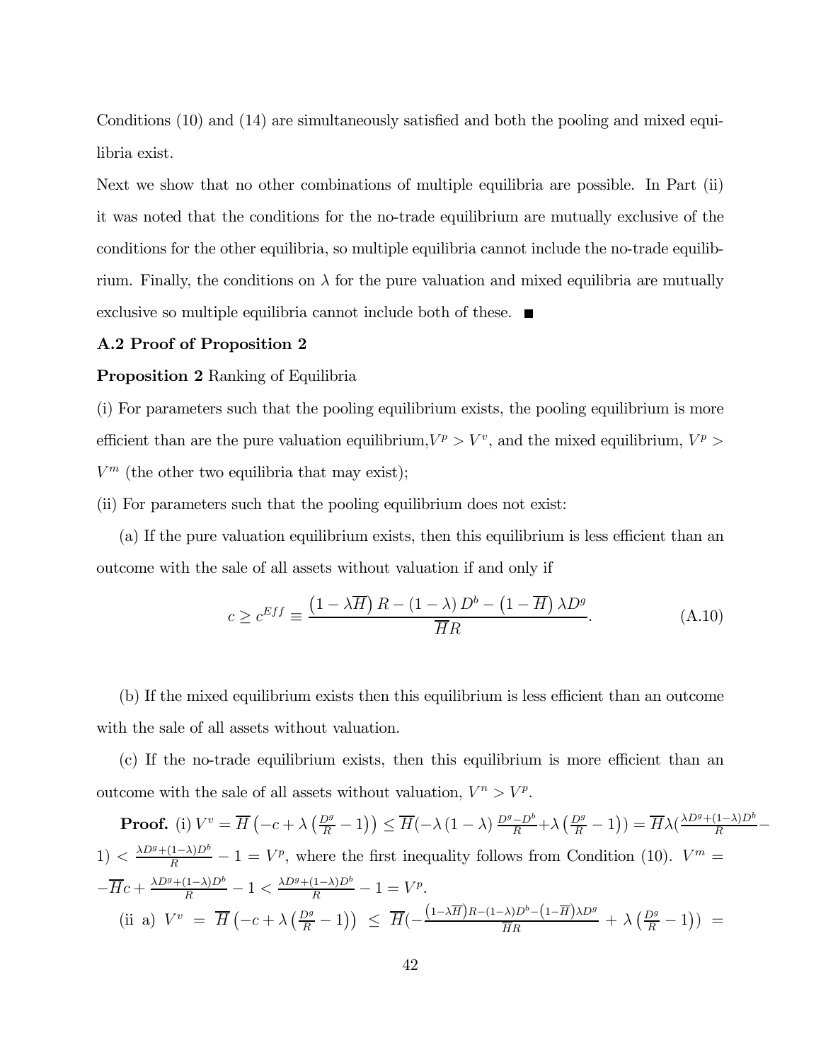Conditions (10) and (14) are simultaneously satisfied and both the pooling and mixed equilibria exist.

Next we show that no other combinations of multiple equilibria are possible. In Part (ii) it was noted that the conditions for the no-trade equilibrium are mutually exclusive of the conditions for the other equilibria, so multiple equilibria cannot include the no-trade equilibrium. Finally, the conditions on $\lambda$ for the pure valuation and mixed equilibria are mutually exclusive so multiple equilibria cannot include both of these. ■

**A.2 Proof of Proposition 2**

**Proposition 2** Ranking of Equilibria

(i) For parameters such that the pooling equilibrium exists, the pooling equilibrium is more efficient than are the pure valuation equilibrium,$V^p > V^v$, and the mixed equilibrium, $V^p > V^m$ (the other two equilibria that may exist);

(ii) For parameters such that the pooling equilibrium does not exist:

(a) If the pure valuation equilibrium exists, then this equilibrium is less efficient than an outcome with the sale of all assets without valuation if and only if

$$c \geq c^{Eff} \equiv \frac{\left(1-\lambda\overline{H}\right)R-(1-\lambda)D^b-\left(1-\overline{H}\right)\lambda D^g}{\overline{H}R}. \tag{A.10}$$

(b) If the mixed equilibrium exists then this equilibrium is less efficient than an outcome with the sale of all assets without valuation.

(c) If the no-trade equilibrium exists, then this equilibrium is more efficient than an outcome with the sale of all assets without valuation, $V^n > V^p$.

**Proof.** (i) $V^v = \overline{H}\left(-c+\lambda\left(\frac{D^g}{R}-1\right)\right) \leq \overline{H}(-\lambda(1-\lambda)\frac{D^g-D^b}{R}+\lambda\left(\frac{D^g}{R}-1\right)) = \overline{H}\lambda(\frac{\lambda D^g+(1-\lambda)D^b}{R}-1) < \frac{\lambda D^g+(1-\lambda)D^b}{R}-1 = V^p$, where the first inequality follows from Condition (10). $V^m = -\overline{H}c+\frac{\lambda D^g+(1-\lambda)D^b}{R}-1 < \frac{\lambda D^g+(1-\lambda)D^b}{R}-1 = V^p$.

(ii a) $V^v = \overline{H}\left(-c+\lambda\left(\frac{D^g}{R}-1\right)\right) \leq \overline{H}(-\frac{\left(1-\lambda\overline{H}\right)R-(1-\lambda)D^b-\left(1-\overline{H}\right)\lambda D^g}{\overline{H}R}+\lambda\left(\frac{D^g}{R}-1\right)) =$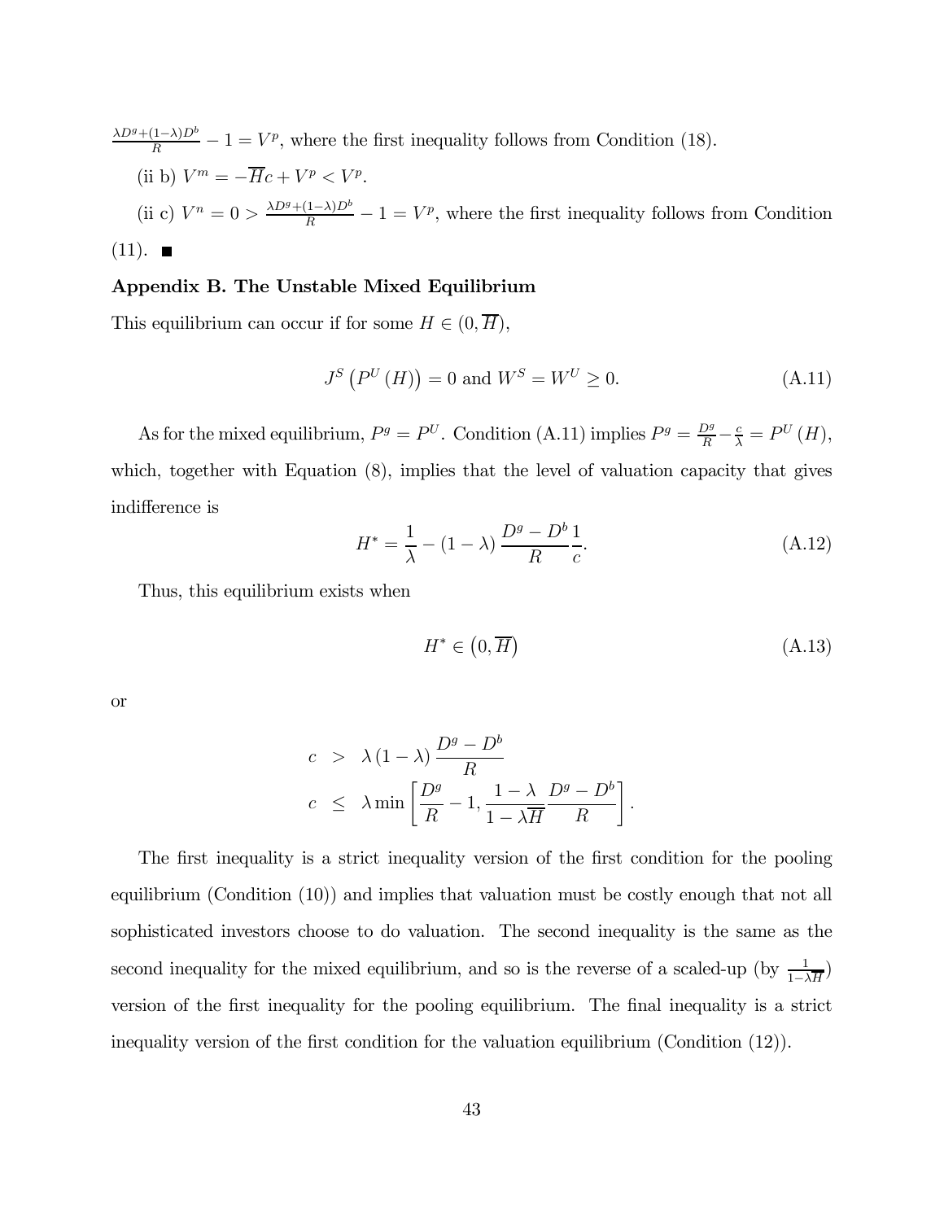$\frac{\lambda D^g+(1-\lambda)D^b}{R} - 1 = V^p$, where the first inequality follows from Condition (18).

(ii b) $V^m = -\overline{H}c + V^p < V^p$.

(ii c) $V^n = 0 > \frac{\lambda D^g+(1-\lambda)D^b}{R} - 1 = V^p$, where the first inequality follows from Condition (11). ■

**Appendix B. The Unstable Mixed Equilibrium**

This equilibrium can occur if for some $H \in (0, \overline{H})$,

$$J^S\left(P^U(H)\right) = 0 \text{ and } W^S = W^U \geq 0. \tag{A.11}$$

As for the mixed equilibrium, $P^g = P^U$. Condition (A.11) implies $P^g = \frac{D^g}{R} - \frac{c}{\lambda} = P^U(H)$, which, together with Equation (8), implies that the level of valuation capacity that gives indifference is

$$H^* = \frac{1}{\lambda} - (1-\lambda)\frac{D^g - D^b}{R}\frac{1}{c}. \tag{A.12}$$

Thus, this equilibrium exists when

$$H^* \in \left(0, \overline{H}\right) \tag{A.13}$$

or

$$\begin{aligned}
c &> \lambda(1-\lambda)\frac{D^g - D^b}{R} \\
c &\leq \lambda \min\left[\frac{D^g}{R} - 1, \frac{1-\lambda}{1-\lambda\overline{H}}\frac{D^g - D^b}{R}\right].
\end{aligned}$$

The first inequality is a strict inequality version of the first condition for the pooling equilibrium (Condition (10)) and implies that valuation must be costly enough that not all sophisticated investors choose to do valuation. The second inequality is the same as the second inequality for the mixed equilibrium, and so is the reverse of a scaled-up (by $\frac{1}{1-\lambda\overline{H}}$) version of the first inequality for the pooling equilibrium. The final inequality is a strict inequality version of the first condition for the valuation equilibrium (Condition (12)).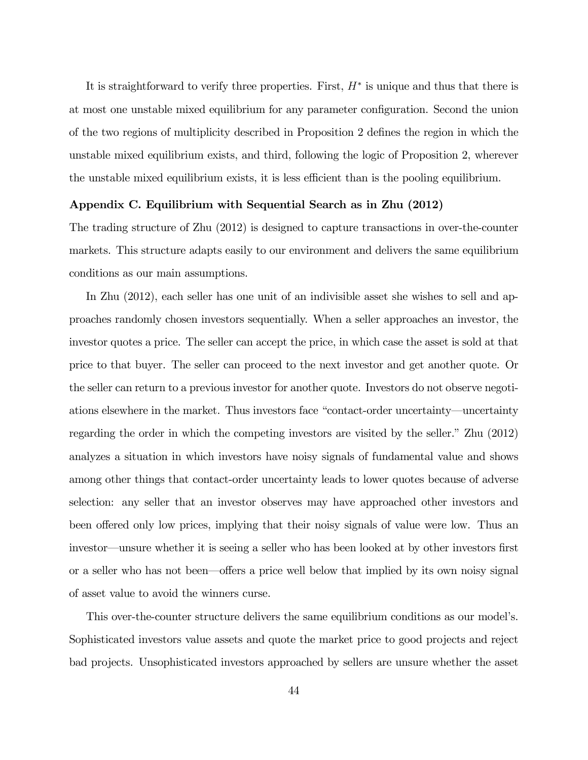It is straightforward to verify three properties. First, $H^*$ is unique and thus that there is at most one unstable mixed equilibrium for any parameter configuration. Second the union of the two regions of multiplicity described in Proposition 2 defines the region in which the unstable mixed equilibrium exists, and third, following the logic of Proposition 2, wherever the unstable mixed equilibrium exists, it is less efficient than is the pooling equilibrium.

**Appendix C. Equilibrium with Sequential Search as in Zhu (2012)**

The trading structure of Zhu (2012) is designed to capture transactions in over-the-counter markets. This structure adapts easily to our environment and delivers the same equilibrium conditions as our main assumptions.

In Zhu (2012), each seller has one unit of an indivisible asset she wishes to sell and approaches randomly chosen investors sequentially. When a seller approaches an investor, the investor quotes a price. The seller can accept the price, in which case the asset is sold at that price to that buyer. The seller can proceed to the next investor and get another quote. Or the seller can return to a previous investor for another quote. Investors do not observe negotiations elsewhere in the market. Thus investors face "contact-order uncertainty—uncertainty regarding the order in which the competing investors are visited by the seller." Zhu (2012) analyzes a situation in which investors have noisy signals of fundamental value and shows among other things that contact-order uncertainty leads to lower quotes because of adverse selection: any seller that an investor observes may have approached other investors and been offered only low prices, implying that their noisy signals of value were low. Thus an investor—unsure whether it is seeing a seller who has been looked at by other investors first or a seller who has not been—offers a price well below that implied by its own noisy signal of asset value to avoid the winners curse.

This over-the-counter structure delivers the same equilibrium conditions as our model's. Sophisticated investors value assets and quote the market price to good projects and reject bad projects. Unsophisticated investors approached by sellers are unsure whether the asset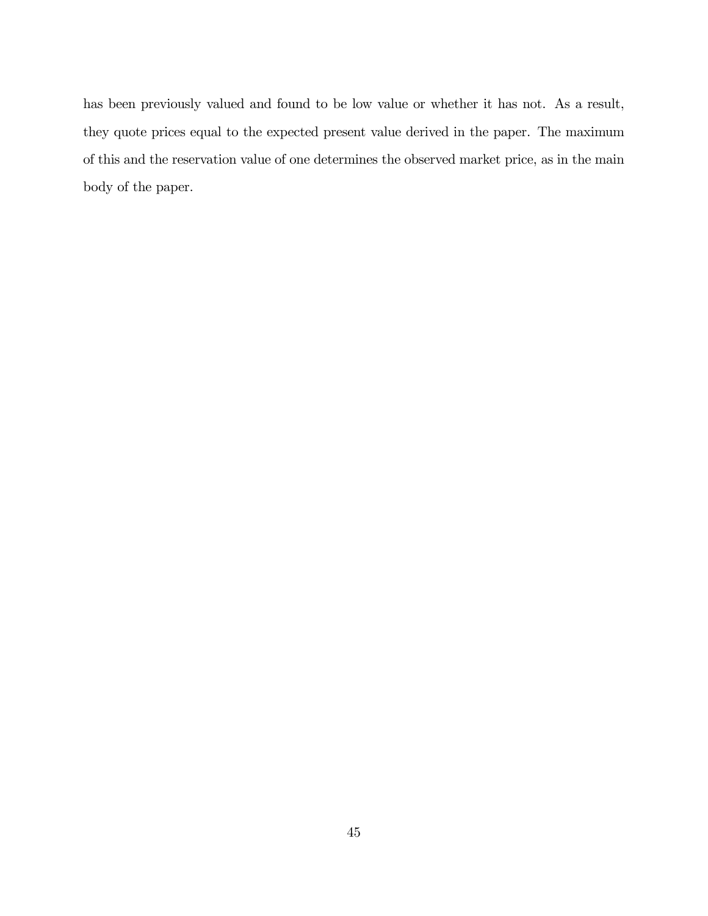has been previously valued and found to be low value or whether it has not. As a result, they quote prices equal to the expected present value derived in the paper. The maximum of this and the reservation value of one determines the observed market price, as in the main body of the paper.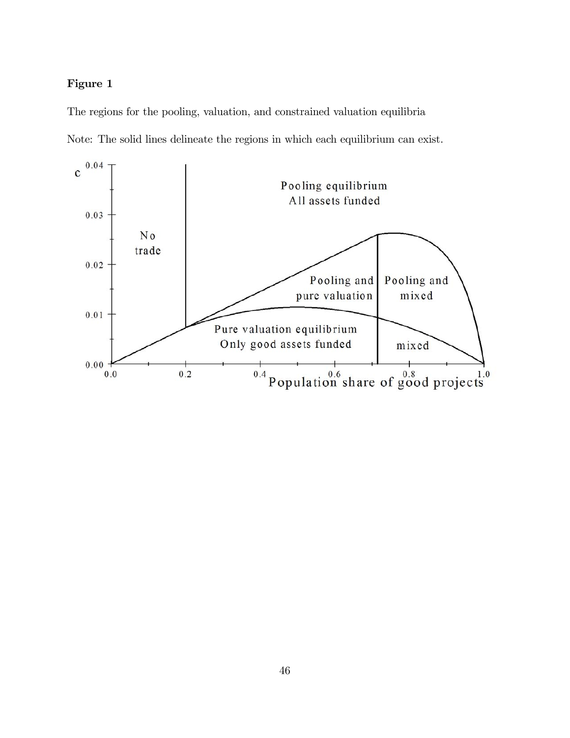**Figure 1**

The regions for the pooling, valuation, and constrained valuation equilibria

Note: The solid lines delineate the regions in which each equilibrium can exist.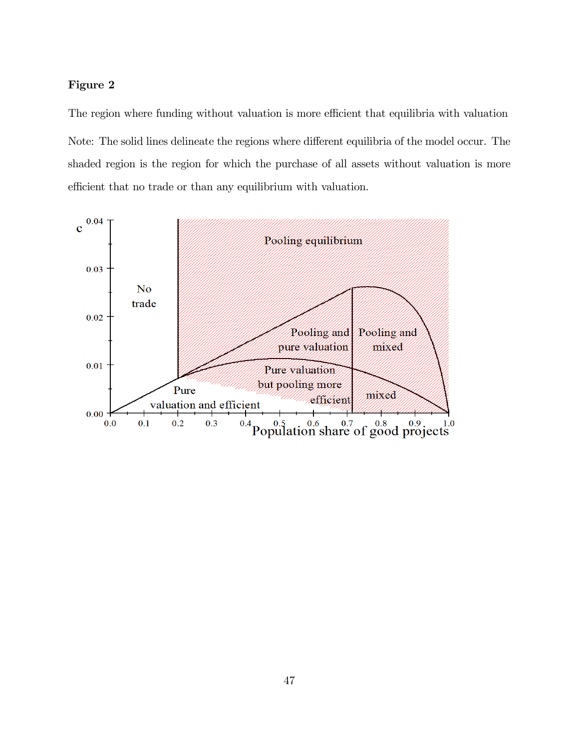**Figure 2**

The region where funding without valuation is more efficient that equilibria with valuation

Note: The solid lines delineate the regions where different equilibria of the model occur. The shaded region is the region for which the purchase of all assets without valuation is more efficient that no trade or than any equilibrium with valuation.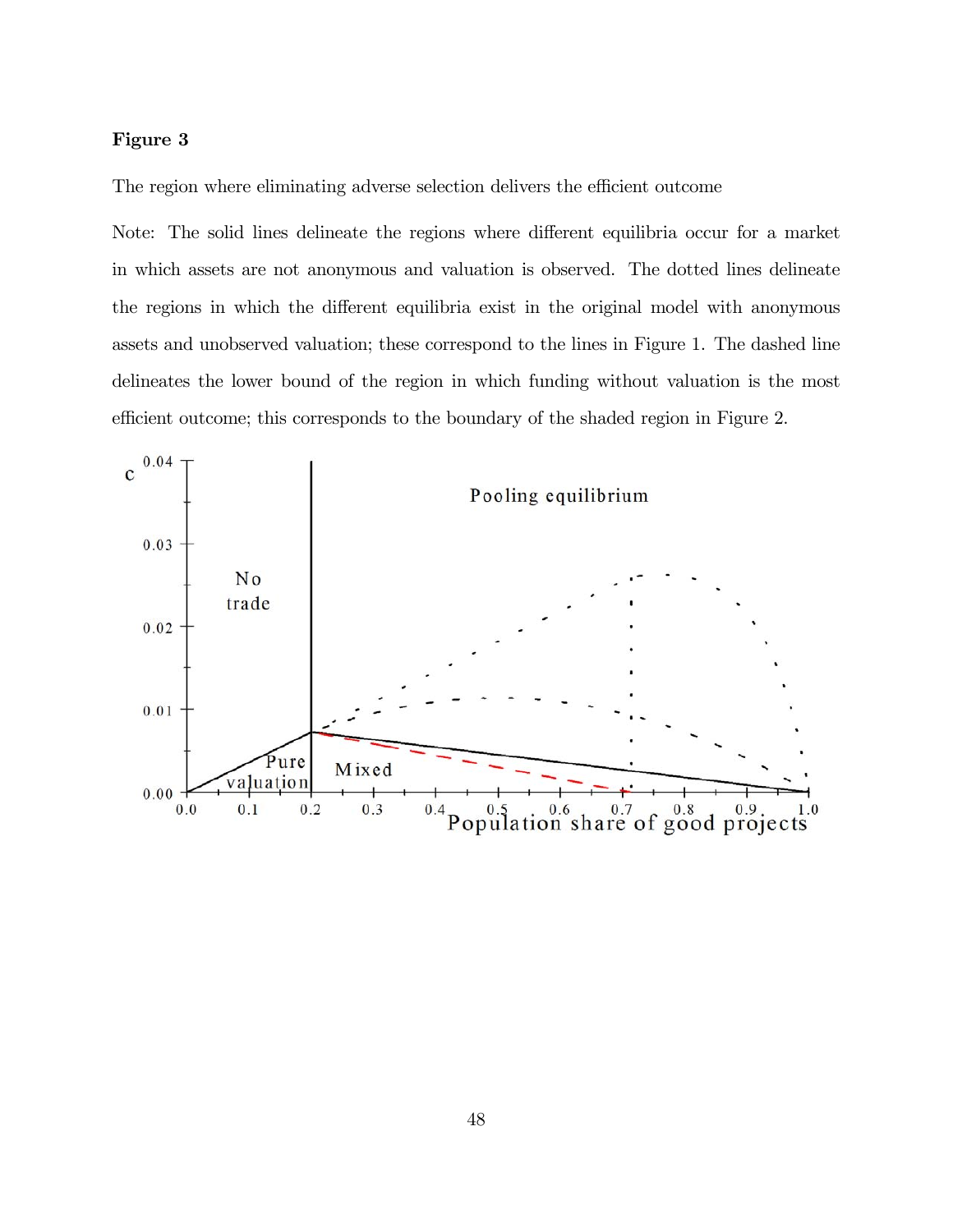**Figure 3**

The region where eliminating adverse selection delivers the efficient outcome

Note: The solid lines delineate the regions where different equilibria occur for a market in which assets are not anonymous and valuation is observed. The dotted lines delineate the regions in which the different equilibria exist in the original model with anonymous assets and unobserved valuation; these correspond to the lines in Figure 1. The dashed line delineates the lower bound of the region in which funding without valuation is the most efficient outcome; this corresponds to the boundary of the shaded region in Figure 2.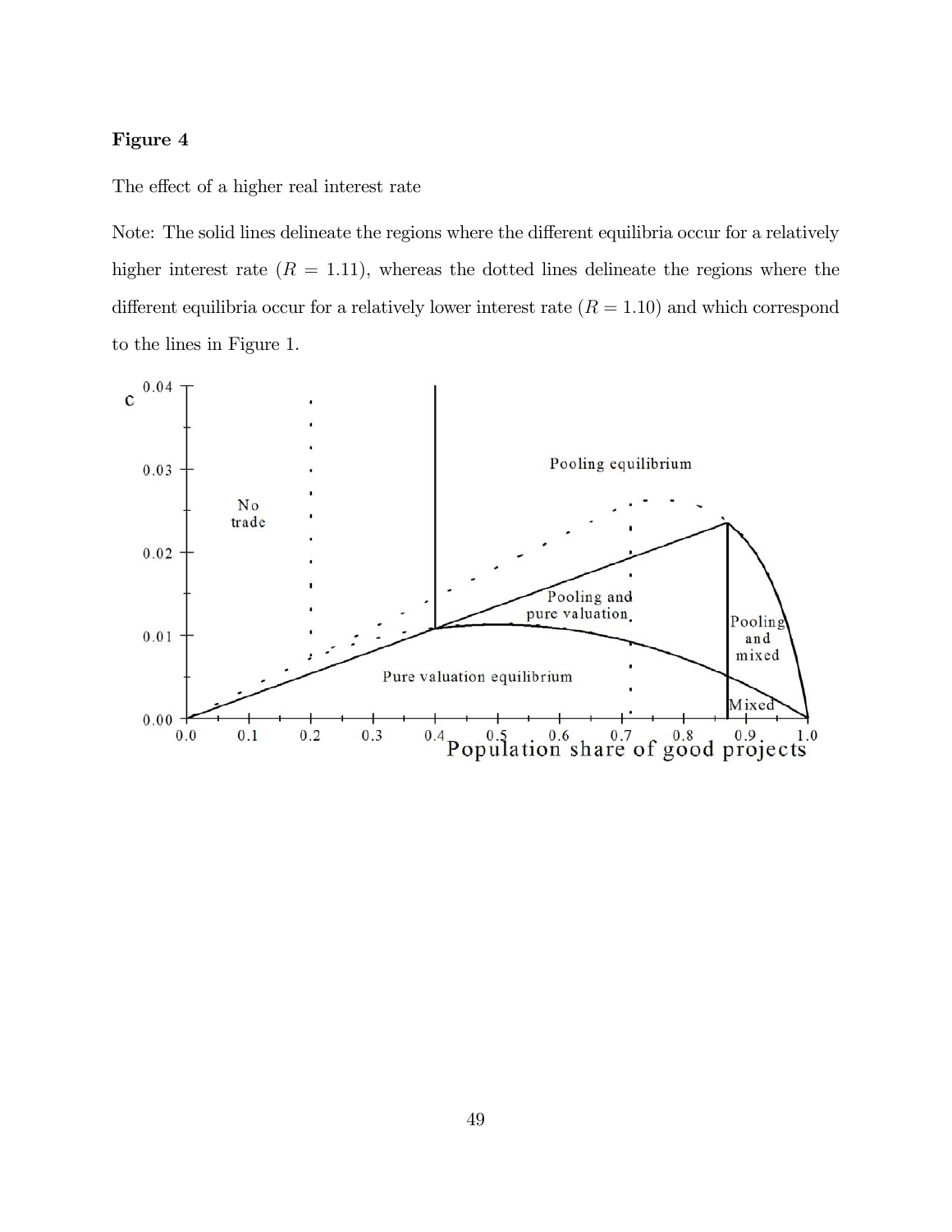**Figure 4**

The effect of a higher real interest rate

Note: The solid lines delineate the regions where the different equilibria occur for a relatively higher interest rate ($R = 1.11$), whereas the dotted lines delineate the regions where the different equilibria occur for a relatively lower interest rate ($R = 1.10$) and which correspond to the lines in Figure 1.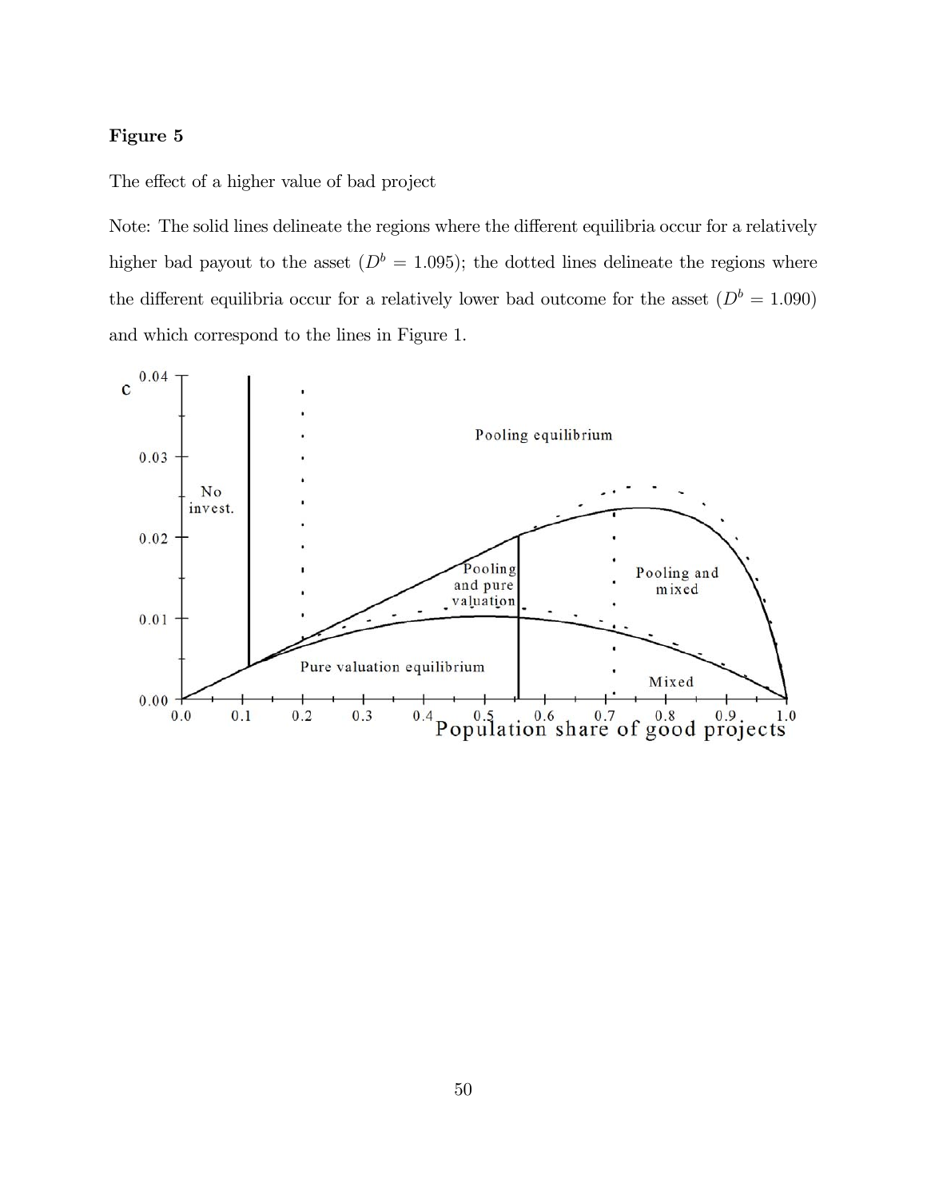**Figure 5**

The effect of a higher value of bad project

Note: The solid lines delineate the regions where the different equilibria occur for a relatively higher bad payout to the asset ($D^b = 1.095$); the dotted lines delineate the regions where the different equilibria occur for a relatively lower bad outcome for the asset ($D^b = 1.090$) and which correspond to the lines in Figure 1.

c

0.04

0.03

0.02

0.01

0.00

0.0 0.1 0.2 0.3 0.4 0.5 0.6 0.7 0.8 0.9 1.0

Population share of good projects

No invest.

Pooling equilibrium

Pooling and pure valuation

Pooling and mixed

Pure valuation equilibrium

Mixed